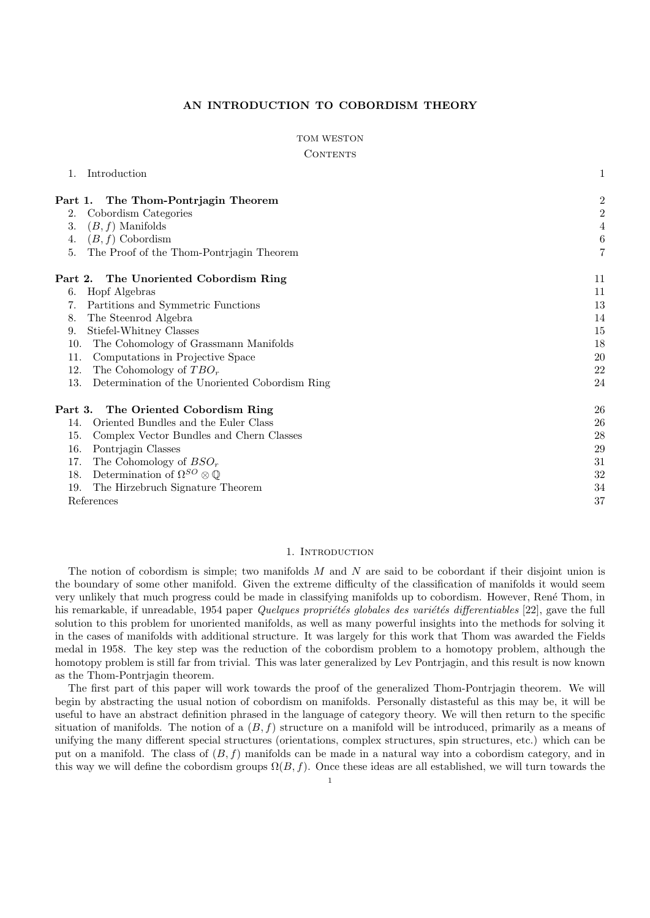# AN INTRODUCTION TO COBORDISM THEORY

TOM WESTON

## Contents

| | |
|---|---|
| 1. Introduction | 1 |
| **Part 1. The Thom-Pontrjagin Theorem** | 2 |
| 2. Cobordism Categories | 2 |
| 3. $(B, f)$ Manifolds | 4 |
| 4. $(B, f)$ Cobordism | 6 |
| 5. The Proof of the Thom-Pontrjagin Theorem | 7 |
| **Part 2. The Unoriented Cobordism Ring** | 11 |
| 6. Hopf Algebras | 11 |
| 7. Partitions and Symmetric Functions | 13 |
| 8. The Steenrod Algebra | 14 |
| 9. Stiefel-Whitney Classes | 15 |
| 10. The Cohomology of Grassmann Manifolds | 18 |
| 11. Computations in Projective Space | 20 |
| 12. The Cohomology of $TBO_r$ | 22 |
| 13. Determination of the Unoriented Cobordism Ring | 24 |
| **Part 3. The Oriented Cobordism Ring** | 26 |
| 14. Oriented Bundles and the Euler Class | 26 |
| 15. Complex Vector Bundles and Chern Classes | 28 |
| 16. Pontrjagin Classes | 29 |
| 17. The Cohomology of $BSO_r$ | 31 |
| 18. Determination of $\Omega^{SO} \otimes \mathbb{Q}$ | 32 |
| 19. The Hirzebruch Signature Theorem | 34 |
| References | 37 |

## 1. Introduction

The notion of cobordism is simple; two manifolds $M$ and $N$ are said to be cobordant if their disjoint union is the boundary of some other manifold. Given the extreme difficulty of the classification of manifolds it would seem very unlikely that much progress could be made in classifying manifolds up to cobordism. However, René Thom, in his remarkable, if unreadable, 1954 paper *Quelques propriétés globales des variétés differentiables* [22], gave the full solution to this problem for unoriented manifolds, as well as many powerful insights into the methods for solving it in the cases of manifolds with additional structure. It was largely for this work that Thom was awarded the Fields medal in 1958. The key step was the reduction of the cobordism problem to a homotopy problem, although the homotopy problem is still far from trivial. This was later generalized by Lev Pontrjagin, and this result is now known as the Thom-Pontrjagin theorem.

The first part of this paper will work towards the proof of the generalized Thom-Pontrjagin theorem. We will begin by abstracting the usual notion of cobordism on manifolds. Personally distasteful as this may be, it will be useful to have an abstract definition phrased in the language of category theory. We will then return to the specific situation of manifolds. The notion of a $(B, f)$ structure on a manifold will be introduced, primarily as a means of unifying the many different special structures (orientations, complex structures, spin structures, etc.) which can be put on a manifold. The class of $(B, f)$ manifolds can be made in a natural way into a cobordism category, and in this way we will define the cobordism groups $\Omega(B, f)$. Once these ideas are all established, we will turn towards the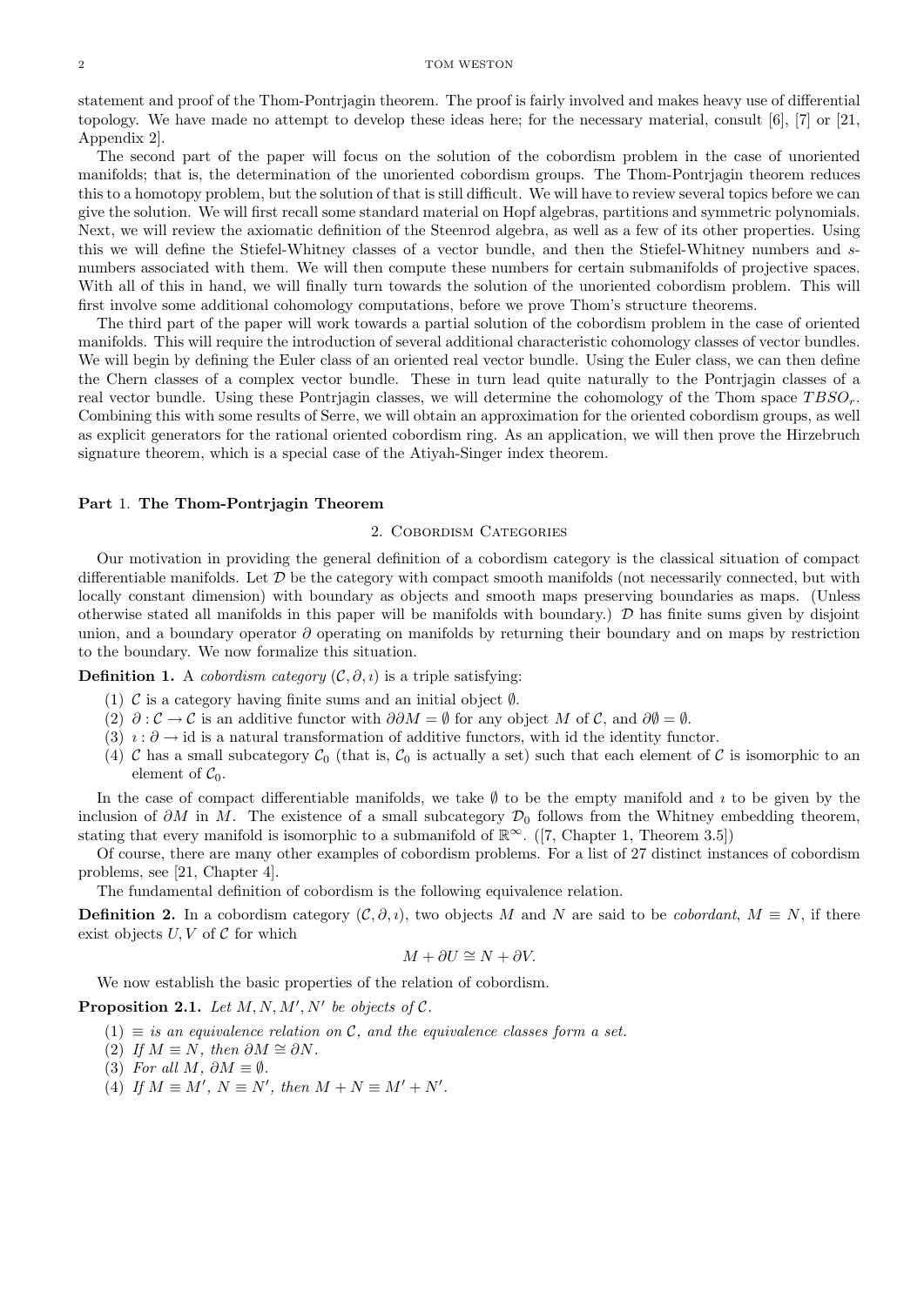statement and proof of the Thom-Pontrjagin theorem. The proof is fairly involved and makes heavy use of differential topology. We have made no attempt to develop these ideas here; for the necessary material, consult [6], [7] or [21, Appendix 2].

The second part of the paper will focus on the solution of the cobordism problem in the case of unoriented manifolds; that is, the determination of the unoriented cobordism groups. The Thom-Pontrjagin theorem reduces this to a homotopy problem, but the solution of that is still difficult. We will have to review several topics before we can give the solution. We will first recall some standard material on Hopf algebras, partitions and symmetric polynomials. Next, we will review the axiomatic definition of the Steenrod algebra, as well as a few of its other properties. Using this we will define the Stiefel-Whitney classes of a vector bundle, and then the Stiefel-Whitney numbers and $s$-numbers associated with them. We will then compute these numbers for certain submanifolds of projective spaces. With all of this in hand, we will finally turn towards the solution of the unoriented cobordism problem. This will first involve some additional cohomology computations, before we prove Thom's structure theorems.

The third part of the paper will work towards a partial solution of the cobordism problem in the case of oriented manifolds. This will require the introduction of several additional characteristic cohomology classes of vector bundles. We will begin by defining the Euler class of an oriented real vector bundle. Using the Euler class, we can then define the Chern classes of a complex vector bundle. These in turn lead quite naturally to the Pontrjagin classes of a real vector bundle. Using these Pontrjagin classes, we will determine the cohomology of the Thom space $TBSO_r$. Combining this with some results of Serre, we will obtain an approximation for the oriented cobordism groups, as well as explicit generators for the rational oriented cobordism ring. As an application, we will then prove the Hirzebruch signature theorem, which is a special case of the Atiyah-Singer index theorem.

# Part 1. The Thom-Pontrjagin Theorem

## 2. Cobordism Categories

Our motivation in providing the general definition of a cobordism category is the classical situation of compact differentiable manifolds. Let $\mathcal{D}$ be the category with compact smooth manifolds (not necessarily connected, but with locally constant dimension) with boundary as objects and smooth maps preserving boundaries as maps. (Unless otherwise stated all manifolds in this paper will be manifolds with boundary.) $\mathcal{D}$ has finite sums given by disjoint union, and a boundary operator $\partial$ operating on manifolds by returning their boundary and on maps by restriction to the boundary. We now formalize this situation.

**Definition 1.** A *cobordism category* $(\mathcal{C}, \partial, \imath)$ is a triple satisfying:

(1) $\mathcal{C}$ is a category having finite sums and an initial object $\emptyset$.
(2) $\partial : \mathcal{C} \to \mathcal{C}$ is an additive functor with $\partial\partial M = \emptyset$ for any object $M$ of $\mathcal{C}$, and $\partial\emptyset = \emptyset$.
(3) $\imath : \partial \to \mathrm{id}$ is a natural transformation of additive functors, with id the identity functor.
(4) $\mathcal{C}$ has a small subcategory $\mathcal{C}_0$ (that is, $\mathcal{C}_0$ is actually a set) such that each element of $\mathcal{C}$ is isomorphic to an element of $\mathcal{C}_0$.

In the case of compact differentiable manifolds, we take $\emptyset$ to be the empty manifold and $\imath$ to be given by the inclusion of $\partial M$ in $M$. The existence of a small subcategory $\mathcal{D}_0$ follows from the Whitney embedding theorem, stating that every manifold is isomorphic to a submanifold of $\mathbb{R}^\infty$. ([7, Chapter 1, Theorem 3.5])

Of course, there are many other examples of cobordism problems. For a list of 27 distinct instances of cobordism problems, see [21, Chapter 4].

The fundamental definition of cobordism is the following equivalence relation.

**Definition 2.** In a cobordism category $(\mathcal{C}, \partial, \imath)$, two objects $M$ and $N$ are said to be *cobordant*, $M \equiv N$, if there exist objects $U, V$ of $\mathcal{C}$ for which

$$M + \partial U \cong N + \partial V.$$

We now establish the basic properties of the relation of cobordism.

**Proposition 2.1.** *Let $M, N, M', N'$ be objects of $\mathcal{C}$.*

(1) *$\equiv$ is an equivalence relation on $\mathcal{C}$, and the equivalence classes form a set.*
(2) *If $M \equiv N$, then $\partial M \cong \partial N$.*
(3) *For all $M$, $\partial M \equiv \emptyset$.*
(4) *If $M \equiv M'$, $N \equiv N'$, then $M + N \equiv M' + N'$.*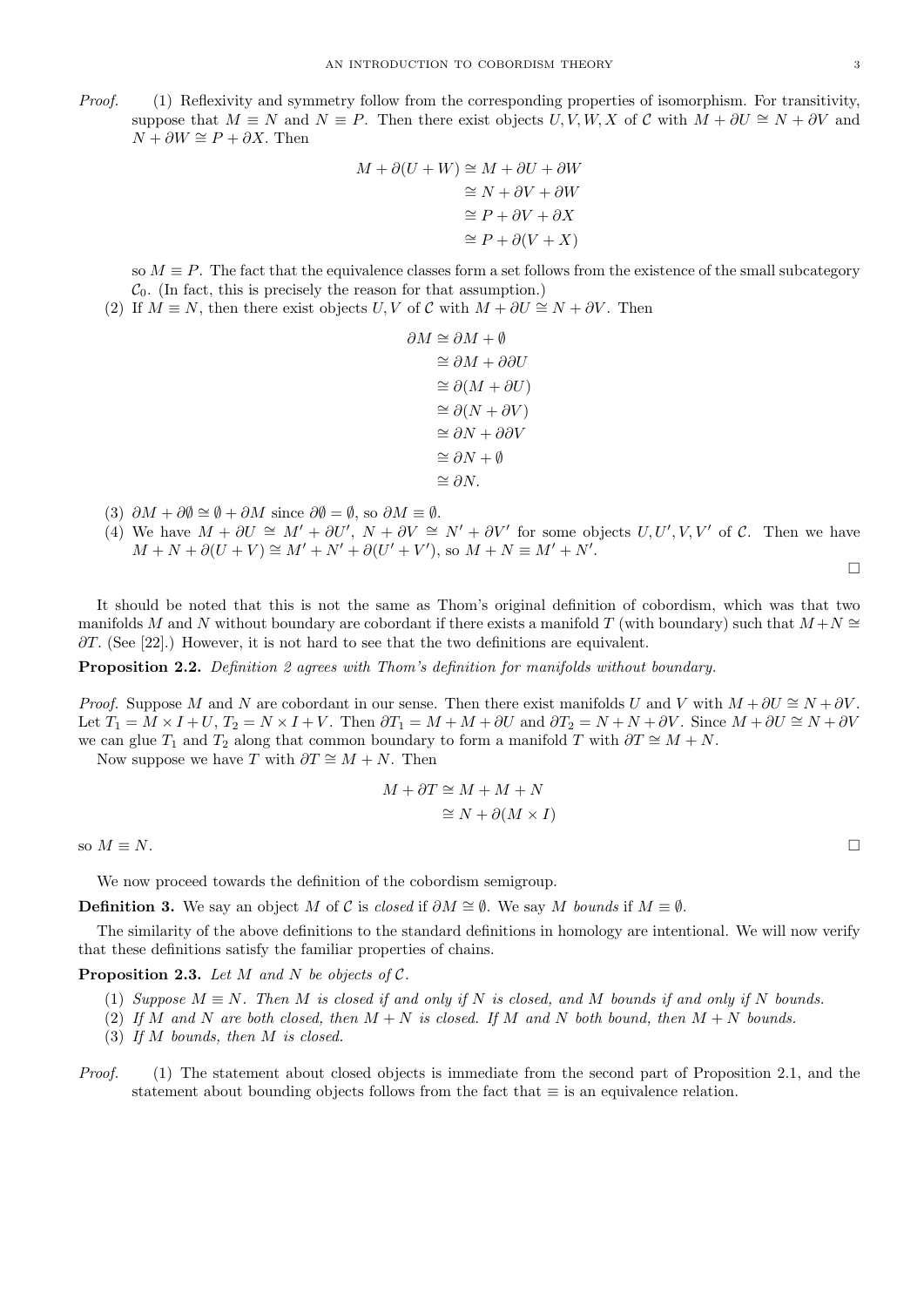*Proof.*

(1) Reflexivity and symmetry follow from the corresponding properties of isomorphism. For transitivity, suppose that $M \equiv N$ and $N \equiv P$. Then there exist objects $U, V, W, X$ of $\mathcal{C}$ with $M + \partial U \cong N + \partial V$ and $N + \partial W \cong P + \partial X$. Then

$$\begin{aligned} M + \partial(U + W) &\cong M + \partial U + \partial W \\ &\cong N + \partial V + \partial W \\ &\cong P + \partial V + \partial X \\ &\cong P + \partial(V + X) \end{aligned}$$

so $M \equiv P$. The fact that the equivalence classes form a set follows from the existence of the small subcategory $\mathcal{C}_0$. (In fact, this is precisely the reason for that assumption.)

(2) If $M \equiv N$, then there exist objects $U, V$ of $\mathcal{C}$ with $M + \partial U \cong N + \partial V$. Then

$$\begin{aligned} \partial M &\cong \partial M + \emptyset \\ &\cong \partial M + \partial\partial U \\ &\cong \partial(M + \partial U) \\ &\cong \partial(N + \partial V) \\ &\cong \partial N + \partial\partial V \\ &\cong \partial N + \emptyset \\ &\cong \partial N. \end{aligned}$$

(3) $\partial M + \partial\emptyset \cong \emptyset + \partial M$ since $\partial\emptyset = \emptyset$, so $\partial M \equiv \emptyset$.

(4) We have $M + \partial U \cong M' + \partial U'$, $N + \partial V \cong N' + \partial V'$ for some objects $U, U', V, V'$ of $\mathcal{C}$. Then we have $M + N + \partial(U + V) \cong M' + N' + \partial(U' + V')$, so $M + N \equiv M' + N'$.

□

It should be noted that this is not the same as Thom's original definition of cobordism, which was that two manifolds $M$ and $N$ without boundary are cobordant if there exists a manifold $T$ (with boundary) such that $M + N \cong \partial T$. (See [22].) However, it is not hard to see that the two definitions are equivalent.

**Proposition 2.2.** *Definition 2 agrees with Thom's definition for manifolds without boundary.*

*Proof.* Suppose $M$ and $N$ are cobordant in our sense. Then there exist manifolds $U$ and $V$ with $M + \partial U \cong N + \partial V$. Let $T_1 = M \times I + U$, $T_2 = N \times I + V$. Then $\partial T_1 = M + M + \partial U$ and $\partial T_2 = N + N + \partial V$. Since $M + \partial U \cong N + \partial V$ we can glue $T_1$ and $T_2$ along that common boundary to form a manifold $T$ with $\partial T \cong M + N$.

Now suppose we have $T$ with $\partial T \cong M + N$. Then

$$\begin{aligned} M + \partial T &\cong M + M + N \\ &\cong N + \partial(M \times I) \end{aligned}$$

so $M \equiv N$. □

We now proceed towards the definition of the cobordism semigroup.

**Definition 3.** We say an object $M$ of $\mathcal{C}$ is *closed* if $\partial M \cong \emptyset$. We say $M$ *bounds* if $M \equiv \emptyset$.

The similarity of the above definitions to the standard definitions in homology are intentional. We will now verify that these definitions satisfy the familiar properties of chains.

**Proposition 2.3.** *Let $M$ and $N$ be objects of $\mathcal{C}$.*

1. *Suppose $M \equiv N$. Then $M$ is closed if and only if $N$ is closed, and $M$ bounds if and only if $N$ bounds.*
2. *If $M$ and $N$ are both closed, then $M + N$ is closed. If $M$ and $N$ both bound, then $M + N$ bounds.*
3. *If $M$ bounds, then $M$ is closed.*

*Proof.*

(1) The statement about closed objects is immediate from the second part of Proposition 2.1, and the statement about bounding objects follows from the fact that $\equiv$ is an equivalence relation.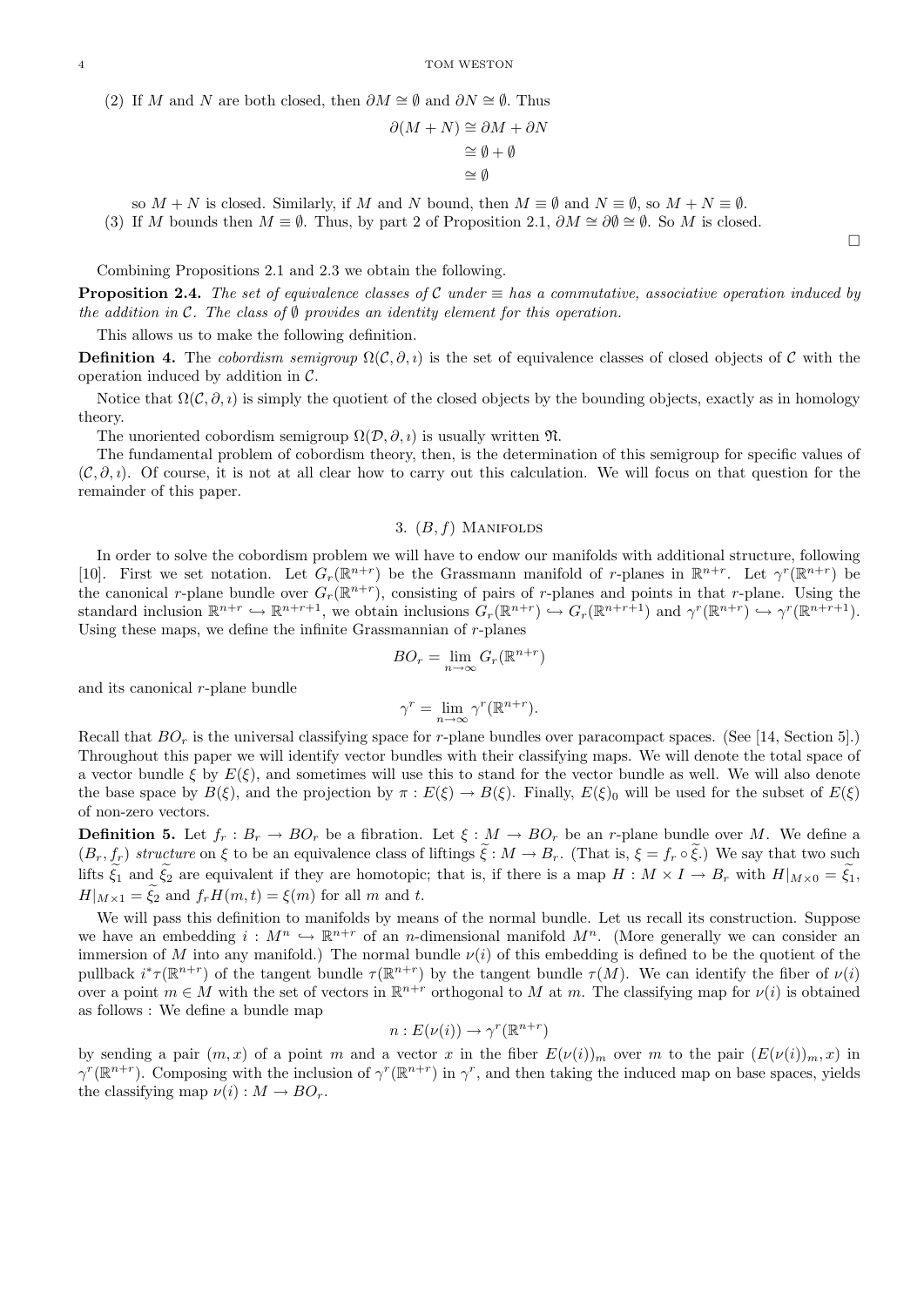(2) If $M$ and $N$ are both closed, then $\partial M \cong \emptyset$ and $\partial N \cong \emptyset$. Thus

$$\begin{aligned}\partial(M+N) &\cong \partial M + \partial N \\ &\cong \emptyset + \emptyset \\ &\cong \emptyset\end{aligned}$$

so $M+N$ is closed. Similarly, if $M$ and $N$ bound, then $M \equiv \emptyset$ and $N \equiv \emptyset$, so $M + N \equiv \emptyset$.

(3) If $M$ bounds then $M \equiv \emptyset$. Thus, by part 2 of Proposition 2.1, $\partial M \cong \partial\emptyset \cong \emptyset$. So $M$ is closed.

□

Combining Propositions 2.1 and 2.3 we obtain the following.

**Proposition 2.4.** *The set of equivalence classes of $\mathcal{C}$ under $\equiv$ has a commutative, associative operation induced by the addition in $\mathcal{C}$. The class of $\emptyset$ provides an identity element for this operation.*

This allows us to make the following definition.

**Definition 4.** The *cobordism semigroup* $\Omega(\mathcal{C}, \partial, \imath)$ is the set of equivalence classes of closed objects of $\mathcal{C}$ with the operation induced by addition in $\mathcal{C}$.

Notice that $\Omega(\mathcal{C}, \partial, \imath)$ is simply the quotient of the closed objects by the bounding objects, exactly as in homology theory.

The unoriented cobordism semigroup $\Omega(\mathcal{D}, \partial, \imath)$ is usually written $\mathfrak{N}$.

The fundamental problem of cobordism theory, then, is the determination of this semigroup for specific values of $(\mathcal{C}, \partial, \imath)$. Of course, it is not at all clear how to carry out this calculation. We will focus on that question for the remainder of this paper.

## 3. $(B, f)$ Manifolds

In order to solve the cobordism problem we will have to endow our manifolds with additional structure, following [10]. First we set notation. Let $G_r(\mathbb{R}^{n+r})$ be the Grassmann manifold of $r$-planes in $\mathbb{R}^{n+r}$. Let $\gamma^r(\mathbb{R}^{n+r})$ be the canonical $r$-plane bundle over $G_r(\mathbb{R}^{n+r})$, consisting of pairs of $r$-planes and points in that $r$-plane. Using the standard inclusion $\mathbb{R}^{n+r} \hookrightarrow \mathbb{R}^{n+r+1}$, we obtain inclusions $G_r(\mathbb{R}^{n+r}) \hookrightarrow G_r(\mathbb{R}^{n+r+1})$ and $\gamma^r(\mathbb{R}^{n+r}) \hookrightarrow \gamma^r(\mathbb{R}^{n+r+1})$. Using these maps, we define the infinite Grassmannian of $r$-planes

$$BO_r = \lim_{n\to\infty} G_r(\mathbb{R}^{n+r})$$

and its canonical $r$-plane bundle

$$\gamma^r = \lim_{n\to\infty} \gamma^r(\mathbb{R}^{n+r}).$$

Recall that $BO_r$ is the universal classifying space for $r$-plane bundles over paracompact spaces. (See [14, Section 5].) Throughout this paper we will identify vector bundles with their classifying maps. We will denote the total space of a vector bundle $\xi$ by $E(\xi)$, and sometimes will use this to stand for the vector bundle as well. We will also denote the base space by $B(\xi)$, and the projection by $\pi : E(\xi) \to B(\xi)$. Finally, $E(\xi)_0$ will be used for the subset of $E(\xi)$ of non-zero vectors.

**Definition 5.** Let $f_r : B_r \to BO_r$ be a fibration. Let $\xi : M \to BO_r$ be an $r$-plane bundle over $M$. We define a $(B_r, f_r)$ *structure* on $\xi$ to be an equivalence class of liftings $\widetilde{\xi} : M \to B_r$. (That is, $\xi = f_r \circ \widetilde{\xi}$.) We say that two such lifts $\widetilde{\xi}_1$ and $\widetilde{\xi}_2$ are equivalent if they are homotopic; that is, if there is a map $H : M \times I \to B_r$ with $H|_{M\times 0} = \widetilde{\xi}_1$, $H|_{M\times 1} = \widetilde{\xi}_2$ and $f_r H(m,t) = \xi(m)$ for all $m$ and $t$.

We will pass this definition to manifolds by means of the normal bundle. Let us recall its construction. Suppose we have an embedding $i : M^n \hookrightarrow \mathbb{R}^{n+r}$ of an $n$-dimensional manifold $M^n$. (More generally we can consider an immersion of $M$ into any manifold.) The normal bundle $\nu(i)$ of this embedding is defined to be the quotient of the pullback $i^*\tau(\mathbb{R}^{n+r})$ of the tangent bundle $\tau(\mathbb{R}^{n+r})$ by the tangent bundle $\tau(M)$. We can identify the fiber of $\nu(i)$ over a point $m \in M$ with the set of vectors in $\mathbb{R}^{n+r}$ orthogonal to $M$ at $m$. The classifying map for $\nu(i)$ is obtained as follows : We define a bundle map

$$n : E(\nu(i)) \to \gamma^r(\mathbb{R}^{n+r})$$

by sending a pair $(m, x)$ of a point $m$ and a vector $x$ in the fiber $E(\nu(i))_m$ over $m$ to the pair $(E(\nu(i))_m, x)$ in $\gamma^r(\mathbb{R}^{n+r})$. Composing with the inclusion of $\gamma^r(\mathbb{R}^{n+r})$ in $\gamma^r$, and then taking the induced map on base spaces, yields the classifying map $\nu(i) : M \to BO_r$.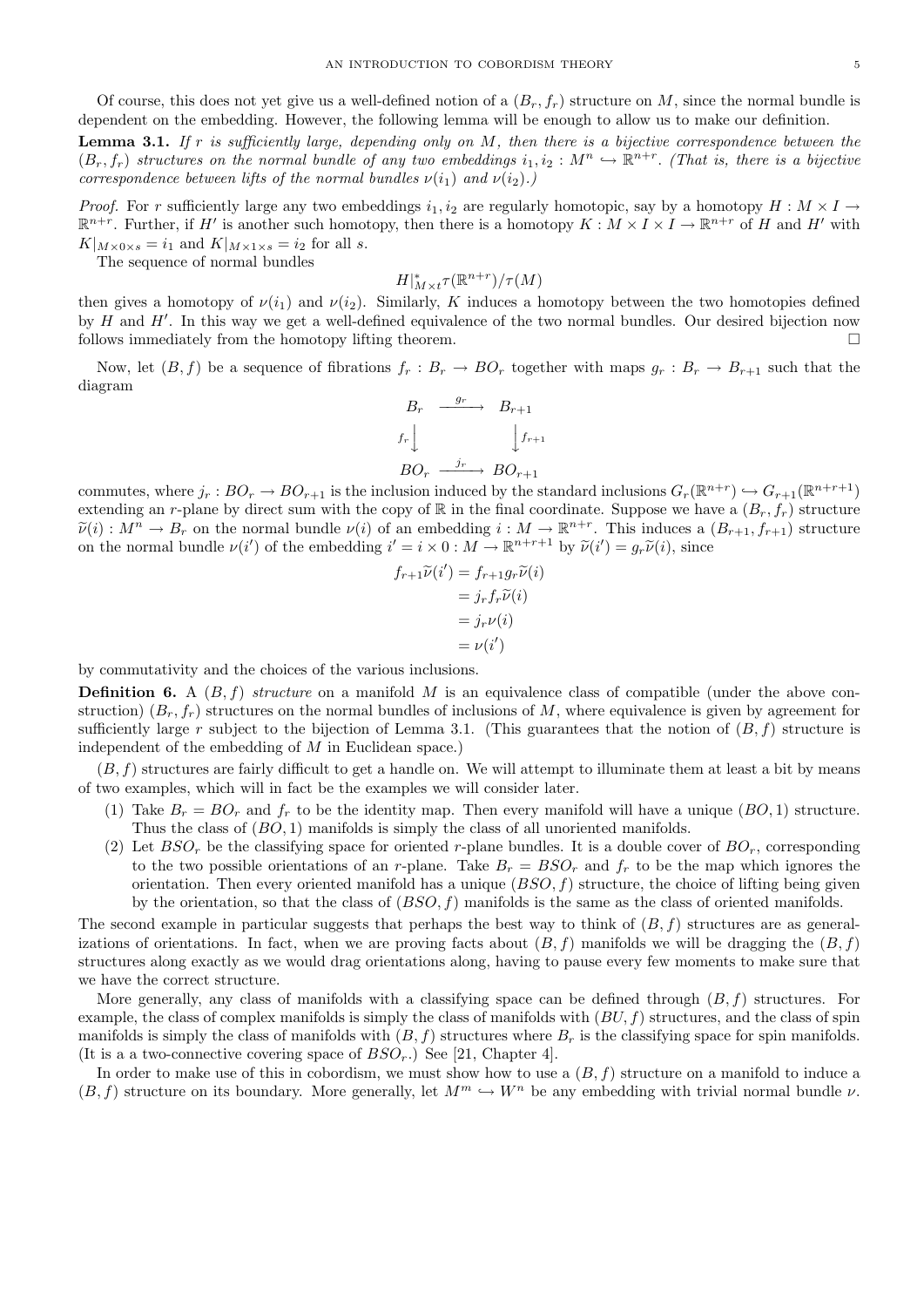Of course, this does not yet give us a well-defined notion of a $(B_r, f_r)$ structure on $M$, since the normal bundle is dependent on the embedding. However, the following lemma will be enough to allow us to make our definition.

**Lemma 3.1.** *If $r$ is sufficiently large, depending only on $M$, then there is a bijective correspondence between the $(B_r, f_r)$ structures on the normal bundle of any two embeddings $i_1, i_2 : M^n \hookrightarrow \mathbb{R}^{n+r}$. (That is, there is a bijective correspondence between lifts of the normal bundles $\nu(i_1)$ and $\nu(i_2)$.)*

*Proof.* For $r$ sufficiently large any two embeddings $i_1, i_2$ are regularly homotopic, say by a homotopy $H : M \times I \to \mathbb{R}^{n+r}$. Further, if $H'$ is another such homotopy, then there is a homotopy $K : M \times I \times I \to \mathbb{R}^{n+r}$ of $H$ and $H'$ with $K|_{M\times 0\times s} = i_1$ and $K|_{M\times 1\times s} = i_2$ for all $s$.

The sequence of normal bundles

$$H|_{M\times t}^{*}\tau(\mathbb{R}^{n+r})/\tau(M)$$

then gives a homotopy of $\nu(i_1)$ and $\nu(i_2)$. Similarly, $K$ induces a homotopy between the two homotopies defined by $H$ and $H'$. In this way we get a well-defined equivalence of the two normal bundles. Our desired bijection now follows immediately from the homotopy lifting theorem. □

Now, let $(B, f)$ be a sequence of fibrations $f_r : B_r \to BO_r$ together with maps $g_r : B_r \to B_{r+1}$ such that the diagram

$$\begin{array}{ccc} B_r & \xrightarrow{g_r} & B_{r+1} \\ {\scriptstyle f_r}\downarrow & & \downarrow{\scriptstyle f_{r+1}} \\ BO_r & \xrightarrow{j_r} & BO_{r+1} \end{array}$$

commutes, where $j_r : BO_r \to BO_{r+1}$ is the inclusion induced by the standard inclusions $G_r(\mathbb{R}^{n+r}) \hookrightarrow G_{r+1}(\mathbb{R}^{n+r+1})$ extending an $r$-plane by direct sum with the copy of $\mathbb{R}$ in the final coordinate. Suppose we have a $(B_r, f_r)$ structure $\widetilde{\nu}(i) : M^n \to B_r$ on the normal bundle $\nu(i)$ of an embedding $i : M \to \mathbb{R}^{n+r}$. This induces a $(B_{r+1}, f_{r+1})$ structure on the normal bundle $\nu(i')$ of the embedding $i' = i \times 0 : M \to \mathbb{R}^{n+r+1}$ by $\widetilde{\nu}(i') = g_r\widetilde{\nu}(i)$, since

$$\begin{aligned} f_{r+1}\widetilde{\nu}(i') &= f_{r+1}g_r\widetilde{\nu}(i) \\ &= j_r f_r \widetilde{\nu}(i) \\ &= j_r \nu(i) \\ &= \nu(i') \end{aligned}$$

by commutativity and the choices of the various inclusions.

**Definition 6.** A $(B, f)$ *structure* on a manifold $M$ is an equivalence class of compatible (under the above construction) $(B_r, f_r)$ structures on the normal bundles of inclusions of $M$, where equivalence is given by agreement for sufficiently large $r$ subject to the bijection of Lemma 3.1. (This guarantees that the notion of $(B, f)$ structure is independent of the embedding of $M$ in Euclidean space.)

$(B, f)$ structures are fairly difficult to get a handle on. We will attempt to illuminate them at least a bit by means of two examples, which will in fact be the examples we will consider later.

1. Take $B_r = BO_r$ and $f_r$ to be the identity map. Then every manifold will have a unique $(BO, 1)$ structure. Thus the class of $(BO, 1)$ manifolds is simply the class of all unoriented manifolds.
2. Let $BSO_r$ be the classifying space for oriented $r$-plane bundles. It is a double cover of $BO_r$, corresponding to the two possible orientations of an $r$-plane. Take $B_r = BSO_r$ and $f_r$ to be the map which ignores the orientation. Then every oriented manifold has a unique $(BSO, f)$ structure, the choice of lifting being given by the orientation, so that the class of $(BSO, f)$ manifolds is the same as the class of oriented manifolds.

The second example in particular suggests that perhaps the best way to think of $(B, f)$ structures are as generalizations of orientations. In fact, when we are proving facts about $(B, f)$ manifolds we will be dragging the $(B, f)$ structures along exactly as we would drag orientations along, having to pause every few moments to make sure that we have the correct structure.

More generally, any class of manifolds with a classifying space can be defined through $(B, f)$ structures. For example, the class of complex manifolds is simply the class of manifolds with $(BU, f)$ structures, and the class of spin manifolds is simply the class of manifolds with $(B, f)$ structures where $B_r$ is the classifying space for spin manifolds. (It is a a two-connective covering space of $BSO_r$.) See [21, Chapter 4].

In order to make use of this in cobordism, we must show how to use a $(B, f)$ structure on a manifold to induce a $(B, f)$ structure on its boundary. More generally, let $M^m \hookrightarrow W^n$ be any embedding with trivial normal bundle $\nu$.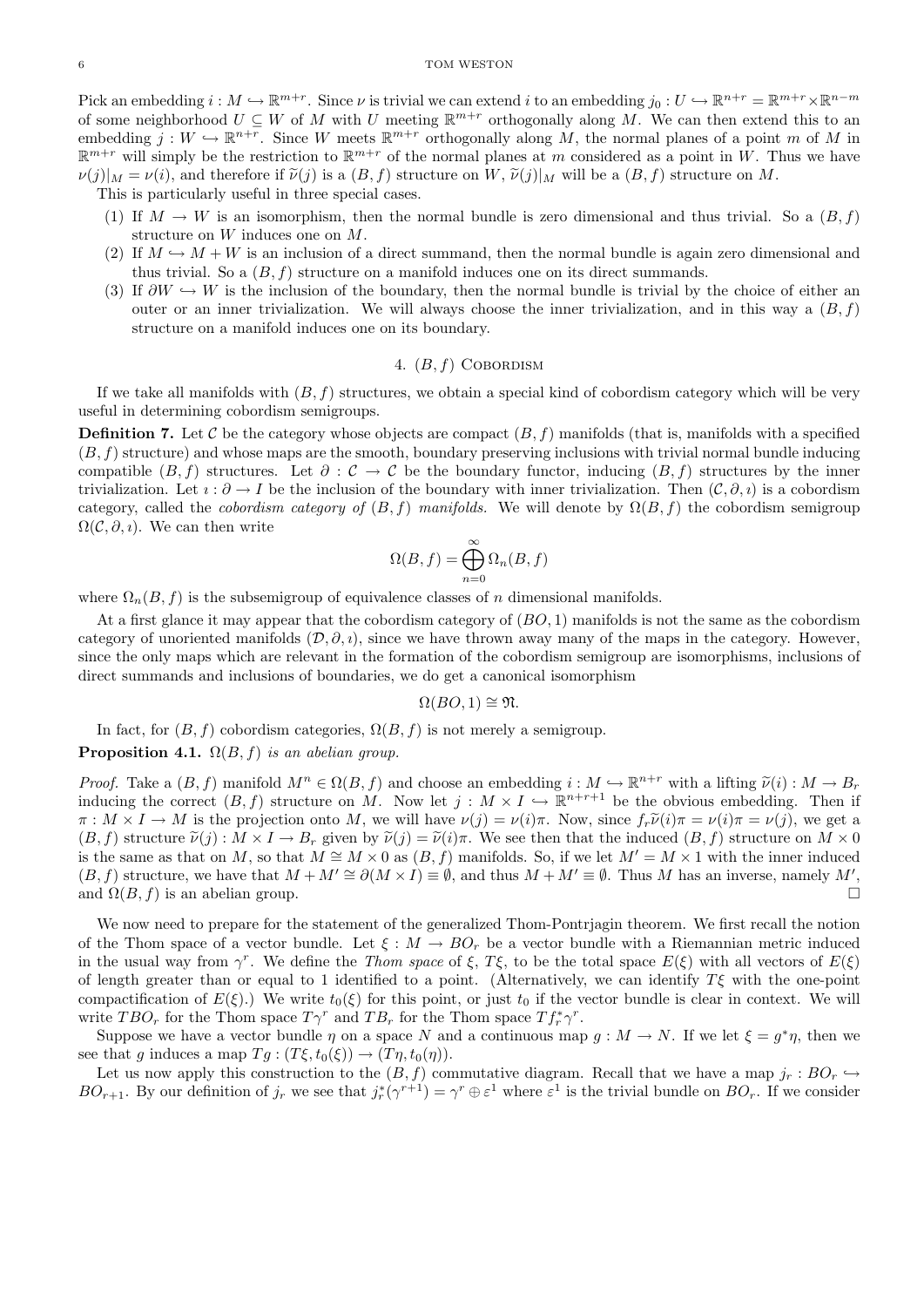Pick an embedding $i : M \hookrightarrow \mathbb{R}^{m+r}$. Since $\nu$ is trivial we can extend $i$ to an embedding $j_0 : U \hookrightarrow \mathbb{R}^{n+r} = \mathbb{R}^{m+r} \times \mathbb{R}^{n-m}$ of some neighborhood $U \subseteq W$ of $M$ with $U$ meeting $\mathbb{R}^{m+r}$ orthogonally along $M$. We can then extend this to an embedding $j : W \hookrightarrow \mathbb{R}^{n+r}$. Since $W$ meets $\mathbb{R}^{m+r}$ orthogonally along $M$, the normal planes of a point $m$ of $M$ in $\mathbb{R}^{m+r}$ will simply be the restriction to $\mathbb{R}^{m+r}$ of the normal planes at $m$ considered as a point in $W$. Thus we have $\nu(j)|_M = \nu(i)$, and therefore if $\widetilde{\nu}(j)$ is a $(B, f)$ structure on $W$, $\widetilde{\nu}(j)|_M$ will be a $(B, f)$ structure on $M$.

This is particularly useful in three special cases.

1. If $M \to W$ is an isomorphism, then the normal bundle is zero dimensional and thus trivial. So a $(B, f)$ structure on $W$ induces one on $M$.
2. If $M \hookrightarrow M + W$ is an inclusion of a direct summand, then the normal bundle is again zero dimensional and thus trivial. So a $(B, f)$ structure on a manifold induces one on its direct summands.
3. If $\partial W \hookrightarrow W$ is the inclusion of the boundary, then the normal bundle is trivial by the choice of either an outer or an inner trivialization. We will always choose the inner trivialization, and in this way a $(B, f)$ structure on a manifold induces one on its boundary.

## 4. $(B, f)$ Cobordism

If we take all manifolds with $(B, f)$ structures, we obtain a special kind of cobordism category which will be very useful in determining cobordism semigroups.

**Definition 7.** Let $\mathcal{C}$ be the category whose objects are compact $(B, f)$ manifolds (that is, manifolds with a specified $(B, f)$ structure) and whose maps are the smooth, boundary preserving inclusions with trivial normal bundle inducing compatible $(B, f)$ structures. Let $\partial : \mathcal{C} \to \mathcal{C}$ be the boundary functor, inducing $(B, f)$ structures by the inner trivialization. Let $\imath : \partial \to I$ be the inclusion of the boundary with inner trivialization. Then $(\mathcal{C}, \partial, \imath)$ is a cobordism category, called the *cobordism category of $(B, f)$ manifolds*. We will denote by $\Omega(B, f)$ the cobordism semigroup $\Omega(\mathcal{C}, \partial, \imath)$. We can then write

$$\Omega(B, f) = \bigoplus_{n=0}^{\infty} \Omega_n(B, f)$$

where $\Omega_n(B, f)$ is the subsemigroup of equivalence classes of $n$ dimensional manifolds.

At a first glance it may appear that the cobordism category of $(BO, 1)$ manifolds is not the same as the cobordism category of unoriented manifolds $(\mathcal{D}, \partial, \imath)$, since we have thrown away many of the maps in the category. However, since the only maps which are relevant in the formation of the cobordism semigroup are isomorphisms, inclusions of direct summands and inclusions of boundaries, we do get a canonical isomorphism

$$\Omega(BO, 1) \cong \mathfrak{N}.$$

In fact, for $(B, f)$ cobordism categories, $\Omega(B, f)$ is not merely a semigroup.

**Proposition 4.1.** *$\Omega(B, f)$ is an abelian group.*

*Proof.* Take a $(B, f)$ manifold $M^n \in \Omega(B, f)$ and choose an embedding $i : M \hookrightarrow \mathbb{R}^{n+r}$ with a lifting $\widetilde{\nu}(i) : M \to B_r$ inducing the correct $(B, f)$ structure on $M$. Now let $j : M \times I \hookrightarrow \mathbb{R}^{n+r+1}$ be the obvious embedding. Then if $\pi : M \times I \to M$ is the projection onto $M$, we will have $\nu(j) = \nu(i)\pi$. Now, since $f_r \widetilde{\nu}(i)\pi = \nu(i)\pi = \nu(j)$, we get a $(B, f)$ structure $\widetilde{\nu}(j) : M \times I \to B_r$ given by $\widetilde{\nu}(j) = \widetilde{\nu}(i)\pi$. We see then that the induced $(B, f)$ structure on $M \times 0$ is the same as that on $M$, so that $M \cong M \times 0$ as $(B, f)$ manifolds. So, if we let $M' = M \times 1$ with the inner induced $(B, f)$ structure, we have that $M + M' \cong \partial(M \times I) \equiv \emptyset$, and thus $M + M' \equiv \emptyset$. Thus $M$ has an inverse, namely $M'$, and $\Omega(B, f)$ is an abelian group. $\square$

We now need to prepare for the statement of the generalized Thom-Pontrjagin theorem. We first recall the notion of the Thom space of a vector bundle. Let $\xi : M \to BO_r$ be a vector bundle with a Riemannian metric induced in the usual way from $\gamma^r$. We define the *Thom space* of $\xi$, $T\xi$, to be the total space $E(\xi)$ with all vectors of $E(\xi)$ of length greater than or equal to 1 identified to a point. (Alternatively, we can identify $T\xi$ with the one-point compactification of $E(\xi)$.) We write $t_0(\xi)$ for this point, or just $t_0$ if the vector bundle is clear in context. We will write $TBO_r$ for the Thom space $T\gamma^r$ and $TB_r$ for the Thom space $Tf_r^*\gamma^r$.

Suppose we have a vector bundle $\eta$ on a space $N$ and a continuous map $g : M \to N$. If we let $\xi = g^*\eta$, then we see that $g$ induces a map $Tg : (T\xi, t_0(\xi)) \to (T\eta, t_0(\eta))$.

Let us now apply this construction to the $(B, f)$ commutative diagram. Recall that we have a map $j_r : BO_r \hookrightarrow BO_{r+1}$. By our definition of $j_r$ we see that $j_r^*(\gamma^{r+1}) = \gamma^r \oplus \varepsilon^1$ where $\varepsilon^1$ is the trivial bundle on $BO_r$. If we consider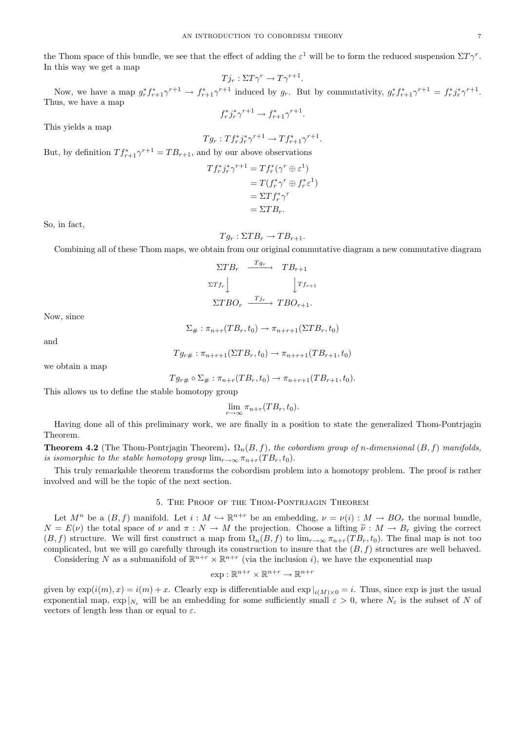the Thom space of this bundle, we see that the effect of adding the $\varepsilon^1$ will be to form the reduced suspension $\Sigma T\gamma^r$. In this way we get a map

$$Tj_r : \Sigma T\gamma^r \to T\gamma^{r+1}.$$

Now, we have a map $g_r^* f_{r+1}^* \gamma^{r+1} \to f_{r+1}^* \gamma^{r+1}$ induced by $g_r$. But by commutativity, $g_r^* f_{r+1}^* \gamma^{r+1} = f_r^* j_r^* \gamma^{r+1}$. Thus, we have a map

$$f_r^* j_r^* \gamma^{r+1} \to f_{r+1}^* \gamma^{r+1}.$$

This yields a map

$$Tg_r : Tf_r^* j_r^* \gamma^{r+1} \to Tf_{r+1}^* \gamma^{r+1}.$$

But, by definition $Tf_{r+1}^* \gamma^{r+1} = TB_{r+1}$, and by our above observations

$$\begin{aligned}
Tf_r^* j_r^* \gamma^{r+1} &= Tf_r^*(\gamma^r \oplus \varepsilon^1) \\
&= T(f_r^* \gamma^r \oplus f_r^* \varepsilon^1) \\
&= \Sigma T f_r^* \gamma^r \\
&= \Sigma TB_r.
\end{aligned}$$

So, in fact,

$$Tg_r : \Sigma TB_r \to TB_{r+1}.$$

Combining all of these Thom maps, we obtain from our original commutative diagram a new commutative diagram

$$\begin{array}{ccc}
\Sigma TB_r & \xrightarrow{Tg_r} & TB_{r+1} \\
{\scriptstyle \Sigma Tf_r}\downarrow & & \downarrow{\scriptstyle Tf_{r+1}} \\
\Sigma TBO_r & \xrightarrow{Tj_r} & TBO_{r+1}.
\end{array}$$

Now, since

$$\Sigma_\# : \pi_{n+r}(TB_r, t_0) \to \pi_{n+r+1}(\Sigma TB_r, t_0)$$

and

$$Tg_{r\#} : \pi_{n+r+1}(\Sigma TB_r, t_0) \to \pi_{n+r+1}(TB_{r+1}, t_0)$$

we obtain a map

$$Tg_{r\#} \circ \Sigma_\# : \pi_{n+r}(TB_r, t_0) \to \pi_{n+r+1}(TB_{r+1}, t_0).$$

This allows us to define the stable homotopy group

$$\lim_{r\to\infty} \pi_{n+r}(TB_r, t_0).$$

Having done all of this preliminary work, we are finally in a position to state the generalized Thom-Pontrjagin Theorem.

**Theorem 4.2** (The Thom-Pontrjagin Theorem)**.** *$\Omega_n(B, f)$, the cobordism group of $n$-dimensional $(B, f)$ manifolds, is isomorphic to the stable homotopy group $\lim_{r\to\infty} \pi_{n+r}(TB_r, t_0)$.*

This truly remarkable theorem transforms the cobordism problem into a homotopy problem. The proof is rather involved and will be the topic of the next section.

## 5. The Proof of the Thom-Pontrjagin Theorem

Let $M^n$ be a $(B, f)$ manifold. Let $i : M \hookrightarrow \mathbb{R}^{n+r}$ be an embedding, $\nu = \nu(i) : M \to BO_r$ the normal bundle, $N = E(\nu)$ the total space of $\nu$ and $\pi : N \to M$ the projection. Choose a lifting $\widetilde{\nu} : M \to B_r$ giving the correct $(B, f)$ structure. We will first construct a map from $\Omega_n(B, f)$ to $\lim_{r\to\infty} \pi_{n+r}(TB_r, t_0)$. The final map is not too complicated, but we will go carefully through its construction to insure that the $(B, f)$ structures are well behaved.

Considering $N$ as a submanifold of $\mathbb{R}^{n+r} \times \mathbb{R}^{n+r}$ (via the inclusion $i$), we have the exponential map

$$\exp : \mathbb{R}^{n+r} \times \mathbb{R}^{n+r} \to \mathbb{R}^{n+r}$$

given by $\exp(i(m), x) = i(m) + x$. Clearly exp is differentiable and $\exp|_{i(M)\times 0} = i$. Thus, since exp is just the usual exponential map, $\exp|_{N_\varepsilon}$ will be an embedding for some sufficiently small $\varepsilon > 0$, where $N_\varepsilon$ is the subset of $N$ of vectors of length less than or equal to $\varepsilon$.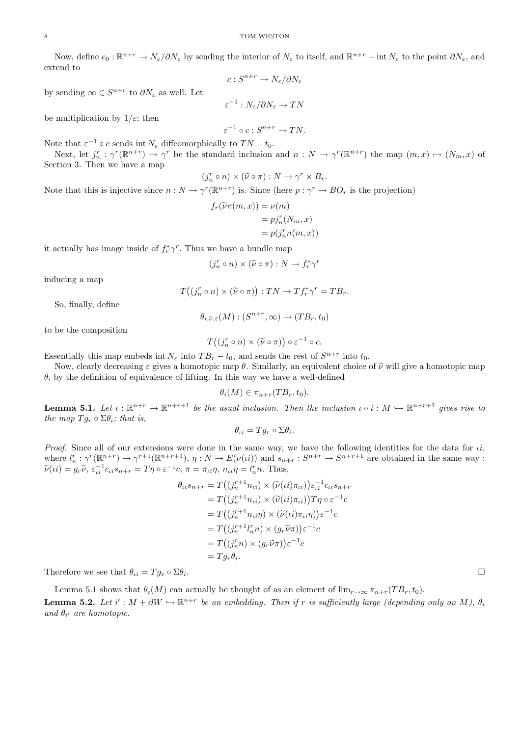Now, define $c_0 : \mathbb{R}^{n+r} \to N_\varepsilon/\partial N_\varepsilon$ by sending the interior of $N_\varepsilon$ to itself, and $\mathbb{R}^{n+r} - \operatorname{int} N_\varepsilon$ to the point $\partial N_\varepsilon$, and extend to

$$c : S^{n+r} \to N_\varepsilon/\partial N_\varepsilon$$

by sending $\infty \in S^{n+r}$ to $\partial N_\varepsilon$ as well. Let

$$\varepsilon^{-1} : N_\varepsilon/\partial N_\varepsilon \to TN$$

be multiplication by $1/\varepsilon$; then

$$\varepsilon^{-1} \circ c : S^{n+r} \to TN.$$

Note that $\varepsilon^{-1} \circ c$ sends $\operatorname{int} N_\varepsilon$ diffeomorphically to $TN - t_0$.

Next, let $j_n^r : \gamma^r(\mathbb{R}^{n+r}) \to \gamma^r$ be the standard inclusion and $n : N \to \gamma^r(\mathbb{R}^{n+r})$ the map $(m, x) \mapsto (N_m, x)$ of Section 3. Then we have a map

$$(j_n^r \circ n) \times (\widetilde{\nu} \circ \pi) : N \to \gamma^r \times B_r.$$

Note that this is injective since $n : N \to \gamma^r(\mathbb{R}^{n+r})$ is. Since (here $p : \gamma^r \to BO_r$ is the projection)

$$\begin{aligned} f_r(\widetilde{\nu}\pi(m, x)) &= \nu(m) \\ &= p j_n^r(N_m, x) \\ &= p(j_n^r n(m, x)) \end{aligned}$$

it actually has image inside of $f_r^* \gamma^r$. Thus we have a bundle map

$$(j_n^r \circ n) \times (\widetilde{\nu} \circ \pi) : N \to f_r^* \gamma^r$$

inducing a map

$$T\big((j_n^r \circ n) \times (\widetilde{\nu} \circ \pi)\big) : TN \to T f_r^* \gamma^r = TB_r.$$

So, finally, define

$$\theta_{i,\widetilde{\nu},\varepsilon}(M) : (S^{n+r}, \infty) \to (TB_r, t_0)$$

to be the composition

$$T\big((j_n^r \circ n) \times (\widetilde{\nu} \circ \pi)\big) \circ \varepsilon^{-1} \circ c.$$

Essentially this map embeds $\operatorname{int} N_\varepsilon$ into $TB_r - t_0$, and sends the rest of $S^{n+r}$ into $t_0$.

Now, clearly decreasing $\varepsilon$ gives a homotopic map $\theta$. Similarly, an equivalent choice of $\widetilde{\nu}$ will give a homotopic map $\theta$, by the definition of equivalence of lifting. In this way we have a well-defined

$$\theta_i(M) \in \pi_{n+r}(TB_r, t_0).$$

**Lemma 5.1.** *Let $\iota : \mathbb{R}^{n+r} \to \mathbb{R}^{n+r+1}$ be the usual inclusion. Then the inclusion $\iota \circ i : M \hookrightarrow \mathbb{R}^{n+r+1}$ gives rise to the map $Tg_r \circ \Sigma\theta_i$; that is,*

$$\theta_{\iota i} = Tg_r \circ \Sigma\theta_i.$$

*Proof.* Since all of our extensions were done in the same way, we have the following identities for the data for $\iota i$, where $l_n^r : \gamma^r(\mathbb{R}^{n+r}) \to \gamma^{r+1}(\mathbb{R}^{n+r+1})$, $\eta : N \to E(\nu(\iota i))$ and $s_{n+r} : S^{n+r} \to S^{n+r+1}$ are obtained in the same way : $\widetilde{\nu}(\iota i) = g_r \widetilde{\nu}$, $\varepsilon_{\iota i}^{-1} c_{\iota i} s_{n+r} = T\eta \circ \varepsilon^{-1} c$, $\pi = \pi_{\iota i}\eta$, $n_{\iota i}\eta = l_n^r n$. Thus,

$$\begin{aligned} \theta_{\iota i} s_{n+r} &= T\big((j_n^{r+1} n_{\iota i}) \times (\widetilde{\nu}(\iota i)\pi_{\iota i})\big)\varepsilon_{\iota i}^{-1} c_{\iota i} s_{n+r} \\ &= T\big((j_n^{r+1} n_{\iota i}) \times (\widetilde{\nu}(\iota i)\pi_{\iota i})\big) T\eta \circ \varepsilon^{-1} c \\ &= T\big((j_n^{r+1} n_{\iota i}\eta) \times (\widetilde{\nu}(\iota i)\pi_{\iota i}\eta)\big)\varepsilon^{-1} c \\ &= T\big((j_n^{r+1} l_n^r n) \times (g_r \widetilde{\nu}\pi)\big)\varepsilon^{-1} c \\ &= T\big((j_n^r n) \times (g_r \widetilde{\nu}\pi)\big)\varepsilon^{-1} c \\ &= Tg_r \theta_i. \end{aligned}$$

Therefore we see that $\theta_{\iota i} = Tg_r \circ \Sigma\theta_i$. ☐

Lemma 5.1 shows that $\theta_i(M)$ can actually be thought of as an element of $\lim_{r\to\infty} \pi_{n+r}(TB_r, t_0)$.

**Lemma 5.2.** *Let $i' : M + \partial W \hookrightarrow \mathbb{R}^{n+r}$ be an embedding. Then if $r$ is sufficiently large (depending only on $M$), $\theta_i$ and $\theta_{i'}$ are homotopic.*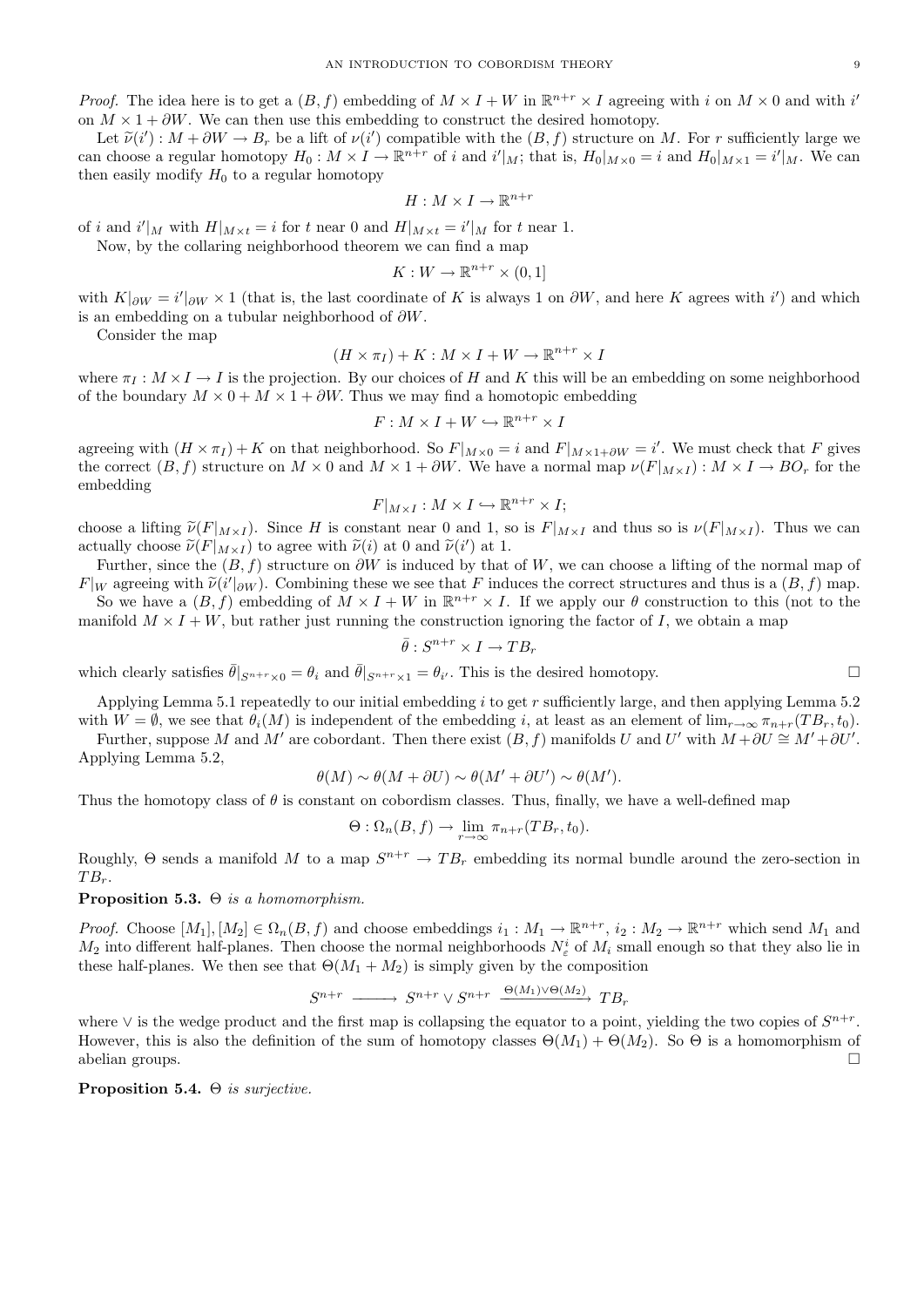*Proof.* The idea here is to get a $(B, f)$ embedding of $M \times I + W$ in $\mathbb{R}^{n+r} \times I$ agreeing with $i$ on $M \times 0$ and with $i'$ on $M \times 1 + \partial W$. We can then use this embedding to construct the desired homotopy.

Let $\widetilde{\nu}(i') : M + \partial W \to B_r$ be a lift of $\nu(i')$ compatible with the $(B, f)$ structure on $M$. For $r$ sufficiently large we can choose a regular homotopy $H_0 : M \times I \to \mathbb{R}^{n+r}$ of $i$ and $i'|_M$; that is, $H_0|_{M\times 0} = i$ and $H_0|_{M\times 1} = i'|_M$. We can then easily modify $H_0$ to a regular homotopy

$$H : M \times I \to \mathbb{R}^{n+r}$$

of $i$ and $i'|_M$ with $H|_{M\times t} = i$ for $t$ near 0 and $H|_{M\times t} = i'|_M$ for $t$ near 1.

Now, by the collaring neighborhood theorem we can find a map

$$K : W \to \mathbb{R}^{n+r} \times (0, 1]$$

with $K|_{\partial W} = i'|_{\partial W} \times 1$ (that is, the last coordinate of $K$ is always 1 on $\partial W$, and here $K$ agrees with $i'$) and which is an embedding on a tubular neighborhood of $\partial W$.

Consider the map

$$(H \times \pi_I) + K : M \times I + W \to \mathbb{R}^{n+r} \times I$$

where $\pi_I : M \times I \to I$ is the projection. By our choices of $H$ and $K$ this will be an embedding on some neighborhood of the boundary $M \times 0 + M \times 1 + \partial W$. Thus we may find a homotopic embedding

$$F : M \times I + W \hookrightarrow \mathbb{R}^{n+r} \times I$$

agreeing with $(H \times \pi_I) + K$ on that neighborhood. So $F|_{M\times 0} = i$ and $F|_{M\times 1+\partial W} = i'$. We must check that $F$ gives the correct $(B, f)$ structure on $M \times 0$ and $M \times 1 + \partial W$. We have a normal map $\nu(F|_{M\times I}) : M \times I \to BO_r$ for the embedding

$$F|_{M\times I} : M \times I \hookrightarrow \mathbb{R}^{n+r} \times I;$$

choose a lifting $\widetilde{\nu}(F|_{M\times I})$. Since $H$ is constant near 0 and 1, so is $F|_{M\times I}$ and thus so is $\nu(F|_{M\times I})$. Thus we can actually choose $\widetilde{\nu}(F|_{M\times I})$ to agree with $\widetilde{\nu}(i)$ at 0 and $\widetilde{\nu}(i')$ at 1.

Further, since the $(B, f)$ structure on $\partial W$ is induced by that of $W$, we can choose a lifting of the normal map of $F|_W$ agreeing with $\widetilde{\nu}(i'|_{\partial W})$. Combining these we see that $F$ induces the correct structures and thus is a $(B, f)$ map.

So we have a $(B, f)$ embedding of $M \times I + W$ in $\mathbb{R}^{n+r} \times I$. If we apply our $\theta$ construction to this (not to the manifold $M \times I + W$, but rather just running the construction ignoring the factor of $I$, we obtain a map

$$\bar{\theta} : S^{n+r} \times I \to TB_r$$

which clearly satisfies $\bar{\theta}|_{S^{n+r}\times 0} = \theta_i$ and $\bar{\theta}|_{S^{n+r}\times 1} = \theta_{i'}$. This is the desired homotopy. □

Applying Lemma 5.1 repeatedly to our initial embedding $i$ to get $r$ sufficiently large, and then applying Lemma 5.2 with $W = \emptyset$, we see that $\theta_i(M)$ is independent of the embedding $i$, at least as an element of $\lim_{r\to\infty} \pi_{n+r}(TB_r, t_0)$.

Further, suppose $M$ and $M'$ are cobordant. Then there exist $(B, f)$ manifolds $U$ and $U'$ with $M + \partial U \cong M' + \partial U'$. Applying Lemma 5.2,

$$\theta(M) \sim \theta(M + \partial U) \sim \theta(M' + \partial U') \sim \theta(M').$$

Thus the homotopy class of $\theta$ is constant on cobordism classes. Thus, finally, we have a well-defined map

$$\Theta : \Omega_n(B, f) \to \lim_{r\to\infty} \pi_{n+r}(TB_r, t_0).$$

Roughly, $\Theta$ sends a manifold $M$ to a map $S^{n+r} \to TB_r$ embedding its normal bundle around the zero-section in $TB_r$.

**Proposition 5.3.** *$\Theta$ is a homomorphism.*

*Proof.* Choose $[M_1], [M_2] \in \Omega_n(B, f)$ and choose embeddings $i_1 : M_1 \to \mathbb{R}^{n+r}$, $i_2 : M_2 \to \mathbb{R}^{n+r}$ which send $M_1$ and $M_2$ into different half-planes. Then choose the normal neighborhoods $N^i_\varepsilon$ of $M_i$ small enough so that they also lie in these half-planes. We then see that $\Theta(M_1 + M_2)$ is simply given by the composition

$$S^{n+r} \longrightarrow S^{n+r} \vee S^{n+r} \xrightarrow{\Theta(M_1)\vee\Theta(M_2)} TB_r$$

where $\vee$ is the wedge product and the first map is collapsing the equator to a point, yielding the two copies of $S^{n+r}$. However, this is also the definition of the sum of homotopy classes $\Theta(M_1) + \Theta(M_2)$. So $\Theta$ is a homomorphism of abelian groups. □

**Proposition 5.4.** *$\Theta$ is surjective.*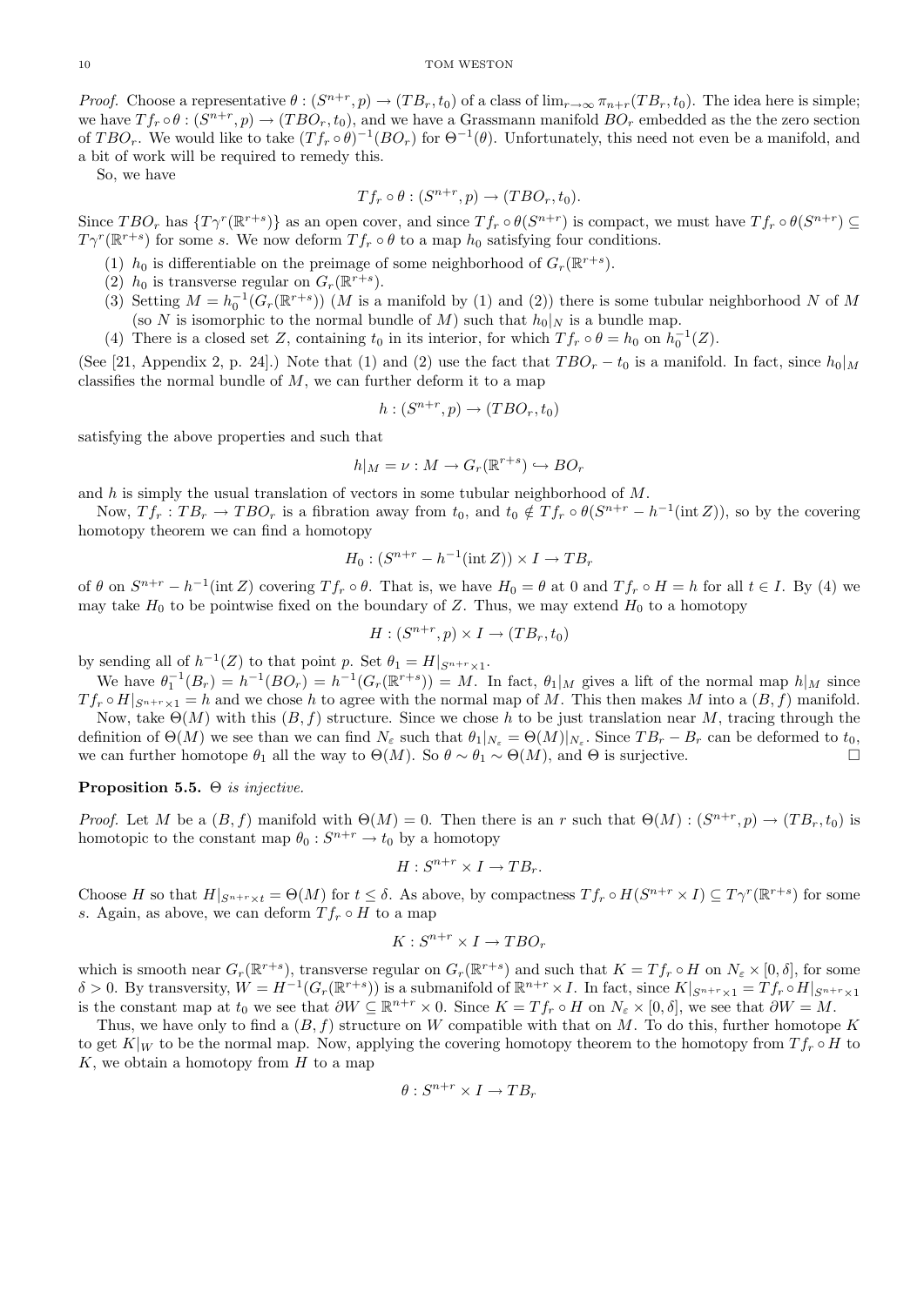*Proof.* Choose a representative $\theta : (S^{n+r}, p) \to (TB_r, t_0)$ of a class of $\lim_{r\to\infty} \pi_{n+r}(TB_r, t_0)$. The idea here is simple; we have $Tf_r \circ \theta : (S^{n+r}, p) \to (TBO_r, t_0)$, and we have a Grassmann manifold $BO_r$ embedded as the the zero section of $TBO_r$. We would like to take $(Tf_r \circ \theta)^{-1}(BO_r)$ for $\Theta^{-1}(\theta)$. Unfortunately, this need not even be a manifold, and a bit of work will be required to remedy this.

So, we have

$$Tf_r \circ \theta : (S^{n+r}, p) \to (TBO_r, t_0).$$

Since $TBO_r$ has $\{T\gamma^r(\mathbb{R}^{r+s})\}$ as an open cover, and since $Tf_r \circ \theta(S^{n+r})$ is compact, we must have $Tf_r \circ \theta(S^{n+r}) \subseteq T\gamma^r(\mathbb{R}^{r+s})$ for some $s$. We now deform $Tf_r \circ \theta$ to a map $h_0$ satisfying four conditions.

1. $h_0$ is differentiable on the preimage of some neighborhood of $G_r(\mathbb{R}^{r+s})$.
2. $h_0$ is transverse regular on $G_r(\mathbb{R}^{r+s})$.
3. Setting $M = h_0^{-1}(G_r(\mathbb{R}^{r+s}))$ ($M$ is a manifold by (1) and (2)) there is some tubular neighborhood $N$ of $M$ (so $N$ is isomorphic to the normal bundle of $M$) such that $h_0|_N$ is a bundle map.
4. There is a closed set $Z$, containing $t_0$ in its interior, for which $Tf_r \circ \theta = h_0$ on $h_0^{-1}(Z)$.

(See [21, Appendix 2, p. 24].) Note that (1) and (2) use the fact that $TBO_r - t_0$ is a manifold. In fact, since $h_0|_M$ classifies the normal bundle of $M$, we can further deform it to a map

$$h : (S^{n+r}, p) \to (TBO_r, t_0)$$

satisfying the above properties and such that

$$h|_M = \nu : M \to G_r(\mathbb{R}^{r+s}) \hookrightarrow BO_r$$

and $h$ is simply the usual translation of vectors in some tubular neighborhood of $M$.

Now, $Tf_r : TB_r \to TBO_r$ is a fibration away from $t_0$, and $t_0 \notin Tf_r \circ \theta(S^{n+r} - h^{-1}(\text{int}\, Z))$, so by the covering homotopy theorem we can find a homotopy

$$H_0 : (S^{n+r} - h^{-1}(\text{int}\, Z)) \times I \to TB_r$$

of $\theta$ on $S^{n+r} - h^{-1}(\text{int}\, Z)$ covering $Tf_r \circ \theta$. That is, we have $H_0 = \theta$ at 0 and $Tf_r \circ H = h$ for all $t \in I$. By (4) we may take $H_0$ to be pointwise fixed on the boundary of $Z$. Thus, we may extend $H_0$ to a homotopy

$$H : (S^{n+r}, p) \times I \to (TB_r, t_0)$$

by sending all of $h^{-1}(Z)$ to that point $p$. Set $\theta_1 = H|_{S^{n+r}\times 1}$.

We have $\theta_1^{-1}(B_r) = h^{-1}(BO_r) = h^{-1}(G_r(\mathbb{R}^{r+s})) = M$. In fact, $\theta_1|_M$ gives a lift of the normal map $h|_M$ since $Tf_r \circ H|_{S^{n+r}\times 1} = h$ and we chose $h$ to agree with the normal map of $M$. This then makes $M$ into a $(B, f)$ manifold.

Now, take $\Theta(M)$ with this $(B, f)$ structure. Since we chose $h$ to be just translation near $M$, tracing through the definition of $\Theta(M)$ we see that we can find $N_\varepsilon$ such that $\theta_1|_{N_\varepsilon} = \Theta(M)|_{N_\varepsilon}$. Since $TB_r - B_r$ can be deformed to $t_0$, we can further homotope $\theta_1$ all the way to $\Theta(M)$. So $\theta \sim \theta_1 \sim \Theta(M)$, and $\Theta$ is surjective. □

**Proposition 5.5.** *$\Theta$ is injective.*

*Proof.* Let $M$ be a $(B, f)$ manifold with $\Theta(M) = 0$. Then there is an $r$ such that $\Theta(M) : (S^{n+r}, p) \to (TB_r, t_0)$ is homotopic to the constant map $\theta_0 : S^{n+r} \to t_0$ by a homotopy

$$H : S^{n+r} \times I \to TB_r.$$

Choose $H$ so that $H|_{S^{n+r}\times t} = \Theta(M)$ for $t \leq \delta$. As above, by compactness $Tf_r \circ H(S^{n+r} \times I) \subseteq T\gamma^r(\mathbb{R}^{r+s})$ for some $s$. Again, as above, we can deform $Tf_r \circ H$ to a map

$$K : S^{n+r} \times I \to TBO_r$$

which is smooth near $G_r(\mathbb{R}^{r+s})$, transverse regular on $G_r(\mathbb{R}^{r+s})$ and such that $K = Tf_r \circ H$ on $N_\varepsilon \times [0, \delta]$, for some $\delta > 0$. By transversity, $W = H^{-1}(G_r(\mathbb{R}^{r+s}))$ is a submanifold of $\mathbb{R}^{n+r} \times I$. In fact, since $K|_{S^{n+r}\times 1} = Tf_r \circ H|_{S^{n+r}\times 1}$ is the constant map at $t_0$ we see that $\partial W \subseteq \mathbb{R}^{n+r} \times 0$. Since $K = Tf_r \circ H$ on $N_\varepsilon \times [0, \delta]$, we see that $\partial W = M$.

Thus, we have only to find a $(B, f)$ structure on $W$ compatible with that on $M$. To do this, further homotope $K$ to get $K|_W$ to be the normal map. Now, applying the covering homotopy theorem to the homotopy from $Tf_r \circ H$ to $K$, we obtain a homotopy from $H$ to a map

$$\theta : S^{n+r} \times I \to TB_r$$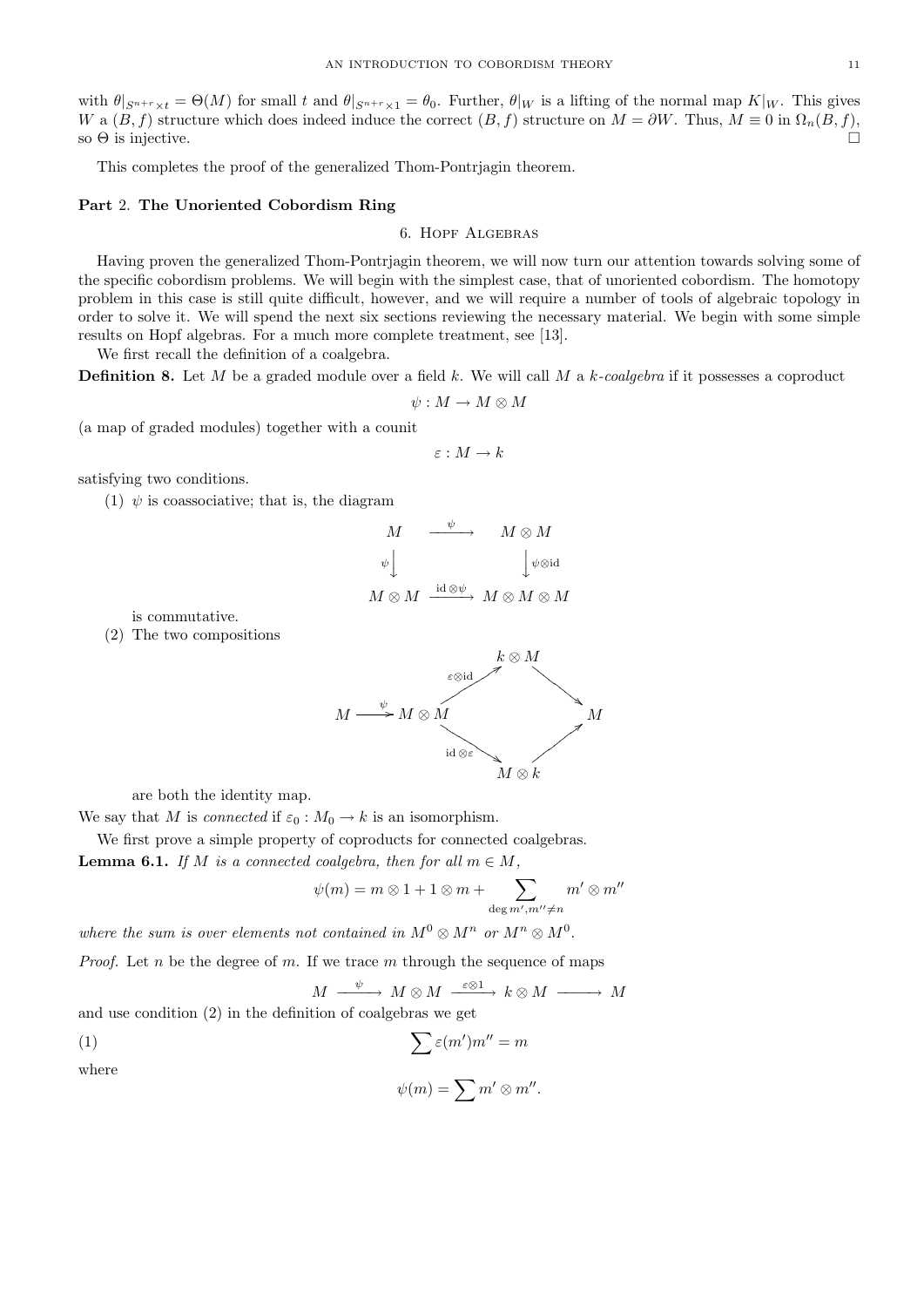with $\theta|_{S^{n+r}\times t} = \Theta(M)$ for small $t$ and $\theta|_{S^{n+r}\times 1} = \theta_0$. Further, $\theta|_W$ is a lifting of the normal map $K|_W$. This gives $W$ a $(B, f)$ structure which does indeed induce the correct $(B, f)$ structure on $M = \partial W$. Thus, $M \equiv 0$ in $\Omega_n(B, f)$, so $\Theta$ is injective. $\square$

This completes the proof of the generalized Thom-Pontrjagin theorem.

## Part 2. The Unoriented Cobordism Ring

### 6. Hopf Algebras

Having proven the generalized Thom-Pontrjagin theorem, we will now turn our attention towards solving some of the specific cobordism problems. We will begin with the simplest case, that of unoriented cobordism. The homotopy problem in this case is still quite difficult, however, and we will require a number of tools of algebraic topology in order to solve it. We will spend the next six sections reviewing the necessary material. We begin with some simple results on Hopf algebras. For a much more complete treatment, see [13].

We first recall the definition of a coalgebra.

**Definition 8.** Let $M$ be a graded module over a field $k$. We will call $M$ a *$k$-coalgebra* if it possesses a coproduct

$$\psi : M \to M \otimes M$$

(a map of graded modules) together with a counit

$$\varepsilon : M \to k$$

satisfying two conditions.

(1) $\psi$ is coassociative; that is, the diagram

$$\begin{array}{ccc} M & \xrightarrow{\psi} & M \otimes M \\ {\scriptstyle\psi}\downarrow & & \downarrow{\scriptstyle\psi\otimes \mathrm{id}} \\ M \otimes M & \xrightarrow{\mathrm{id}\otimes\psi} & M \otimes M \otimes M \end{array}$$

is commutative.

(2) The two compositions

$$M \xrightarrow{\psi} M \otimes M \xrightarrow{\varepsilon\otimes \mathrm{id}} k \otimes M \longrightarrow M$$

$$M \xrightarrow{\psi} M \otimes M \xrightarrow{\mathrm{id}\otimes \varepsilon} M \otimes k \longrightarrow M$$

are both the identity map.

We say that $M$ is *connected* if $\varepsilon_0 : M_0 \to k$ is an isomorphism.

We first prove a simple property of coproducts for connected coalgebras.

**Lemma 6.1.** *If $M$ is a connected coalgebra, then for all $m \in M$,*

$$\psi(m) = m \otimes 1 + 1 \otimes m + \sum_{\deg m', m'' \neq n} m' \otimes m''$$

*where the sum is over elements not contained in $M^0 \otimes M^n$ or $M^n \otimes M^0$.*

*Proof.* Let $n$ be the degree of $m$. If we trace $m$ through the sequence of maps

$$M \xrightarrow{\psi} M \otimes M \xrightarrow{\varepsilon\otimes 1} k \otimes M \longrightarrow M$$

and use condition (2) in the definition of coalgebras we get

$$\sum \varepsilon(m')m'' = m \tag{1}$$

where

$$\psi(m) = \sum m' \otimes m''.$$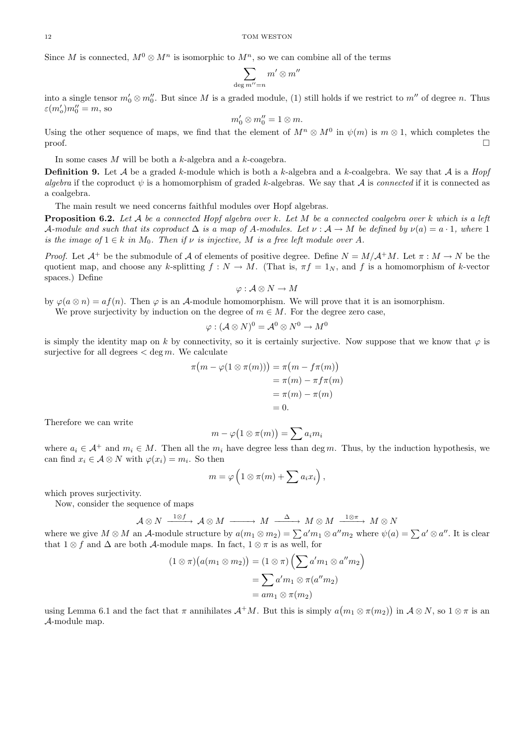Since $M$ is connected, $M^0 \otimes M^n$ is isomorphic to $M^n$, so we can combine all of the terms

$$\sum_{\deg m''=n} m' \otimes m''$$

into a single tensor $m'_0 \otimes m''_0$. But since $M$ is a graded module, (1) still holds if we restrict to $m''$ of degree $n$. Thus $\varepsilon(m'_o)m''_0 = m$, so

$$m'_0 \otimes m''_0 = 1 \otimes m.$$

Using the other sequence of maps, we find that the element of $M^n \otimes M^0$ in $\psi(m)$ is $m \otimes 1$, which completes the proof. □

In some cases $M$ will be both a $k$-algebra and a $k$-coagebra.

**Definition 9.** Let $\mathcal{A}$ be a graded $k$-module which is both a $k$-algebra and a $k$-coalgebra. We say that $\mathcal{A}$ is a *Hopf algebra* if the coproduct $\psi$ is a homomorphism of graded $k$-algebras. We say that $\mathcal{A}$ is *connected* if it is connected as a coalgebra.

The main result we need concerns faithful modules over Hopf algebras.

**Proposition 6.2.** *Let $\mathcal{A}$ be a connected Hopf algebra over $k$. Let $M$ be a connected coalgebra over $k$ which is a left $\mathcal{A}$-module and such that its coproduct $\Delta$ is a map of $A$-modules. Let $\nu : \mathcal{A} \to M$ be defined by $\nu(a) = a \cdot 1$, where $1$ is the image of $1 \in k$ in $M_0$. Then if $\nu$ is injective, $M$ is a free left module over $A$.*

*Proof.* Let $\mathcal{A}^+$ be the submodule of $\mathcal{A}$ of elements of positive degree. Define $N = M/\mathcal{A}^+M$. Let $\pi : M \to N$ be the quotient map, and choose any $k$-splitting $f : N \to M$. (That is, $\pi f = 1_N$, and $f$ is a homomorphism of $k$-vector spaces.) Define

$$\varphi : \mathcal{A} \otimes N \to M$$

by $\varphi(a \otimes n) = af(n)$. Then $\varphi$ is an $\mathcal{A}$-module homomorphism. We will prove that it is an isomorphism.

We prove surjectivity by induction on the degree of $m \in M$. For the degree zero case,

$$\varphi : (\mathcal{A} \otimes N)^0 = \mathcal{A}^0 \otimes N^0 \to M^0$$

is simply the identity map on $k$ by connectivity, so it is certainly surjective. Now suppose that we know that $\varphi$ is surjective for all degrees $< \deg m$. We calculate

$$\begin{aligned}
\pi\big(m - \varphi(1 \otimes \pi(m))\big) &= \pi\big(m - f\pi(m)\big) \\
&= \pi(m) - \pi f \pi(m) \\
&= \pi(m) - \pi(m) \\
&= 0.
\end{aligned}$$

Therefore we can write

$$m - \varphi\big(1 \otimes \pi(m)\big) = \sum a_i m_i$$

where $a_i \in \mathcal{A}^+$ and $m_i \in M$. Then all the $m_i$ have degree less than $\deg m$. Thus, by the induction hypothesis, we can find $x_i \in \mathcal{A} \otimes N$ with $\varphi(x_i) = m_i$. So then

$$m = \varphi\left(1 \otimes \pi(m) + \sum a_i x_i\right),$$

which proves surjectivity.

Now, consider the sequence of maps

$$\mathcal{A} \otimes N \xrightarrow{1 \otimes f} \mathcal{A} \otimes M \longrightarrow M \xrightarrow{\Delta} M \otimes M \xrightarrow{1 \otimes \pi} M \otimes N$$

where we give $M \otimes M$ an $\mathcal{A}$-module structure by $a(m_1 \otimes m_2) = \sum a' m_1 \otimes a'' m_2$ where $\psi(a) = \sum a' \otimes a''$. It is clear that $1 \otimes f$ and $\Delta$ are both $\mathcal{A}$-module maps. In fact, $1 \otimes \pi$ is as well, for

$$\begin{aligned}
(1 \otimes \pi)\big(a(m_1 \otimes m_2)\big) &= (1 \otimes \pi)\left(\sum a' m_1 \otimes a'' m_2\right) \\
&= \sum a' m_1 \otimes \pi(a'' m_2) \\
&= a m_1 \otimes \pi(m_2)
\end{aligned}$$

using Lemma 6.1 and the fact that $\pi$ annihilates $\mathcal{A}^+M$. But this is simply $a\big(m_1 \otimes \pi(m_2)\big)$ in $\mathcal{A} \otimes N$, so $1 \otimes \pi$ is an $\mathcal{A}$-module map.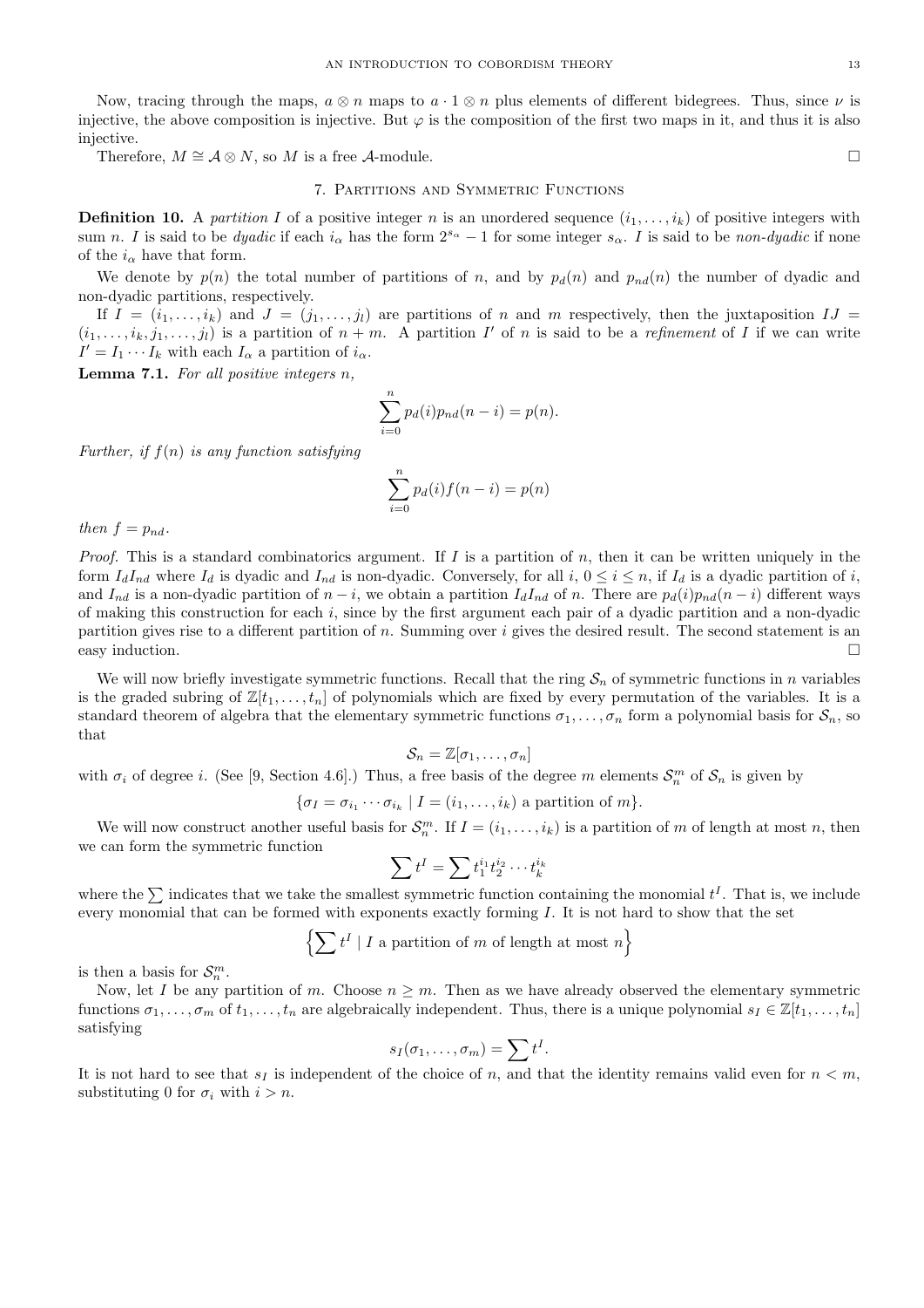Now, tracing through the maps, $a \otimes n$ maps to $a \cdot 1 \otimes n$ plus elements of different bidegrees. Thus, since $\nu$ is injective, the above composition is injective. But $\varphi$ is the composition of the first two maps in it, and thus it is also injective.

Therefore, $M \cong \mathcal{A} \otimes N$, so $M$ is a free $\mathcal{A}$-module. □

## 7. Partitions and Symmetric Functions

**Definition 10.** A *partition* $I$ of a positive integer $n$ is an unordered sequence $(i_1, \ldots, i_k)$ of positive integers with sum $n$. $I$ is said to be *dyadic* if each $i_\alpha$ has the form $2^{s_\alpha} - 1$ for some integer $s_\alpha$. $I$ is said to be *non-dyadic* if none of the $i_\alpha$ have that form.

We denote by $p(n)$ the total number of partitions of $n$, and by $p_d(n)$ and $p_{nd}(n)$ the number of dyadic and non-dyadic partitions, respectively.

If $I = (i_1, \ldots, i_k)$ and $J = (j_1, \ldots, j_l)$ are partitions of $n$ and $m$ respectively, then the juxtaposition $IJ = (i_1, \ldots, i_k, j_1, \ldots, j_l)$ is a partition of $n + m$. A partition $I'$ of $n$ is said to be a *refinement* of $I$ if we can write $I' = I_1 \cdots I_k$ with each $I_\alpha$ a partition of $i_\alpha$.

**Lemma 7.1.** *For all positive integers $n$,*

$$\sum_{i=0}^{n} p_d(i) p_{nd}(n-i) = p(n).$$

*Further, if $f(n)$ is any function satisfying*

$$\sum_{i=0}^{n} p_d(i) f(n-i) = p(n)$$

*then $f = p_{nd}$.*

*Proof.* This is a standard combinatorics argument. If $I$ is a partition of $n$, then it can be written uniquely in the form $I_d I_{nd}$ where $I_d$ is dyadic and $I_{nd}$ is non-dyadic. Conversely, for all $i$, $0 \leq i \leq n$, if $I_d$ is a dyadic partition of $i$, and $I_{nd}$ is a non-dyadic partition of $n - i$, we obtain a partition $I_d I_{nd}$ of $n$. There are $p_d(i) p_{nd}(n-i)$ different ways of making this construction for each $i$, since by the first argument each pair of a dyadic partition and a non-dyadic partition gives rise to a different partition of $n$. Summing over $i$ gives the desired result. The second statement is an easy induction. □

We will now briefly investigate symmetric functions. Recall that the ring $\mathcal{S}_n$ of symmetric functions in $n$ variables is the graded subring of $\mathbb{Z}[t_1, \ldots, t_n]$ of polynomials which are fixed by every permutation of the variables. It is a standard theorem of algebra that the elementary symmetric functions $\sigma_1, \ldots, \sigma_n$ form a polynomial basis for $\mathcal{S}_n$, so that

$$\mathcal{S}_n = \mathbb{Z}[\sigma_1, \ldots, \sigma_n]$$

with $\sigma_i$ of degree $i$. (See [9, Section 4.6].) Thus, a free basis of the degree $m$ elements $\mathcal{S}_n^m$ of $\mathcal{S}_n$ is given by

$$\{\sigma_I = \sigma_{i_1} \cdots \sigma_{i_k} \mid I = (i_1, \ldots, i_k) \text{ a partition of } m\}.$$

We will now construct another useful basis for $\mathcal{S}_n^m$. If $I = (i_1, \ldots, i_k)$ is a partition of $m$ of length at most $n$, then we can form the symmetric function

$$\sum t^I = \sum t_1^{i_1} t_2^{i_2} \cdots t_k^{i_k}$$

where the $\sum$ indicates that we take the smallest symmetric function containing the monomial $t^I$. That is, we include every monomial that can be formed with exponents exactly forming $I$. It is not hard to show that the set

$$\left\{ \sum t^I \mid I \text{ a partition of } m \text{ of length at most } n \right\}$$

is then a basis for $\mathcal{S}_n^m$.

Now, let $I$ be any partition of $m$. Choose $n \geq m$. Then as we have already observed the elementary symmetric functions $\sigma_1, \ldots, \sigma_m$ of $t_1, \ldots, t_n$ are algebraically independent. Thus, there is a unique polynomial $s_I \in \mathbb{Z}[t_1, \ldots, t_n]$ satisfying

$$s_I(\sigma_1, \ldots, \sigma_m) = \sum t^I.$$

It is not hard to see that $s_I$ is independent of the choice of $n$, and that the identity remains valid even for $n < m$, substituting 0 for $\sigma_i$ with $i > n$.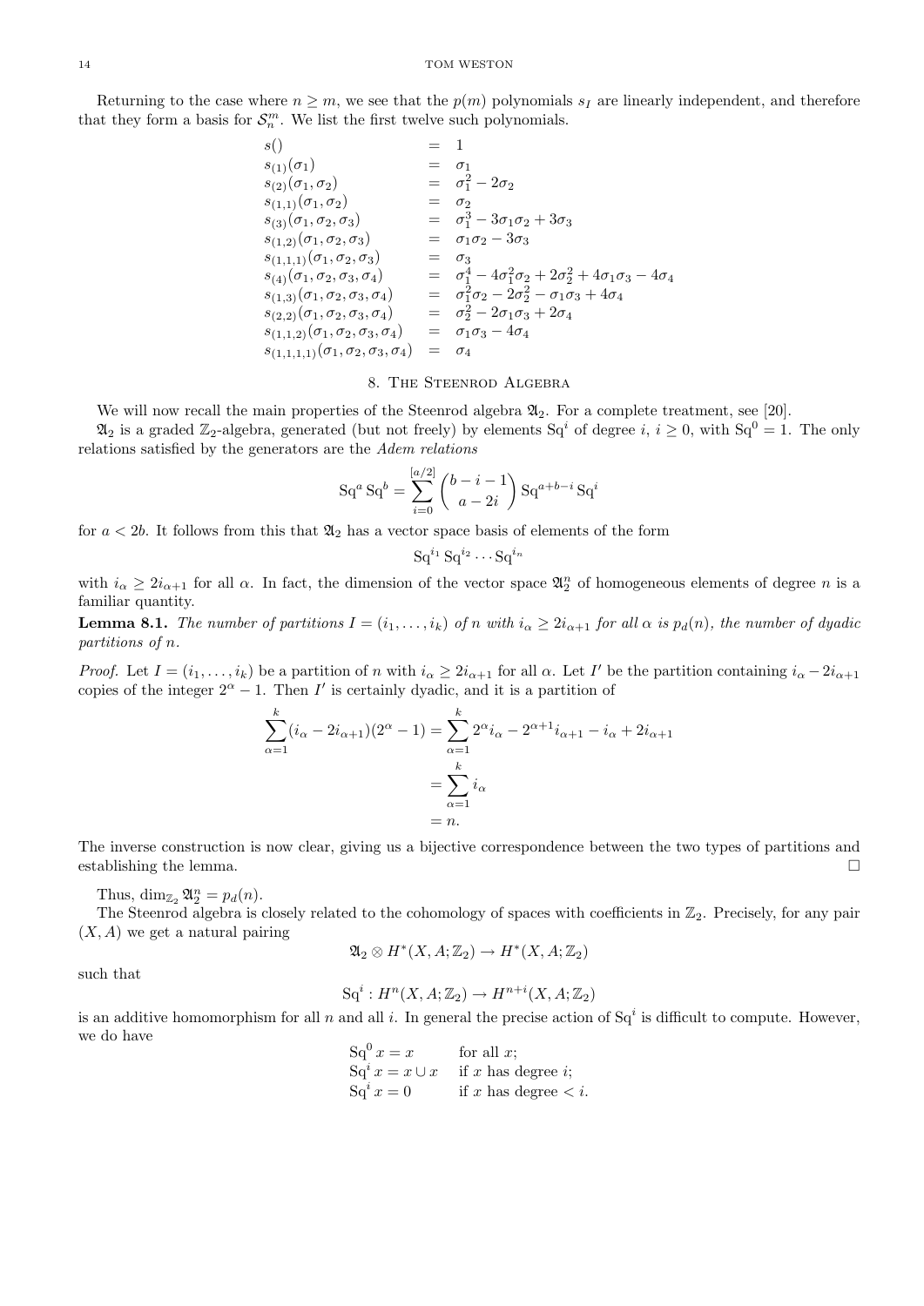Returning to the case where $n \geq m$, we see that the $p(m)$ polynomials $s_I$ are linearly independent, and therefore that they form a basis for $\mathcal{S}_n^m$. We list the first twelve such polynomials.

$$
\begin{array}{lcl}
s() & = & 1 \\
s_{(1)}(\sigma_1) & = & \sigma_1 \\
s_{(2)}(\sigma_1, \sigma_2) & = & \sigma_1^2 - 2\sigma_2 \\
s_{(1,1)}(\sigma_1, \sigma_2) & = & \sigma_2 \\
s_{(3)}(\sigma_1, \sigma_2, \sigma_3) & = & \sigma_1^3 - 3\sigma_1\sigma_2 + 3\sigma_3 \\
s_{(1,2)}(\sigma_1, \sigma_2, \sigma_3) & = & \sigma_1\sigma_2 - 3\sigma_3 \\
s_{(1,1,1)}(\sigma_1, \sigma_2, \sigma_3) & = & \sigma_3 \\
s_{(4)}(\sigma_1, \sigma_2, \sigma_3, \sigma_4) & = & \sigma_1^4 - 4\sigma_1^2\sigma_2 + 2\sigma_2^2 + 4\sigma_1\sigma_3 - 4\sigma_4 \\
s_{(1,3)}(\sigma_1, \sigma_2, \sigma_3, \sigma_4) & = & \sigma_1^2\sigma_2 - 2\sigma_2^2 - \sigma_1\sigma_3 + 4\sigma_4 \\
s_{(2,2)}(\sigma_1, \sigma_2, \sigma_3, \sigma_4) & = & \sigma_2^2 - 2\sigma_1\sigma_3 + 2\sigma_4 \\
s_{(1,1,2)}(\sigma_1, \sigma_2, \sigma_3, \sigma_4) & = & \sigma_1\sigma_3 - 4\sigma_4 \\
s_{(1,1,1,1)}(\sigma_1, \sigma_2, \sigma_3, \sigma_4) & = & \sigma_4
\end{array}
$$

## 8. The Steenrod Algebra

We will now recall the main properties of the Steenrod algebra $\mathfrak{A}_2$. For a complete treatment, see [20].

$\mathfrak{A}_2$ is a graded $\mathbb{Z}_2$-algebra, generated (but not freely) by elements $\mathrm{Sq}^i$ of degree $i$, $i \geq 0$, with $\mathrm{Sq}^0 = 1$. The only relations satisfied by the generators are the *Adem relations*

$$\mathrm{Sq}^a \mathrm{Sq}^b = \sum_{i=0}^{[a/2]} \binom{b-i-1}{a-2i} \mathrm{Sq}^{a+b-i} \mathrm{Sq}^i$$

for $a < 2b$. It follows from this that $\mathfrak{A}_2$ has a vector space basis of elements of the form

$$\mathrm{Sq}^{i_1} \mathrm{Sq}^{i_2} \cdots \mathrm{Sq}^{i_n}$$

with $i_\alpha \geq 2i_{\alpha+1}$ for all $\alpha$. In fact, the dimension of the vector space $\mathfrak{A}_2^n$ of homogeneous elements of degree $n$ is a familiar quantity.

**Lemma 8.1.** *The number of partitions $I = (i_1, \ldots, i_k)$ of $n$ with $i_\alpha \geq 2i_{\alpha+1}$ for all $\alpha$ is $p_d(n)$, the number of dyadic partitions of $n$.*

*Proof.* Let $I = (i_1, \ldots, i_k)$ be a partition of $n$ with $i_\alpha \geq 2i_{\alpha+1}$ for all $\alpha$. Let $I'$ be the partition containing $i_\alpha - 2i_{\alpha+1}$ copies of the integer $2^\alpha - 1$. Then $I'$ is certainly dyadic, and it is a partition of

$$
\begin{aligned}
\sum_{\alpha=1}^{k} (i_\alpha - 2i_{\alpha+1})(2^\alpha - 1) &= \sum_{\alpha=1}^{k} 2^\alpha i_\alpha - 2^{\alpha+1} i_{\alpha+1} - i_\alpha + 2i_{\alpha+1} \\
&= \sum_{\alpha=1}^{k} i_\alpha \\
&= n.
\end{aligned}
$$

The inverse construction is now clear, giving us a bijective correspondence between the two types of partitions and establishing the lemma. □

Thus, $\dim_{\mathbb{Z}_2} \mathfrak{A}_2^n = p_d(n)$.

The Steenrod algebra is closely related to the cohomology of spaces with coefficients in $\mathbb{Z}_2$. Precisely, for any pair $(X, A)$ we get a natural pairing

$$\mathfrak{A}_2 \otimes H^*(X, A; \mathbb{Z}_2) \to H^*(X, A; \mathbb{Z}_2)$$

such that

$$\mathrm{Sq}^i : H^n(X, A; \mathbb{Z}_2) \to H^{n+i}(X, A; \mathbb{Z}_2)$$

is an additive homomorphism for all $n$ and all $i$. In general the precise action of $\mathrm{Sq}^i$ is difficult to compute. However, we do have

$$
\begin{array}{ll}
\mathrm{Sq}^0 x = x & \text{for all } x; \\
\mathrm{Sq}^i x = x \cup x & \text{if } x \text{ has degree } i; \\
\mathrm{Sq}^i x = 0 & \text{if } x \text{ has degree} < i.
\end{array}
$$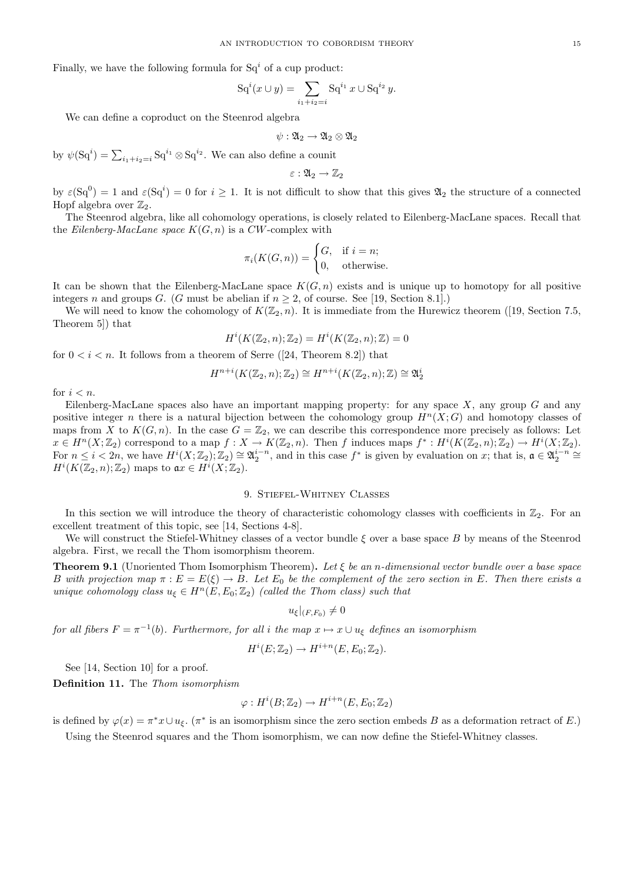Finally, we have the following formula for $\mathrm{Sq}^i$ of a cup product:

$$\mathrm{Sq}^i(x \cup y) = \sum_{i_1+i_2=i} \mathrm{Sq}^{i_1} x \cup \mathrm{Sq}^{i_2} y.$$

We can define a coproduct on the Steenrod algebra

$$\psi : \mathfrak{A}_2 \to \mathfrak{A}_2 \otimes \mathfrak{A}_2$$

by $\psi(\mathrm{Sq}^i) = \sum_{i_1+i_2=i} \mathrm{Sq}^{i_1} \otimes \mathrm{Sq}^{i_2}$. We can also define a counit

$$\varepsilon : \mathfrak{A}_2 \to \mathbb{Z}_2$$

by $\varepsilon(\mathrm{Sq}^0) = 1$ and $\varepsilon(\mathrm{Sq}^i) = 0$ for $i \geq 1$. It is not difficult to show that this gives $\mathfrak{A}_2$ the structure of a connected Hopf algebra over $\mathbb{Z}_2$.

The Steenrod algebra, like all cohomology operations, is closely related to Eilenberg-MacLane spaces. Recall that the *Eilenberg-MacLane space* $K(G, n)$ is a $CW$-complex with

$$\pi_i(K(G,n)) = \begin{cases} G, & \text{if } i = n; \\ 0, & \text{otherwise.} \end{cases}$$

It can be shown that the Eilenberg-MacLane space $K(G, n)$ exists and is unique up to homotopy for all positive integers $n$ and groups $G$. ($G$ must be abelian if $n \geq 2$, of course. See [19, Section 8.1].)

We will need to know the cohomology of $K(\mathbb{Z}_2, n)$. It is immediate from the Hurewicz theorem ([19, Section 7.5, Theorem 5]) that

$$H^i(K(\mathbb{Z}_2, n); \mathbb{Z}_2) = H^i(K(\mathbb{Z}_2, n); \mathbb{Z}) = 0$$

for $0 < i < n$. It follows from a theorem of Serre ([24, Theorem 8.2]) that

$$H^{n+i}(K(\mathbb{Z}_2, n); \mathbb{Z}_2) \cong H^{n+i}(K(\mathbb{Z}_2, n); \mathbb{Z}) \cong \mathfrak{A}_2^i$$

for $i < n$.

Eilenberg-MacLane spaces also have an important mapping property: for any space $X$, any group $G$ and any positive integer $n$ there is a natural bijection between the cohomology group $H^n(X; G)$ and homotopy classes of maps from $X$ to $K(G, n)$. In the case $G = \mathbb{Z}_2$, we can describe this correspondence more precisely as follows: Let $x \in H^n(X; \mathbb{Z}_2)$ correspond to a map $f : X \to K(\mathbb{Z}_2, n)$. Then $f$ induces maps $f^* : H^i(K(\mathbb{Z}_2, n); \mathbb{Z}_2) \to H^i(X; \mathbb{Z}_2)$. For $n \leq i < 2n$, we have $H^i(X; \mathbb{Z}_2); \mathbb{Z}_2) \cong \mathfrak{A}_2^{i-n}$, and in this case $f^*$ is given by evaluation on $x$; that is, $\mathfrak{a} \in \mathfrak{A}_2^{i-n} \cong H^i(K(\mathbb{Z}_2, n); \mathbb{Z}_2)$ maps to $\mathfrak{a}x \in H^i(X; \mathbb{Z}_2)$.

## 9. Stiefel-Whitney Classes

In this section we will introduce the theory of characteristic cohomology classes with coefficients in $\mathbb{Z}_2$. For an excellent treatment of this topic, see [14, Sections 4-8].

We will construct the Stiefel-Whitney classes of a vector bundle $\xi$ over a base space $B$ by means of the Steenrod algebra. First, we recall the Thom isomorphism theorem.

**Theorem 9.1** (Unoriented Thom Isomorphism Theorem)**.** *Let $\xi$ be an $n$-dimensional vector bundle over a base space $B$ with projection map $\pi : E = E(\xi) \to B$. Let $E_0$ be the complement of the zero section in $E$. Then there exists a unique cohomology class $u_\xi \in H^n(E, E_0; \mathbb{Z}_2)$ (called the Thom class) such that*

$$u_\xi|_{(F,F_0)} \neq 0$$

*for all fibers $F = \pi^{-1}(b)$. Furthermore, for all $i$ the map $x \mapsto x \cup u_\xi$ defines an isomorphism*

$$H^i(E; \mathbb{Z}_2) \to H^{i+n}(E, E_0; \mathbb{Z}_2).$$

See [14, Section 10] for a proof.

**Definition 11.** The *Thom isomorphism*

$$\varphi : H^i(B; \mathbb{Z}_2) \to H^{i+n}(E, E_0; \mathbb{Z}_2)$$

is defined by $\varphi(x) = \pi^* x \cup u_\xi$. ($\pi^*$ is an isomorphism since the zero section embeds $B$ as a deformation retract of $E$.)

Using the Steenrod squares and the Thom isomorphism, we can now define the Stiefel-Whitney classes.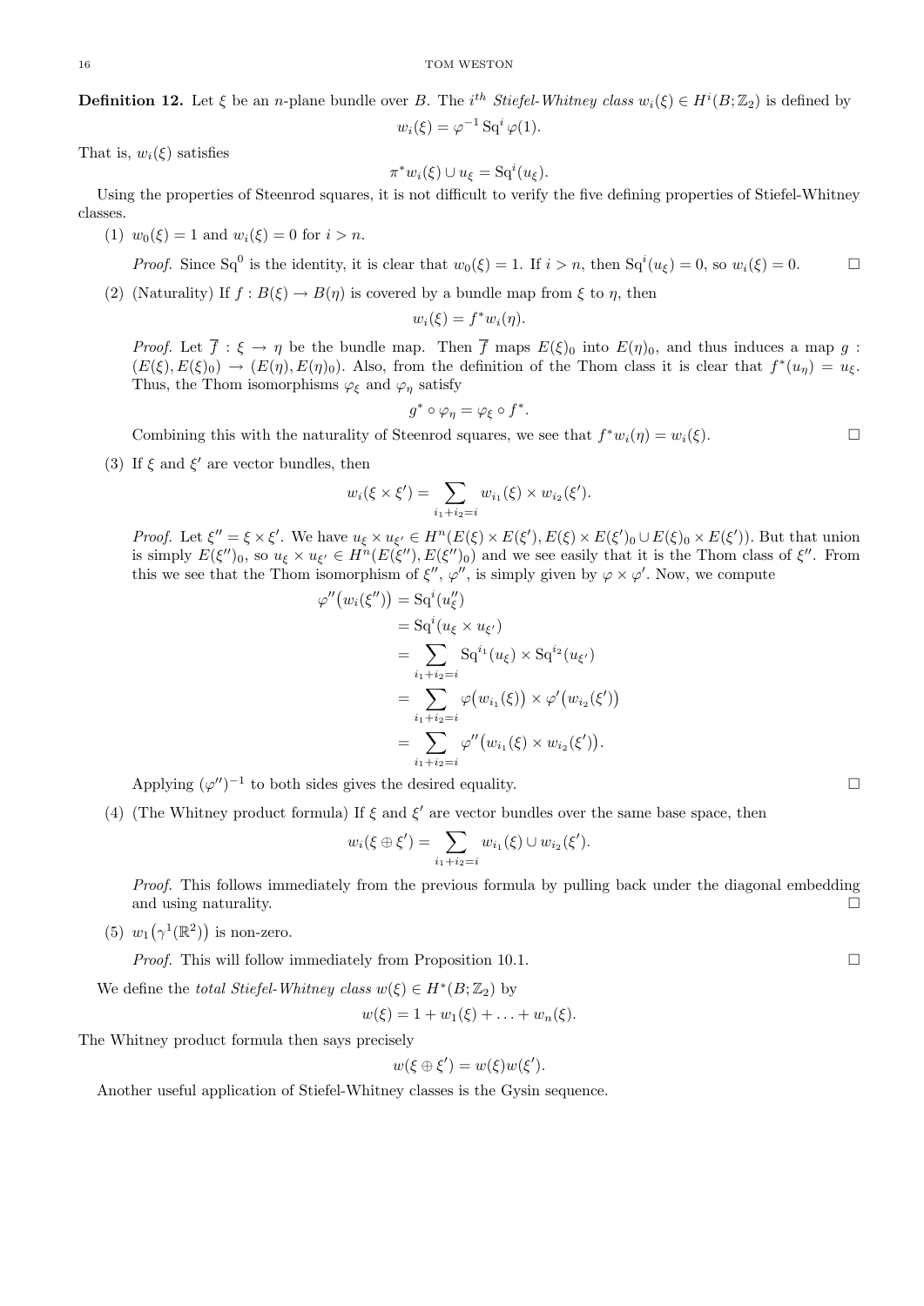**Definition 12.** Let $\xi$ be an $n$-plane bundle over $B$. The $i^{th}$ *Stiefel-Whitney class* $w_i(\xi) \in H^i(B;\mathbb{Z}_2)$ is defined by

$$w_i(\xi) = \varphi^{-1} \operatorname{Sq}^i \varphi(1).$$

That is, $w_i(\xi)$ satisfies

$$\pi^* w_i(\xi) \cup u_\xi = \operatorname{Sq}^i(u_\xi).$$

Using the properties of Steenrod squares, it is not difficult to verify the five defining properties of Stiefel-Whitney classes.

(1) $w_0(\xi) = 1$ and $w_i(\xi) = 0$ for $i > n$.

*Proof.* Since $\operatorname{Sq}^0$ is the identity, it is clear that $w_0(\xi) = 1$. If $i > n$, then $\operatorname{Sq}^i(u_\xi) = 0$, so $w_i(\xi) = 0$. □

(2) (Naturality) If $f : B(\xi) \to B(\eta)$ is covered by a bundle map from $\xi$ to $\eta$, then

$$w_i(\xi) = f^* w_i(\eta).$$

*Proof.* Let $\overline{f} : \xi \to \eta$ be the bundle map. Then $\overline{f}$ maps $E(\xi)_0$ into $E(\eta)_0$, and thus induces a map $g : (E(\xi), E(\xi)_0) \to (E(\eta), E(\eta)_0)$. Also, from the definition of the Thom class it is clear that $f^*(u_\eta) = u_\xi$. Thus, the Thom isomorphisms $\varphi_\xi$ and $\varphi_\eta$ satisfy

$$g^* \circ \varphi_\eta = \varphi_\xi \circ f^*.$$

Combining this with the naturality of Steenrod squares, we see that $f^* w_i(\eta) = w_i(\xi)$. □

(3) If $\xi$ and $\xi'$ are vector bundles, then

$$w_i(\xi \times \xi') = \sum_{i_1 + i_2 = i} w_{i_1}(\xi) \times w_{i_2}(\xi').$$

*Proof.* Let $\xi'' = \xi \times \xi'$. We have $u_\xi \times u_{\xi'} \in H^n(E(\xi) \times E(\xi'), E(\xi) \times E(\xi')_0 \cup E(\xi)_0 \times E(\xi'))$. But that union is simply $E(\xi'')_0$, so $u_\xi \times u_{\xi'} \in H^n(E(\xi''), E(\xi'')_0)$ and we see easily that it is the Thom class of $\xi''$. From this we see that the Thom isomorphism of $\xi''$, $\varphi''$, is simply given by $\varphi \times \varphi'$. Now, we compute

$$\begin{aligned}
\varphi''\big(w_i(\xi'')\big) &= \operatorname{Sq}^i(u''_\xi) \\
&= \operatorname{Sq}^i(u_\xi \times u_{\xi'}) \\
&= \sum_{i_1 + i_2 = i} \operatorname{Sq}^{i_1}(u_\xi) \times \operatorname{Sq}^{i_2}(u_{\xi'}) \\
&= \sum_{i_1 + i_2 = i} \varphi\big(w_{i_1}(\xi)\big) \times \varphi'\big(w_{i_2}(\xi')\big) \\
&= \sum_{i_1 + i_2 = i} \varphi''\big(w_{i_1}(\xi) \times w_{i_2}(\xi')\big).
\end{aligned}$$

Applying $(\varphi'')^{-1}$ to both sides gives the desired equality. □

(4) (The Whitney product formula) If $\xi$ and $\xi'$ are vector bundles over the same base space, then

$$w_i(\xi \oplus \xi') = \sum_{i_1 + i_2 = i} w_{i_1}(\xi) \cup w_{i_2}(\xi').$$

*Proof.* This follows immediately from the previous formula by pulling back under the diagonal embedding and using naturality. □

(5) $w_1\big(\gamma^1(\mathbb{R}^2)\big)$ is non-zero.

*Proof.* This will follow immediately from Proposition 10.1. □

We define the *total Stiefel-Whitney class* $w(\xi) \in H^*(B;\mathbb{Z}_2)$ by

$$w(\xi) = 1 + w_1(\xi) + \ldots + w_n(\xi).$$

The Whitney product formula then says precisely

$$w(\xi \oplus \xi') = w(\xi) w(\xi').$$

Another useful application of Stiefel-Whitney classes is the Gysin sequence.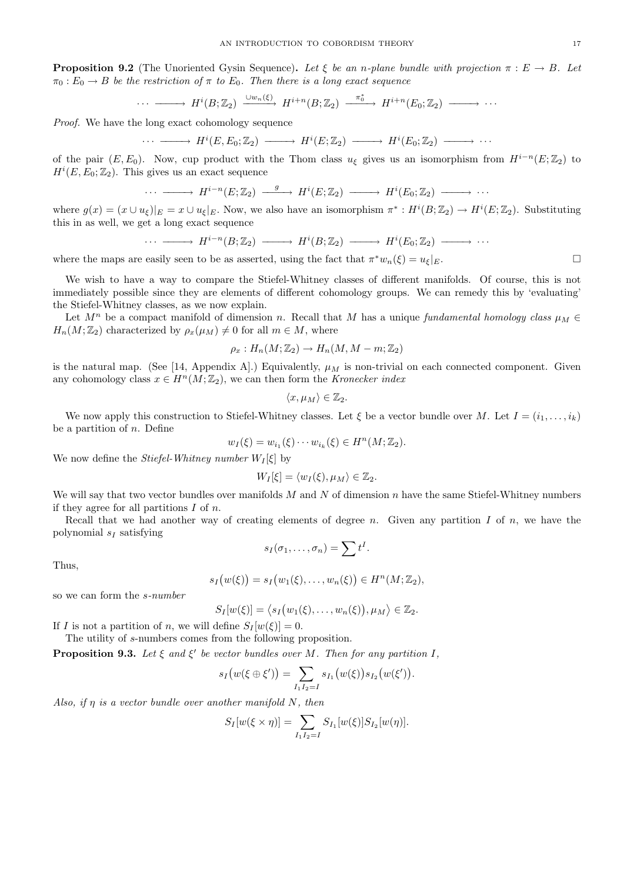**Proposition 9.2** (The Unoriented Gysin Sequence)**.** *Let $\xi$ be an $n$-plane bundle with projection $\pi : E \to B$. Let $\pi_0 : E_0 \to B$ be the restriction of $\pi$ to $E_0$. Then there is a long exact sequence*

$$\cdots \longrightarrow H^i(B;\mathbb{Z}_2) \xrightarrow{\cup w_n(\xi)} H^{i+n}(B;\mathbb{Z}_2) \xrightarrow{\pi_0^*} H^{i+n}(E_0;\mathbb{Z}_2) \longrightarrow \cdots$$

*Proof.* We have the long exact cohomology sequence

$$\cdots \longrightarrow H^i(E,E_0;\mathbb{Z}_2) \longrightarrow H^i(E;\mathbb{Z}_2) \longrightarrow H^i(E_0;\mathbb{Z}_2) \longrightarrow \cdots$$

of the pair $(E,E_0)$. Now, cup product with the Thom class $u_\xi$ gives us an isomorphism from $H^{i-n}(E;\mathbb{Z}_2)$ to $H^i(E,E_0;\mathbb{Z}_2)$. This gives us an exact sequence

$$\cdots \longrightarrow H^{i-n}(E;\mathbb{Z}_2) \xrightarrow{g} H^i(E;\mathbb{Z}_2) \longrightarrow H^i(E_0;\mathbb{Z}_2) \longrightarrow \cdots$$

where $g(x) = (x \cup u_\xi)|_E = x \cup u_\xi|_E$. Now, we also have an isomorphism $\pi^* : H^i(B;\mathbb{Z}_2) \to H^i(E;\mathbb{Z}_2)$. Substituting this in as well, we get a long exact sequence

$$\cdots \longrightarrow H^{i-n}(B;\mathbb{Z}_2) \longrightarrow H^i(B;\mathbb{Z}_2) \longrightarrow H^i(E_0;\mathbb{Z}_2) \longrightarrow \cdots$$

where the maps are easily seen to be as asserted, using the fact that $\pi^* w_n(\xi) = u_\xi|_E$. □

We wish to have a way to compare the Stiefel-Whitney classes of different manifolds. Of course, this is not immediately possible since they are elements of different cohomology groups. We can remedy this by 'evaluating' the Stiefel-Whitney classes, as we now explain.

Let $M^n$ be a compact manifold of dimension $n$. Recall that $M$ has a unique *fundamental homology class* $\mu_M \in H_n(M;\mathbb{Z}_2)$ characterized by $\rho_x(\mu_M) \neq 0$ for all $m \in M$, where

$$\rho_x : H_n(M;\mathbb{Z}_2) \to H_n(M, M-m;\mathbb{Z}_2)$$

is the natural map. (See [14, Appendix A].) Equivalently, $\mu_M$ is non-trivial on each connected component. Given any cohomology class $x \in H^n(M;\mathbb{Z}_2)$, we can then form the *Kronecker index*

$$\langle x, \mu_M \rangle \in \mathbb{Z}_2.$$

We now apply this construction to Stiefel-Whitney classes. Let $\xi$ be a vector bundle over $M$. Let $I = (i_1, \ldots, i_k)$ be a partition of $n$. Define

$$w_I(\xi) = w_{i_1}(\xi) \cdots w_{i_k}(\xi) \in H^n(M;\mathbb{Z}_2).$$

We now define the *Stiefel-Whitney number* $W_I[\xi]$ by

$$W_I[\xi] = \langle w_I(\xi), \mu_M \rangle \in \mathbb{Z}_2.$$

We will say that two vector bundles over manifolds $M$ and $N$ of dimension $n$ have the same Stiefel-Whitney numbers if they agree for all partitions $I$ of $n$.

Recall that we had another way of creating elements of degree $n$. Given any partition $I$ of $n$, we have the polynomial $s_I$ satisfying

$$s_I(\sigma_1, \ldots, \sigma_n) = \sum t^I.$$

Thus,

$$s_I\big(w(\xi)\big) = s_I\big(w_1(\xi), \ldots, w_n(\xi)\big) \in H^n(M;\mathbb{Z}_2),$$

so we can form the *s-number*

$$S_I[w(\xi)] = \big\langle s_I\big(w_1(\xi), \ldots, w_n(\xi)\big), \mu_M \big\rangle \in \mathbb{Z}_2.$$

If $I$ is not a partition of $n$, we will define $S_I[w(\xi)] = 0$.

The utility of $s$-numbers comes from the following proposition.

**Proposition 9.3.** *Let $\xi$ and $\xi'$ be vector bundles over $M$. Then for any partition $I$,*

$$s_I\big(w(\xi \oplus \xi')\big) = \sum_{I_1 I_2 = I} s_{I_1}\big(w(\xi)\big) s_{I_2}\big(w(\xi')\big).$$

*Also, if $\eta$ is a vector bundle over another manifold $N$, then*

$$S_I[w(\xi \times \eta)] = \sum_{I_1 I_2 = I} S_{I_1}[w(\xi)] S_{I_2}[w(\eta)].$$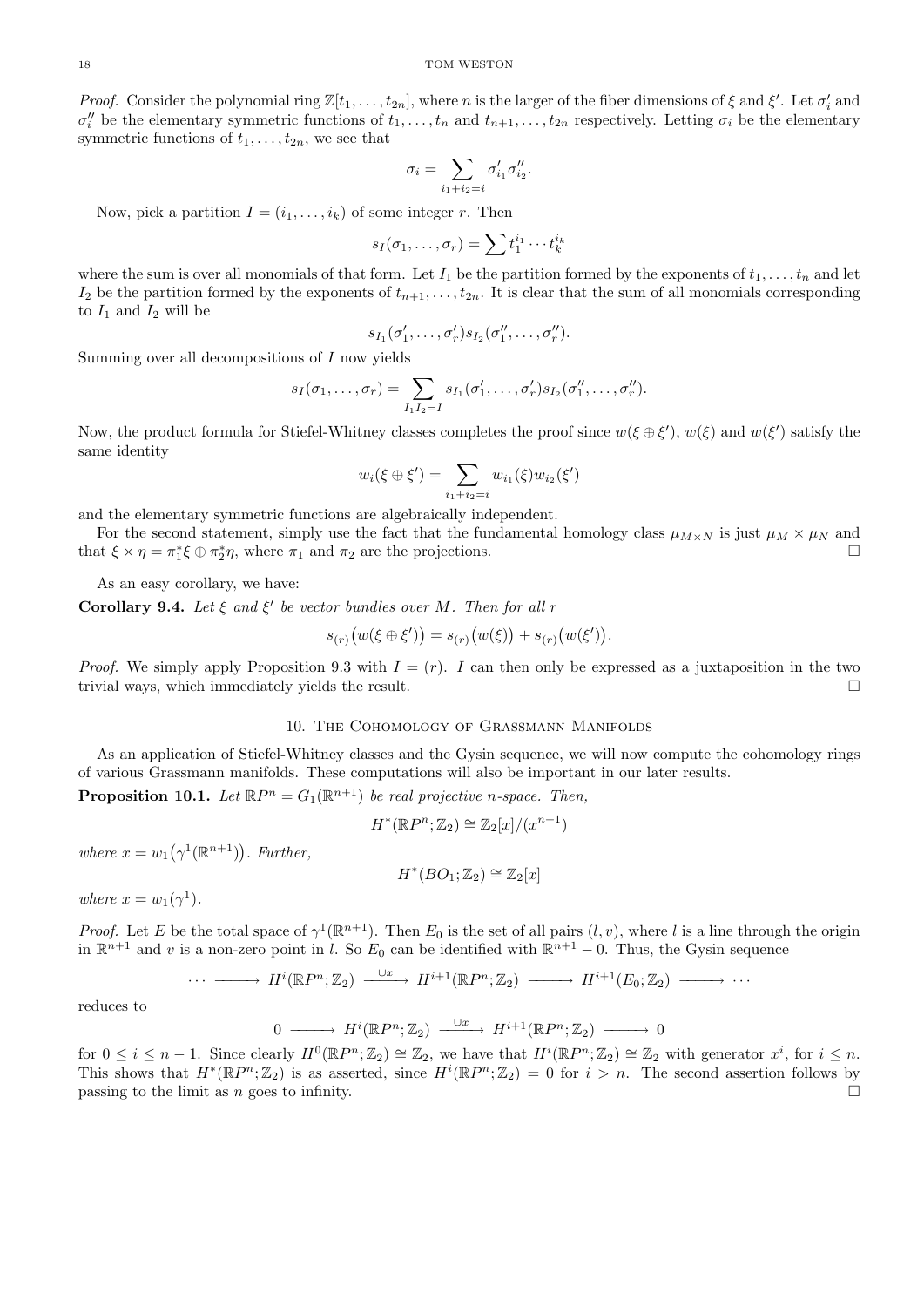*Proof.* Consider the polynomial ring $\mathbb{Z}[t_1, \ldots, t_{2n}]$, where $n$ is the larger of the fiber dimensions of $\xi$ and $\xi'$. Let $\sigma_i'$ and $\sigma_i''$ be the elementary symmetric functions of $t_1, \ldots, t_n$ and $t_{n+1}, \ldots, t_{2n}$ respectively. Letting $\sigma_i$ be the elementary symmetric functions of $t_1, \ldots, t_{2n}$, we see that

$$\sigma_i = \sum_{i_1+i_2=i} \sigma_{i_1}' \sigma_{i_2}''.$$

Now, pick a partition $I = (i_1, \ldots, i_k)$ of some integer $r$. Then

$$s_I(\sigma_1, \ldots, \sigma_r) = \sum t_1^{i_1} \cdots t_k^{i_k}$$

where the sum is over all monomials of that form. Let $I_1$ be the partition formed by the exponents of $t_1, \ldots, t_n$ and let $I_2$ be the partition formed by the exponents of $t_{n+1}, \ldots, t_{2n}$. It is clear that the sum of all monomials corresponding to $I_1$ and $I_2$ will be

$$s_{I_1}(\sigma_1', \ldots, \sigma_r') s_{I_2}(\sigma_1'', \ldots, \sigma_r'').$$

Summing over all decompositions of $I$ now yields

$$s_I(\sigma_1, \ldots, \sigma_r) = \sum_{I_1 I_2 = I} s_{I_1}(\sigma_1', \ldots, \sigma_r') s_{I_2}(\sigma_1'', \ldots, \sigma_r'').$$

Now, the product formula for Stiefel-Whitney classes completes the proof since $w(\xi \oplus \xi')$, $w(\xi)$ and $w(\xi')$ satisfy the same identity

$$w_i(\xi \oplus \xi') = \sum_{i_1+i_2=i} w_{i_1}(\xi) w_{i_2}(\xi')$$

and the elementary symmetric functions are algebraically independent.

For the second statement, simply use the fact that the fundamental homology class $\mu_{M \times N}$ is just $\mu_M \times \mu_N$ and that $\xi \times \eta = \pi_1^* \xi \oplus \pi_2^* \eta$, where $\pi_1$ and $\pi_2$ are the projections. $\square$

As an easy corollary, we have:

**Corollary 9.4.** *Let $\xi$ and $\xi'$ be vector bundles over $M$. Then for all $r$*

$$s_{(r)}\big(w(\xi \oplus \xi')\big) = s_{(r)}\big(w(\xi)\big) + s_{(r)}\big(w(\xi')\big).$$

*Proof.* We simply apply Proposition 9.3 with $I = (r)$. $I$ can then only be expressed as a juxtaposition in the two trivial ways, which immediately yields the result. $\square$

## 10. The Cohomology of Grassmann Manifolds

As an application of Stiefel-Whitney classes and the Gysin sequence, we will now compute the cohomology rings of various Grassmann manifolds. These computations will also be important in our later results.

**Proposition 10.1.** *Let $\mathbb{R}P^n = G_1(\mathbb{R}^{n+1})$ be real projective $n$-space. Then,*

$$H^*(\mathbb{R}P^n; \mathbb{Z}_2) \cong \mathbb{Z}_2[x]/(x^{n+1})$$

*where $x = w_1\big(\gamma^1(\mathbb{R}^{n+1})\big)$. Further,*

$$H^*(BO_1; \mathbb{Z}_2) \cong \mathbb{Z}_2[x]$$

*where $x = w_1(\gamma^1)$.*

*Proof.* Let $E$ be the total space of $\gamma^1(\mathbb{R}^{n+1})$. Then $E_0$ is the set of all pairs $(l, v)$, where $l$ is a line through the origin in $\mathbb{R}^{n+1}$ and $v$ is a non-zero point in $l$. So $E_0$ can be identified with $\mathbb{R}^{n+1} - 0$. Thus, the Gysin sequence

$$\cdots \longrightarrow H^i(\mathbb{R}P^n; \mathbb{Z}_2) \xrightarrow{\ \cup x\ } H^{i+1}(\mathbb{R}P^n; \mathbb{Z}_2) \longrightarrow H^{i+1}(E_0; \mathbb{Z}_2) \longrightarrow \cdots$$

reduces to

$$0 \longrightarrow H^i(\mathbb{R}P^n; \mathbb{Z}_2) \xrightarrow{\ \cup x\ } H^{i+1}(\mathbb{R}P^n; \mathbb{Z}_2) \longrightarrow 0$$

for $0 \le i \le n-1$. Since clearly $H^0(\mathbb{R}P^n; \mathbb{Z}_2) \cong \mathbb{Z}_2$, we have that $H^i(\mathbb{R}P^n; \mathbb{Z}_2) \cong \mathbb{Z}_2$ with generator $x^i$, for $i \le n$. This shows that $H^*(\mathbb{R}P^n; \mathbb{Z}_2)$ is as asserted, since $H^i(\mathbb{R}P^n; \mathbb{Z}_2) = 0$ for $i > n$. The second assertion follows by passing to the limit as $n$ goes to infinity. $\square$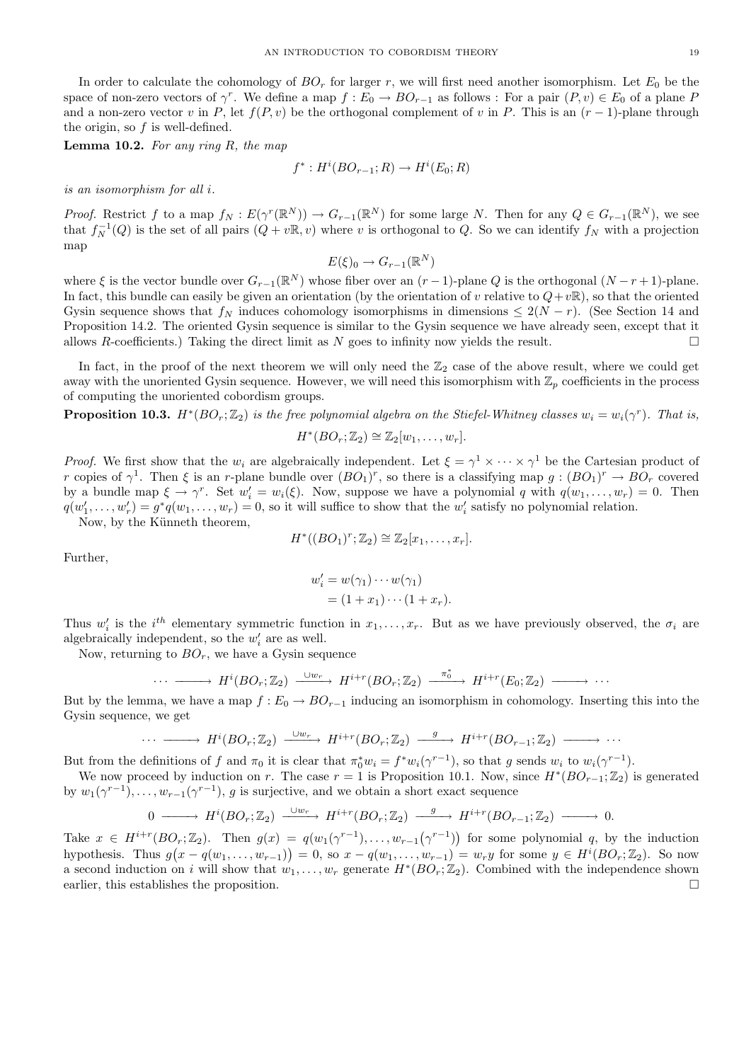In order to calculate the cohomology of $BO_r$ for larger $r$, we will first need another isomorphism. Let $E_0$ be the space of non-zero vectors of $\gamma^r$. We define a map $f : E_0 \to BO_{r-1}$ as follows : For a pair $(P, v) \in E_0$ of a plane $P$ and a non-zero vector $v$ in $P$, let $f(P, v)$ be the orthogonal complement of $v$ in $P$. This is an $(r-1)$-plane through the origin, so $f$ is well-defined.

**Lemma 10.2.** *For any ring $R$, the map*

$$f^* : H^i(BO_{r-1}; R) \to H^i(E_0; R)$$

*is an isomorphism for all $i$.*

*Proof.* Restrict $f$ to a map $f_N : E(\gamma^r(\mathbb{R}^N)) \to G_{r-1}(\mathbb{R}^N)$ for some large $N$. Then for any $Q \in G_{r-1}(\mathbb{R}^N)$, we see that $f_N^{-1}(Q)$ is the set of all pairs $(Q + v\mathbb{R}, v)$ where $v$ is orthogonal to $Q$. So we can identify $f_N$ with a projection map

$$E(\xi)_0 \to G_{r-1}(\mathbb{R}^N)$$

where $\xi$ is the vector bundle over $G_{r-1}(\mathbb{R}^N)$ whose fiber over an $(r-1)$-plane $Q$ is the orthogonal $(N-r+1)$-plane. In fact, this bundle can easily be given an orientation (by the orientation of $v$ relative to $Q + v\mathbb{R}$), so that the oriented Gysin sequence shows that $f_N$ induces cohomology isomorphisms in dimensions $\leq 2(N-r)$. (See Section 14 and Proposition 14.2. The oriented Gysin sequence is similar to the Gysin sequence we have already seen, except that it allows $R$-coefficients.) Taking the direct limit as $N$ goes to infinity now yields the result. $\square$

In fact, in the proof of the next theorem we will only need the $\mathbb{Z}_2$ case of the above result, where we could get away with the unoriented Gysin sequence. However, we will need this isomorphism with $\mathbb{Z}_p$ coefficients in the process of computing the unoriented cobordism groups.

**Proposition 10.3.** *$H^*(BO_r; \mathbb{Z}_2)$ is the free polynomial algebra on the Stiefel-Whitney classes $w_i = w_i(\gamma^r)$. That is,*

$$H^*(BO_r; \mathbb{Z}_2) \cong \mathbb{Z}_2[w_1, \ldots, w_r].$$

*Proof.* We first show that the $w_i$ are algebraically independent. Let $\xi = \gamma^1 \times \cdots \times \gamma^1$ be the Cartesian product of $r$ copies of $\gamma^1$. Then $\xi$ is an $r$-plane bundle over $(BO_1)^r$, so there is a classifying map $g : (BO_1)^r \to BO_r$ covered by a bundle map $\xi \to \gamma^r$. Set $w_i' = w_i(\xi)$. Now, suppose we have a polynomial $q$ with $q(w_1, \ldots, w_r) = 0$. Then $q(w_1', \ldots, w_r') = g^* q(w_1, \ldots, w_r) = 0$, so it will suffice to show that the $w_i'$ satisfy no polynomial relation.

Now, by the Künneth theorem,

$$H^*((BO_1)^r; \mathbb{Z}_2) \cong \mathbb{Z}_2[x_1, \ldots, x_r].$$

Further,

$$\begin{aligned} w_i' &= w(\gamma_1) \cdots w(\gamma_1) \\ &= (1 + x_1) \cdots (1 + x_r). \end{aligned}$$

Thus $w_i'$ is the $i^{th}$ elementary symmetric function in $x_1, \ldots, x_r$. But as we have previously observed, the $\sigma_i$ are algebraically independent, so the $w_i'$ are as well.

Now, returning to $BO_r$, we have a Gysin sequence

$$\cdots \longrightarrow H^i(BO_r; \mathbb{Z}_2) \xrightarrow{\cup w_r} H^{i+r}(BO_r; \mathbb{Z}_2) \xrightarrow{\pi_0^*} H^{i+r}(E_0; \mathbb{Z}_2) \longrightarrow \cdots$$

But by the lemma, we have a map $f : E_0 \to BO_{r-1}$ inducing an isomorphism in cohomology. Inserting this into the Gysin sequence, we get

$$\cdots \longrightarrow H^i(BO_r; \mathbb{Z}_2) \xrightarrow{\cup w_r} H^{i+r}(BO_r; \mathbb{Z}_2) \xrightarrow{g} H^{i+r}(BO_{r-1}; \mathbb{Z}_2) \longrightarrow \cdots$$

But from the definitions of $f$ and $\pi_0$ it is clear that $\pi_0^* w_i = f^* w_i(\gamma^{r-1})$, so that $g$ sends $w_i$ to $w_i(\gamma^{r-1})$.

We now proceed by induction on $r$. The case $r = 1$ is Proposition 10.1. Now, since $H^*(BO_{r-1}; \mathbb{Z}_2)$ is generated by $w_1(\gamma^{r-1}), \ldots, w_{r-1}(\gamma^{r-1})$, $g$ is surjective, and we obtain a short exact sequence

$$0 \longrightarrow H^i(BO_r; \mathbb{Z}_2) \xrightarrow{\cup w_r} H^{i+r}(BO_r; \mathbb{Z}_2) \xrightarrow{g} H^{i+r}(BO_{r-1}; \mathbb{Z}_2) \longrightarrow 0.$$

Take $x \in H^{i+r}(BO_r; \mathbb{Z}_2)$. Then $g(x) = q(w_1(\gamma^{r-1}), \ldots, w_{r-1}(\gamma^{r-1}))$ for some polynomial $q$, by the induction hypothesis. Thus $g(x - q(w_1, \ldots, w_{r-1})) = 0$, so $x - q(w_1, \ldots, w_{r-1}) = w_r y$ for some $y \in H^i(BO_r; \mathbb{Z}_2)$. So now a second induction on $i$ will show that $w_1, \ldots, w_r$ generate $H^*(BO_r; \mathbb{Z}_2)$. Combined with the independence shown earlier, this establishes the proposition. $\square$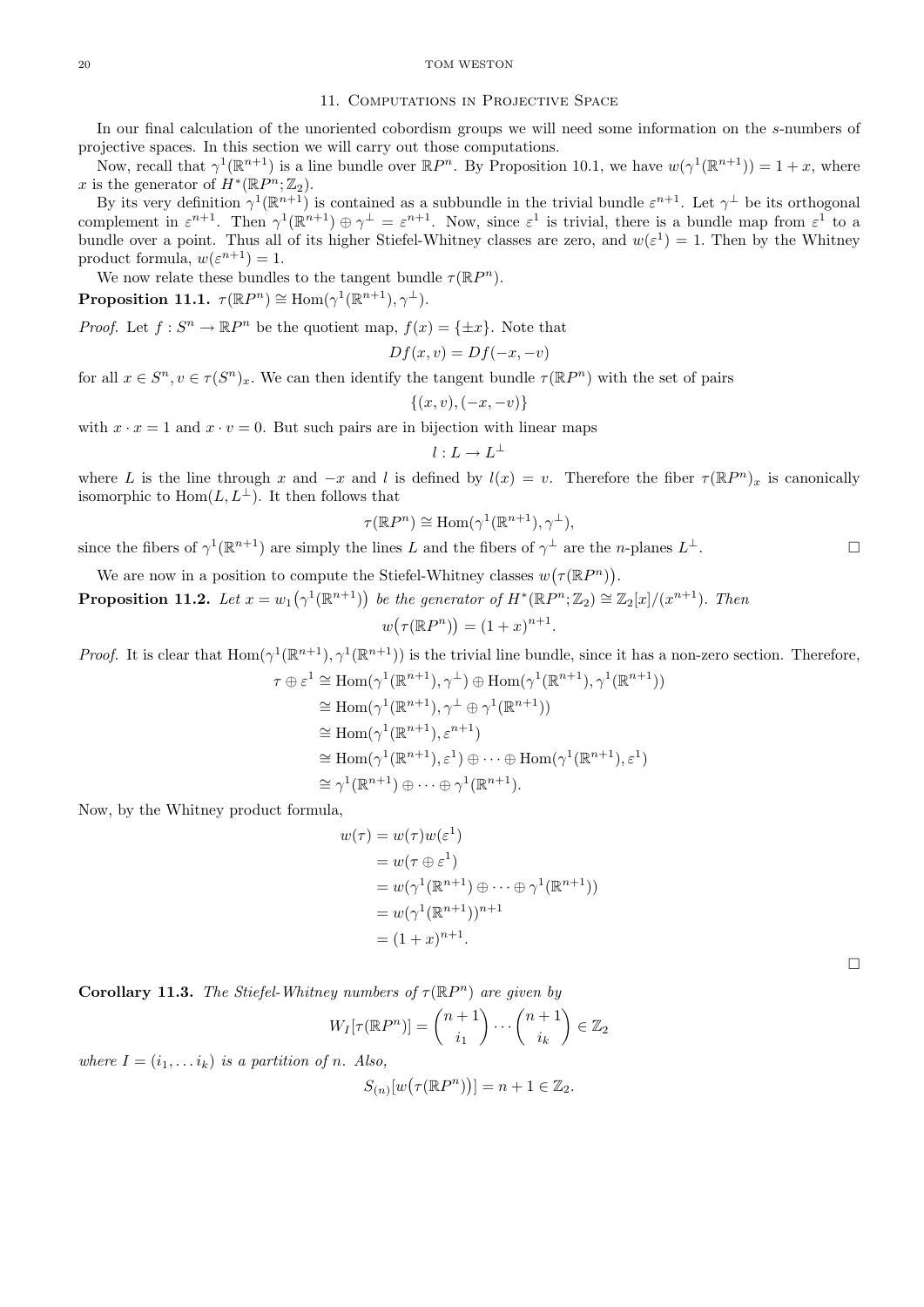## 11. Computations in Projective Space

In our final calculation of the unoriented cobordism groups we will need some information on the $s$-numbers of projective spaces. In this section we will carry out those computations.

Now, recall that $\gamma^1(\mathbb{R}^{n+1})$ is a line bundle over $\mathbb{R}P^n$. By Proposition 10.1, we have $w(\gamma^1(\mathbb{R}^{n+1})) = 1 + x$, where $x$ is the generator of $H^*(\mathbb{R}P^n;\mathbb{Z}_2)$.

By its very definition $\gamma^1(\mathbb{R}^{n+1})$ is contained as a subbundle in the trivial bundle $\varepsilon^{n+1}$. Let $\gamma^\perp$ be its orthogonal complement in $\varepsilon^{n+1}$. Then $\gamma^1(\mathbb{R}^{n+1}) \oplus \gamma^\perp = \varepsilon^{n+1}$. Now, since $\varepsilon^1$ is trivial, there is a bundle map from $\varepsilon^1$ to a bundle over a point. Thus all of its higher Stiefel-Whitney classes are zero, and $w(\varepsilon^1) = 1$. Then by the Whitney product formula, $w(\varepsilon^{n+1}) = 1$.

We now relate these bundles to the tangent bundle $\tau(\mathbb{R}P^n)$.

**Proposition 11.1.** $\tau(\mathbb{R}P^n) \cong \mathrm{Hom}(\gamma^1(\mathbb{R}^{n+1}), \gamma^\perp)$.

*Proof.* Let $f : S^n \to \mathbb{R}P^n$ be the quotient map, $f(x) = \{\pm x\}$. Note that

$$Df(x, v) = Df(-x, -v)$$

for all $x \in S^n, v \in \tau(S^n)_x$. We can then identify the tangent bundle $\tau(\mathbb{R}P^n)$ with the set of pairs

$$\{(x, v), (-x, -v)\}$$

with $x \cdot x = 1$ and $x \cdot v = 0$. But such pairs are in bijection with linear maps

$$l : L \to L^\perp$$

where $L$ is the line through $x$ and $-x$ and $l$ is defined by $l(x) = v$. Therefore the fiber $\tau(\mathbb{R}P^n)_x$ is canonically isomorphic to $\mathrm{Hom}(L, L^\perp)$. It then follows that

$$\tau(\mathbb{R}P^n) \cong \mathrm{Hom}(\gamma^1(\mathbb{R}^{n+1}), \gamma^\perp),$$

since the fibers of $\gamma^1(\mathbb{R}^{n+1})$ are simply the lines $L$ and the fibers of $\gamma^\perp$ are the $n$-planes $L^\perp$. □

We are now in a position to compute the Stiefel-Whitney classes $w\big(\tau(\mathbb{R}P^n)\big)$.

**Proposition 11.2.** *Let $x = w_1\big(\gamma^1(\mathbb{R}^{n+1})\big)$ be the generator of $H^*(\mathbb{R}P^n;\mathbb{Z}_2) \cong \mathbb{Z}_2[x]/(x^{n+1})$. Then*

$$w\big(\tau(\mathbb{R}P^n)\big) = (1 + x)^{n+1}.$$

*Proof.* It is clear that $\mathrm{Hom}(\gamma^1(\mathbb{R}^{n+1}), \gamma^1(\mathbb{R}^{n+1}))$ is the trivial line bundle, since it has a non-zero section. Therefore,

$$\begin{aligned}
\tau \oplus \varepsilon^1 &\cong \mathrm{Hom}(\gamma^1(\mathbb{R}^{n+1}), \gamma^\perp) \oplus \mathrm{Hom}(\gamma^1(\mathbb{R}^{n+1}), \gamma^1(\mathbb{R}^{n+1})) \\
&\cong \mathrm{Hom}(\gamma^1(\mathbb{R}^{n+1}), \gamma^\perp \oplus \gamma^1(\mathbb{R}^{n+1})) \\
&\cong \mathrm{Hom}(\gamma^1(\mathbb{R}^{n+1}), \varepsilon^{n+1}) \\
&\cong \mathrm{Hom}(\gamma^1(\mathbb{R}^{n+1}), \varepsilon^1) \oplus \cdots \oplus \mathrm{Hom}(\gamma^1(\mathbb{R}^{n+1}), \varepsilon^1) \\
&\cong \gamma^1(\mathbb{R}^{n+1}) \oplus \cdots \oplus \gamma^1(\mathbb{R}^{n+1}).
\end{aligned}$$

Now, by the Whitney product formula,

$$\begin{aligned}
w(\tau) &= w(\tau) w(\varepsilon^1) \\
&= w(\tau \oplus \varepsilon^1) \\
&= w(\gamma^1(\mathbb{R}^{n+1}) \oplus \cdots \oplus \gamma^1(\mathbb{R}^{n+1})) \\
&= w(\gamma^1(\mathbb{R}^{n+1}))^{n+1} \\
&= (1 + x)^{n+1}.
\end{aligned}$$

□

**Corollary 11.3.** *The Stiefel-Whitney numbers of $\tau(\mathbb{R}P^n)$ are given by*

$$W_I[\tau(\mathbb{R}P^n)] = \binom{n+1}{i_1} \cdots \binom{n+1}{i_k} \in \mathbb{Z}_2$$

*where $I = (i_1, \ldots i_k)$ is a partition of $n$. Also,*

$$S_{(n)}[w\big(\tau(\mathbb{R}P^n)\big)] = n + 1 \in \mathbb{Z}_2.$$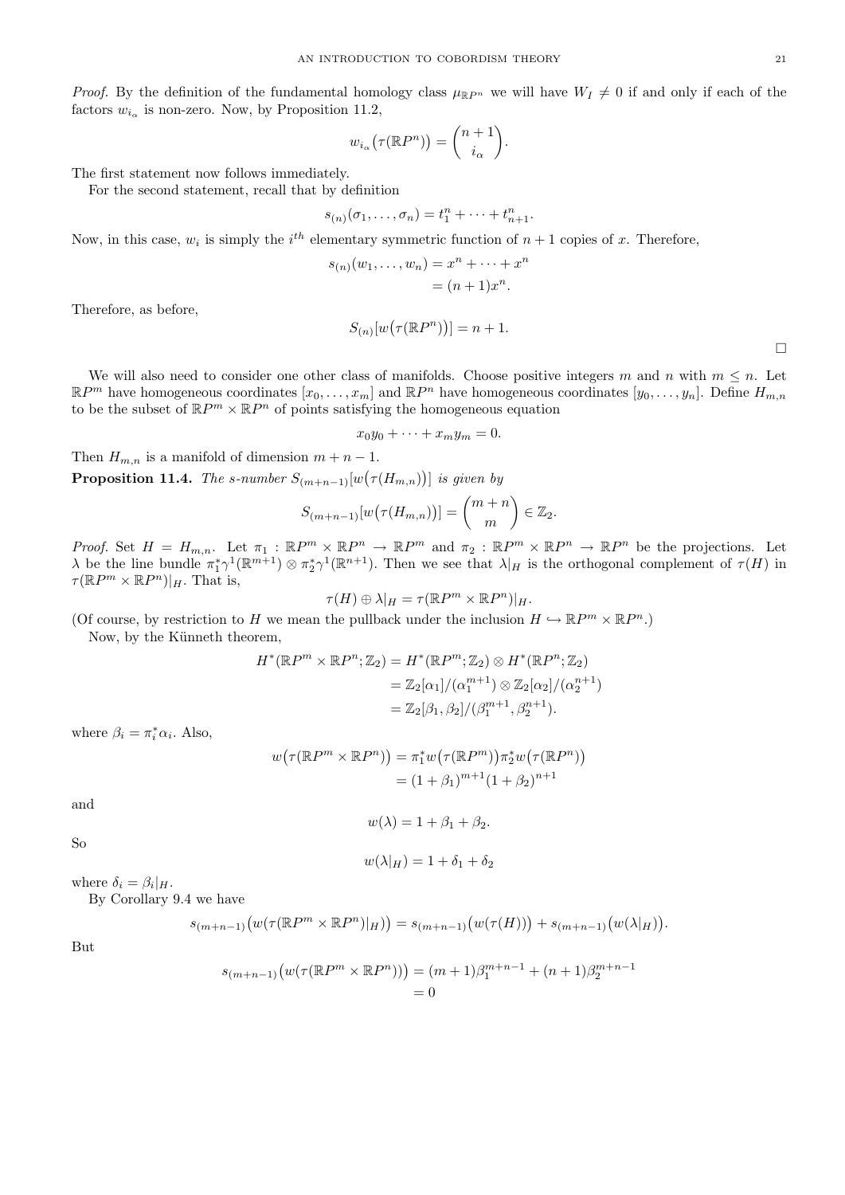*Proof.* By the definition of the fundamental homology class $\mu_{\mathbb{R}P^n}$ we will have $W_I \neq 0$ if and only if each of the factors $w_{i_\alpha}$ is non-zero. Now, by Proposition 11.2,

$$w_{i_\alpha}\big(\tau(\mathbb{R}P^n)\big) = \binom{n+1}{i_\alpha}.$$

The first statement now follows immediately.

For the second statement, recall that by definition

$$s_{(n)}(\sigma_1, \ldots, \sigma_n) = t_1^n + \cdots + t_{n+1}^n.$$

Now, in this case, $w_i$ is simply the $i^{th}$ elementary symmetric function of $n+1$ copies of $x$. Therefore,

$$\begin{aligned} s_{(n)}(w_1, \ldots, w_n) &= x^n + \cdots + x^n \\ &= (n+1)x^n. \end{aligned}$$

Therefore, as before,

$$S_{(n)}[w\big(\tau(\mathbb{R}P^n)\big)] = n+1.$$

□

We will also need to consider one other class of manifolds. Choose positive integers $m$ and $n$ with $m \leq n$. Let $\mathbb{R}P^m$ have homogeneous coordinates $[x_0, \ldots, x_m]$ and $\mathbb{R}P^n$ have homogeneous coordinates $[y_0, \ldots, y_n]$. Define $H_{m,n}$ to be the subset of $\mathbb{R}P^m \times \mathbb{R}P^n$ of points satisfying the homogeneous equation

$$x_0 y_0 + \cdots + x_m y_m = 0.$$

Then $H_{m,n}$ is a manifold of dimension $m+n-1$.

**Proposition 11.4.** *The s-number $S_{(m+n-1)}[w\big(\tau(H_{m,n})\big)]$ is given by*

$$S_{(m+n-1)}[w\big(\tau(H_{m,n})\big)] = \binom{m+n}{m} \in \mathbb{Z}_2.$$

*Proof.* Set $H = H_{m,n}$. Let $\pi_1 : \mathbb{R}P^m \times \mathbb{R}P^n \to \mathbb{R}P^m$ and $\pi_2 : \mathbb{R}P^m \times \mathbb{R}P^n \to \mathbb{R}P^n$ be the projections. Let $\lambda$ be the line bundle $\pi_1^* \gamma^1(\mathbb{R}^{m+1}) \otimes \pi_2^* \gamma^1(\mathbb{R}^{n+1})$. Then we see that $\lambda|_H$ is the orthogonal complement of $\tau(H)$ in $\tau(\mathbb{R}P^m \times \mathbb{R}P^n)|_H$. That is,

$$\tau(H) \oplus \lambda|_H = \tau(\mathbb{R}P^m \times \mathbb{R}P^n)|_H.$$

(Of course, by restriction to $H$ we mean the pullback under the inclusion $H \hookrightarrow \mathbb{R}P^m \times \mathbb{R}P^n$.)

Now, by the Künneth theorem,

$$\begin{aligned} H^*(\mathbb{R}P^m \times \mathbb{R}P^n; \mathbb{Z}_2) &= H^*(\mathbb{R}P^m; \mathbb{Z}_2) \otimes H^*(\mathbb{R}P^n; \mathbb{Z}_2) \\ &= \mathbb{Z}_2[\alpha_1]/(\alpha_1^{m+1}) \otimes \mathbb{Z}_2[\alpha_2]/(\alpha_2^{n+1}) \\ &= \mathbb{Z}_2[\beta_1, \beta_2]/(\beta_1^{m+1}, \beta_2^{n+1}). \end{aligned}$$

where $\beta_i = \pi_i^* \alpha_i$. Also,

$$\begin{aligned} w\big(\tau(\mathbb{R}P^m \times \mathbb{R}P^n)\big) &= \pi_1^* w\big(\tau(\mathbb{R}P^m)\big) \pi_2^* w\big(\tau(\mathbb{R}P^n)\big) \\ &= (1+\beta_1)^{m+1}(1+\beta_2)^{n+1} \end{aligned}$$

and

$$w(\lambda) = 1 + \beta_1 + \beta_2.$$

So

$$w(\lambda|_H) = 1 + \delta_1 + \delta_2$$

where $\delta_i = \beta_i|_H$.

By Corollary 9.4 we have

$$s_{(m+n-1)}\big(w(\tau(\mathbb{R}P^m \times \mathbb{R}P^n)|_H)\big) = s_{(m+n-1)}\big(w(\tau(H))\big) + s_{(m+n-1)}\big(w(\lambda|_H)\big).$$

But

$$\begin{aligned} s_{(m+n-1)}\big(w(\tau(\mathbb{R}P^m \times \mathbb{R}P^n))\big) &= (m+1)\beta_1^{m+n-1} + (n+1)\beta_2^{m+n-1} \\ &= 0 \end{aligned}$$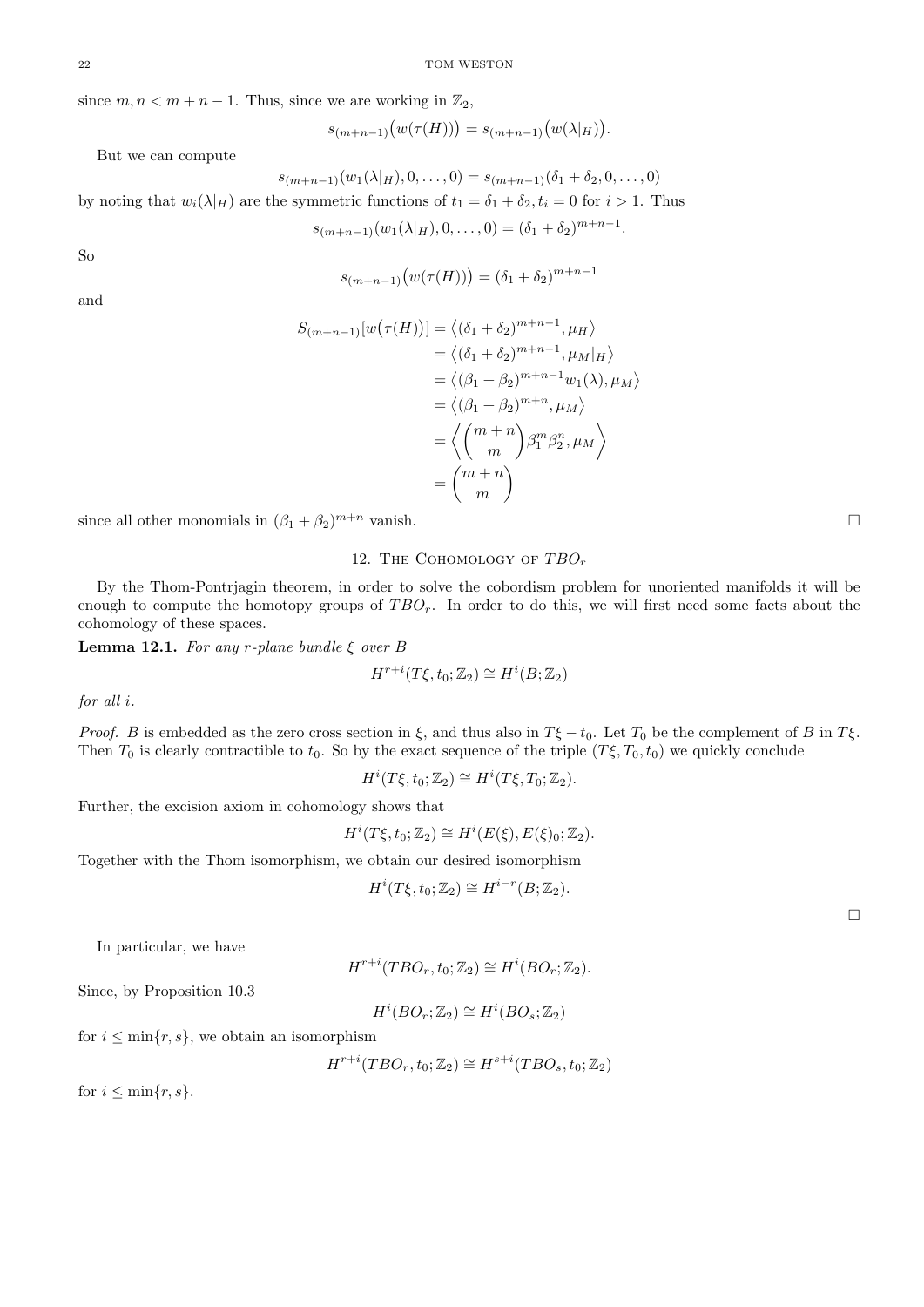since $m, n < m+n-1$. Thus, since we are working in $\mathbb{Z}_2$,

$$s_{(m+n-1)}\big(w(\tau(H))\big) = s_{(m+n-1)}\big(w(\lambda|_H)\big).$$

But we can compute

$$s_{(m+n-1)}(w_1(\lambda|_H), 0, \ldots, 0) = s_{(m+n-1)}(\delta_1 + \delta_2, 0, \ldots, 0)$$

by noting that $w_i(\lambda|_H)$ are the symmetric functions of $t_1 = \delta_1 + \delta_2, t_i = 0$ for $i > 1$. Thus

$$s_{(m+n-1)}(w_1(\lambda|_H), 0, \ldots, 0) = (\delta_1 + \delta_2)^{m+n-1}.$$

So

$$s_{(m+n-1)}\big(w(\tau(H))\big) = (\delta_1 + \delta_2)^{m+n-1}$$

and

$$\begin{aligned}
S_{(m+n-1)}[w\big(\tau(H)\big)] &= \big\langle (\delta_1 + \delta_2)^{m+n-1}, \mu_H \big\rangle \\
&= \big\langle (\delta_1 + \delta_2)^{m+n-1}, \mu_M|_H \big\rangle \\
&= \big\langle (\beta_1 + \beta_2)^{m+n-1} w_1(\lambda), \mu_M \big\rangle \\
&= \big\langle (\beta_1 + \beta_2)^{m+n}, \mu_M \big\rangle \\
&= \left\langle \binom{m+n}{m} \beta_1^m \beta_2^n, \mu_M \right\rangle \\
&= \binom{m+n}{m}
\end{aligned}$$

since all other monomials in $(\beta_1 + \beta_2)^{m+n}$ vanish. □

## 12. The Cohomology of $TBO_r$

By the Thom-Pontrjagin theorem, in order to solve the cobordism problem for unoriented manifolds it will be enough to compute the homotopy groups of $TBO_r$. In order to do this, we will first need some facts about the cohomology of these spaces.

**Lemma 12.1.** *For any $r$-plane bundle $\xi$ over $B$*

$$H^{r+i}(T\xi, t_0; \mathbb{Z}_2) \cong H^i(B; \mathbb{Z}_2)$$

*for all $i$.*

*Proof.* $B$ is embedded as the zero cross section in $\xi$, and thus also in $T\xi - t_0$. Let $T_0$ be the complement of $B$ in $T\xi$. Then $T_0$ is clearly contractible to $t_0$. So by the exact sequence of the triple $(T\xi, T_0, t_0)$ we quickly conclude

$$H^i(T\xi, t_0; \mathbb{Z}_2) \cong H^i(T\xi, T_0; \mathbb{Z}_2).$$

Further, the excision axiom in cohomology shows that

$$H^i(T\xi, t_0; \mathbb{Z}_2) \cong H^i(E(\xi), E(\xi)_0; \mathbb{Z}_2).$$

Together with the Thom isomorphism, we obtain our desired isomorphism

$$H^i(T\xi, t_0; \mathbb{Z}_2) \cong H^{i-r}(B; \mathbb{Z}_2).$$

□

In particular, we have

$$H^{r+i}(TBO_r, t_0; \mathbb{Z}_2) \cong H^i(BO_r; \mathbb{Z}_2).$$

Since, by Proposition 10.3

$$H^i(BO_r; \mathbb{Z}_2) \cong H^i(BO_s; \mathbb{Z}_2)$$

for $i \leq \min\{r, s\}$, we obtain an isomorphism

$$H^{r+i}(TBO_r, t_0; \mathbb{Z}_2) \cong H^{s+i}(TBO_s, t_0; \mathbb{Z}_2)$$

for $i \leq \min\{r, s\}$.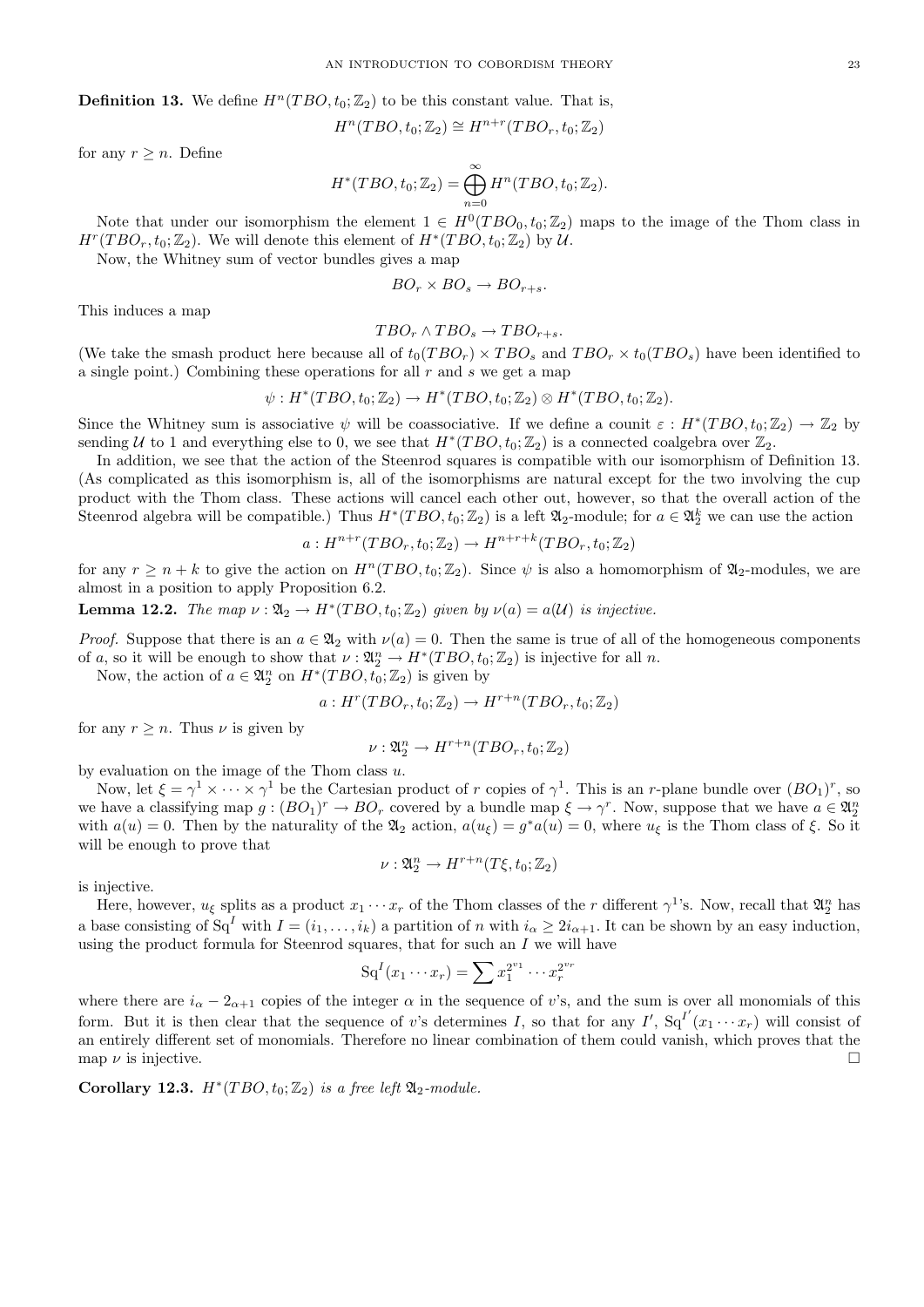**Definition 13.** We define $H^n(TBO, t_0; \mathbb{Z}_2)$ to be this constant value. That is,

$$H^n(TBO, t_0; \mathbb{Z}_2) \cong H^{n+r}(TBO_r, t_0; \mathbb{Z}_2)$$

for any $r \geq n$. Define

$$H^*(TBO, t_0; \mathbb{Z}_2) = \bigoplus_{n=0}^{\infty} H^n(TBO, t_0; \mathbb{Z}_2).$$

Note that under our isomorphism the element $1 \in H^0(TBO_0, t_0; \mathbb{Z}_2)$ maps to the image of the Thom class in $H^r(TBO_r, t_0; \mathbb{Z}_2)$. We will denote this element of $H^*(TBO, t_0; \mathbb{Z}_2)$ by $\mathcal{U}$.

Now, the Whitney sum of vector bundles gives a map

$$BO_r \times BO_s \to BO_{r+s}.$$

This induces a map

$$TBO_r \wedge TBO_s \to TBO_{r+s}.$$

(We take the smash product here because all of $t_0(TBO_r) \times TBO_s$ and $TBO_r \times t_0(TBO_s)$ have been identified to a single point.) Combining these operations for all $r$ and $s$ we get a map

$$\psi : H^*(TBO, t_0; \mathbb{Z}_2) \to H^*(TBO, t_0; \mathbb{Z}_2) \otimes H^*(TBO, t_0; \mathbb{Z}_2).$$

Since the Whitney sum is associative $\psi$ will be coassociative. If we define a counit $\varepsilon : H^*(TBO, t_0; \mathbb{Z}_2) \to \mathbb{Z}_2$ by sending $\mathcal{U}$ to 1 and everything else to 0, we see that $H^*(TBO, t_0; \mathbb{Z}_2)$ is a connected coalgebra over $\mathbb{Z}_2$.

In addition, we see that the action of the Steenrod squares is compatible with our isomorphism of Definition 13. (As complicated as this isomorphism is, all of the isomorphisms are natural except for the two involving the cup product with the Thom class. These actions will cancel each other out, however, so that the overall action of the Steenrod algebra will be compatible.) Thus $H^*(TBO, t_0; \mathbb{Z}_2)$ is a left $\mathfrak{A}_2$-module; for $a \in \mathfrak{A}_2^k$ we can use the action

$$a : H^{n+r}(TBO_r, t_0; \mathbb{Z}_2) \to H^{n+r+k}(TBO_r, t_0; \mathbb{Z}_2)$$

for any $r \geq n + k$ to give the action on $H^n(TBO, t_0; \mathbb{Z}_2)$. Since $\psi$ is also a homomorphism of $\mathfrak{A}_2$-modules, we are almost in a position to apply Proposition 6.2.

**Lemma 12.2.** *The map $\nu : \mathfrak{A}_2 \to H^*(TBO, t_0; \mathbb{Z}_2)$ given by $\nu(a) = a(\mathcal{U})$ is injective.*

*Proof.* Suppose that there is an $a \in \mathfrak{A}_2$ with $\nu(a) = 0$. Then the same is true of all of the homogeneous components of $a$, so it will be enough to show that $\nu : \mathfrak{A}_2^n \to H^*(TBO, t_0; \mathbb{Z}_2)$ is injective for all $n$.

Now, the action of $a \in \mathfrak{A}_2^n$ on $H^*(TBO, t_0; \mathbb{Z}_2)$ is given by

$$a : H^r(TBO_r, t_0; \mathbb{Z}_2) \to H^{r+n}(TBO_r, t_0; \mathbb{Z}_2)$$

for any $r \geq n$. Thus $\nu$ is given by

$$\nu : \mathfrak{A}_2^n \to H^{r+n}(TBO_r, t_0; \mathbb{Z}_2)$$

by evaluation on the image of the Thom class $u$.

Now, let $\xi = \gamma^1 \times \cdots \times \gamma^1$ be the Cartesian product of $r$ copies of $\gamma^1$. This is an $r$-plane bundle over $(BO_1)^r$, so we have a classifying map $g : (BO_1)^r \to BO_r$ covered by a bundle map $\xi \to \gamma^r$. Now, suppose that we have $a \in \mathfrak{A}_2^n$ with $a(u) = 0$. Then by the naturality of the $\mathfrak{A}_2$ action, $a(u_\xi) = g^* a(u) = 0$, where $u_\xi$ is the Thom class of $\xi$. So it will be enough to prove that

$$\nu : \mathfrak{A}_2^n \to H^{r+n}(T\xi, t_0; \mathbb{Z}_2)$$

is injective.

Here, however, $u_\xi$ splits as a product $x_1 \cdots x_r$ of the Thom classes of the $r$ different $\gamma^1$'s. Now, recall that $\mathfrak{A}_2^n$ has a base consisting of $\mathrm{Sq}^I$ with $I = (i_1, \ldots, i_k)$ a partition of $n$ with $i_\alpha \geq 2i_{\alpha+1}$. It can be shown by an easy induction, using the product formula for Steenrod squares, that for such an $I$ we will have

$$\mathrm{Sq}^I(x_1 \cdots x_r) = \sum x_1^{2^{v_1}} \cdots x_r^{2^{v_r}}$$

where there are $i_\alpha - 2_{\alpha+1}$ copies of the integer $\alpha$ in the sequence of $v$'s, and the sum is over all monomials of this form. But it is then clear that the sequence of $v$'s determines $I$, so that for any $I'$, $\mathrm{Sq}^{I'}(x_1 \cdots x_r)$ will consist of an entirely different set of monomials. Therefore no linear combination of them could vanish, which proves that the map $\nu$ is injective. $\square$

**Corollary 12.3.** *$H^*(TBO, t_0; \mathbb{Z}_2)$ is a free left $\mathfrak{A}_2$-module.*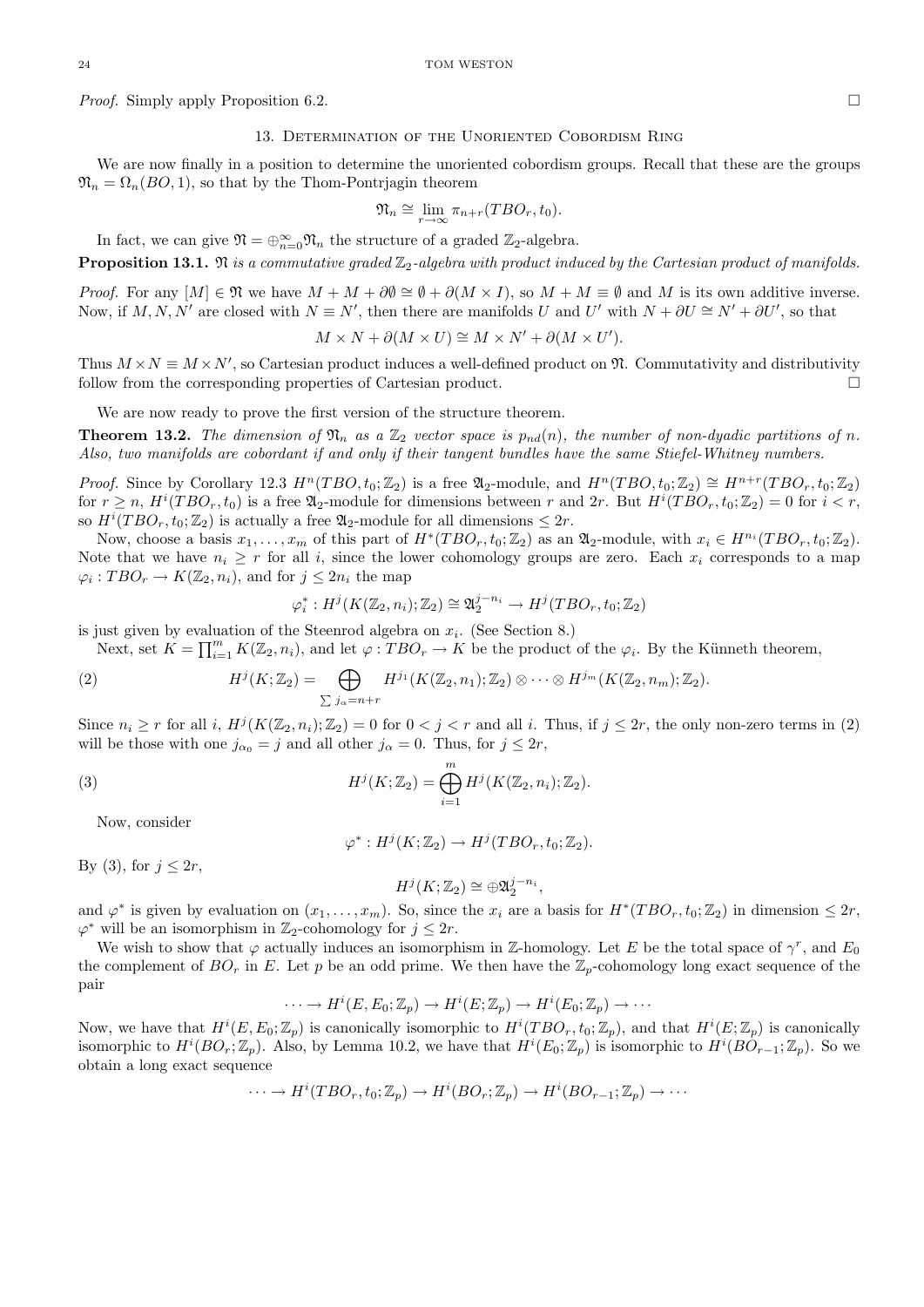*Proof.* Simply apply Proposition 6.2. □

## 13. Determination of the Unoriented Cobordism Ring

We are now finally in a position to determine the unoriented cobordism groups. Recall that these are the groups $\mathfrak{N}_n = \Omega_n(BO, 1)$, so that by the Thom-Pontrjagin theorem

$$\mathfrak{N}_n \cong \lim_{r\to\infty} \pi_{n+r}(TBO_r, t_0).$$

In fact, we can give $\mathfrak{N} = \oplus_{n=0}^{\infty}\mathfrak{N}_n$ the structure of a graded $\mathbb{Z}_2$-algebra.

**Proposition 13.1.** *$\mathfrak{N}$ is a commutative graded $\mathbb{Z}_2$-algebra with product induced by the Cartesian product of manifolds.*

*Proof.* For any $[M] \in \mathfrak{N}$ we have $M + M + \partial\emptyset \cong \emptyset + \partial(M \times I)$, so $M + M \equiv \emptyset$ and $M$ is its own additive inverse. Now, if $M, N, N'$ are closed with $N \equiv N'$, then there are manifolds $U$ and $U'$ with $N + \partial U \cong N' + \partial U'$, so that

$$M \times N + \partial(M \times U) \cong M \times N' + \partial(M \times U').$$

Thus $M \times N \equiv M \times N'$, so Cartesian product induces a well-defined product on $\mathfrak{N}$. Commutativity and distributivity follow from the corresponding properties of Cartesian product. □

We are now ready to prove the first version of the structure theorem.

**Theorem 13.2.** *The dimension of $\mathfrak{N}_n$ as a $\mathbb{Z}_2$ vector space is $p_{nd}(n)$, the number of non-dyadic partitions of $n$. Also, two manifolds are cobordant if and only if their tangent bundles have the same Stiefel-Whitney numbers.*

*Proof.* Since by Corollary 12.3 $H^n(TBO, t_0; \mathbb{Z}_2)$ is a free $\mathfrak{A}_2$-module, and $H^n(TBO, t_0; \mathbb{Z}_2) \cong H^{n+r}(TBO_r, t_0; \mathbb{Z}_2)$ for $r \geq n$, $H^i(TBO_r, t_0)$ is a free $\mathfrak{A}_2$-module for dimensions between $r$ and $2r$. But $H^i(TBO_r, t_0; \mathbb{Z}_2) = 0$ for $i < r$, so $H^i(TBO_r, t_0; \mathbb{Z}_2)$ is actually a free $\mathfrak{A}_2$-module for all dimensions $\leq 2r$.

Now, choose a basis $x_1, \ldots, x_m$ of this part of $H^*(TBO_r, t_0; \mathbb{Z}_2)$ as an $\mathfrak{A}_2$-module, with $x_i \in H^{n_i}(TBO_r, t_0; \mathbb{Z}_2)$. Note that we have $n_i \geq r$ for all $i$, since the lower cohomology groups are zero. Each $x_i$ corresponds to a map $\varphi_i : TBO_r \to K(\mathbb{Z}_2, n_i)$, and for $j \leq 2n_i$ the map

$$\varphi_i^* : H^j(K(\mathbb{Z}_2, n_i); \mathbb{Z}_2) \cong \mathfrak{A}_2^{j-n_i} \to H^j(TBO_r, t_0; \mathbb{Z}_2)$$

is just given by evaluation of the Steenrod algebra on $x_i$. (See Section 8.)

Next, set $K = \prod_{i=1}^m K(\mathbb{Z}_2, n_i)$, and let $\varphi : TBO_r \to K$ be the product of the $\varphi_i$. By the Künneth theorem,

$$H^j(K; \mathbb{Z}_2) = \bigoplus_{\sum j_\alpha = n+r} H^{j_1}(K(\mathbb{Z}_2, n_1); \mathbb{Z}_2) \otimes \cdots \otimes H^{j_m}(K(\mathbb{Z}_2, n_m); \mathbb{Z}_2). \tag{2}$$

Since $n_i \geq r$ for all $i$, $H^j(K(\mathbb{Z}_2, n_i); \mathbb{Z}_2) = 0$ for $0 < j < r$ and all $i$. Thus, if $j \leq 2r$, the only non-zero terms in (2) will be those with one $j_{\alpha_0} = j$ and all other $j_\alpha = 0$. Thus, for $j \leq 2r$,

$$H^j(K; \mathbb{Z}_2) = \bigoplus_{i=1}^m H^j(K(\mathbb{Z}_2, n_i); \mathbb{Z}_2). \tag{3}$$

Now, consider

$$\varphi^* : H^j(K; \mathbb{Z}_2) \to H^j(TBO_r, t_0; \mathbb{Z}_2).$$

By (3), for $j \leq 2r$,

$$H^j(K; \mathbb{Z}_2) \cong \oplus\mathfrak{A}_2^{j-n_i},$$

and $\varphi^*$ is given by evaluation on $(x_1, \ldots, x_m)$. So, since the $x_i$ are a basis for $H^*(TBO_r, t_0; \mathbb{Z}_2)$ in dimension $\leq 2r$, $\varphi^*$ will be an isomorphism in $\mathbb{Z}_2$-cohomology for $j \leq 2r$.

We wish to show that $\varphi$ actually induces an isomorphism in $\mathbb{Z}$-homology. Let $E$ be the total space of $\gamma^r$, and $E_0$ the complement of $BO_r$ in $E$. Let $p$ be an odd prime. We then have the $\mathbb{Z}_p$-cohomology long exact sequence of the pair

$$\cdots \to H^i(E, E_0; \mathbb{Z}_p) \to H^i(E; \mathbb{Z}_p) \to H^i(E_0; \mathbb{Z}_p) \to \cdots$$

Now, we have that $H^i(E, E_0; \mathbb{Z}_p)$ is canonically isomorphic to $H^i(TBO_r, t_0; \mathbb{Z}_p)$, and that $H^i(E; \mathbb{Z}_p)$ is canonically isomorphic to $H^i(BO_r; \mathbb{Z}_p)$. Also, by Lemma 10.2, we have that $H^i(E_0; \mathbb{Z}_p)$ is isomorphic to $H^i(BO_{r-1}; \mathbb{Z}_p)$. So we obtain a long exact sequence

$$\cdots \to H^i(TBO_r, t_0; \mathbb{Z}_p) \to H^i(BO_r; \mathbb{Z}_p) \to H^i(BO_{r-1}; \mathbb{Z}_p) \to \cdots$$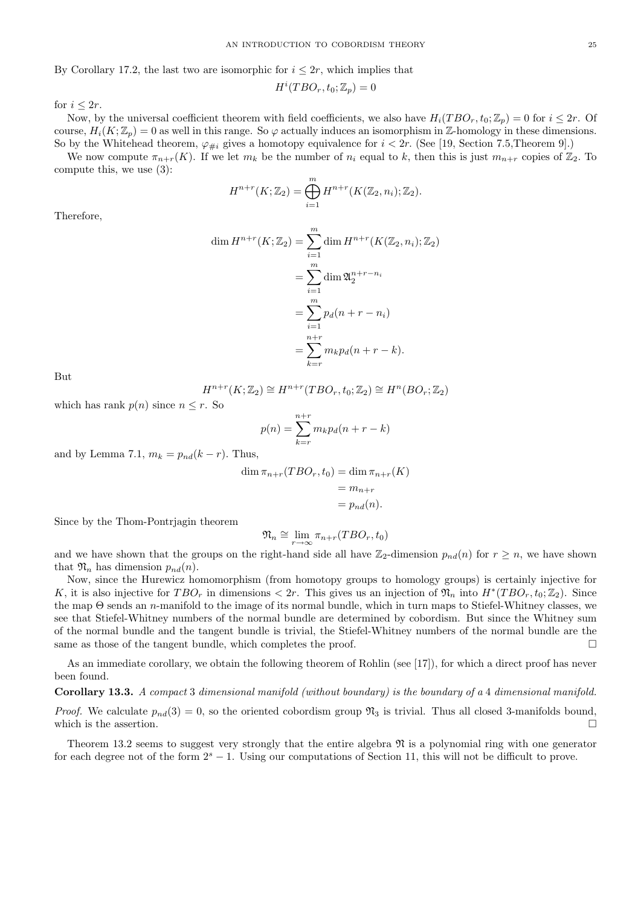By Corollary 17.2, the last two are isomorphic for $i \leq 2r$, which implies that

$$H^i(TBO_r, t_0; \mathbb{Z}_p) = 0$$

for $i \leq 2r$.

Now, by the universal coefficient theorem with field coefficients, we also have $H_i(TBO_r, t_0; \mathbb{Z}_p) = 0$ for $i \leq 2r$. Of course, $H_i(K; \mathbb{Z}_p) = 0$ as well in this range. So $\varphi$ actually induces an isomorphism in $\mathbb{Z}$-homology in these dimensions. So by the Whitehead theorem, $\varphi_{\#i}$ gives a homotopy equivalence for $i < 2r$. (See [19, Section 7.5,Theorem 9].)

We now compute $\pi_{n+r}(K)$. If we let $m_k$ be the number of $n_i$ equal to $k$, then this is just $m_{n+r}$ copies of $\mathbb{Z}_2$. To compute this, we use (3):

$$H^{n+r}(K; \mathbb{Z}_2) = \bigoplus_{i=1}^{m} H^{n+r}(K(\mathbb{Z}_2, n_i); \mathbb{Z}_2).$$

Therefore,

$$\begin{aligned}
\dim H^{n+r}(K; \mathbb{Z}_2) &= \sum_{i=1}^{m} \dim H^{n+r}(K(\mathbb{Z}_2, n_i); \mathbb{Z}_2) \\
&= \sum_{i=1}^{m} \dim \mathfrak{A}_2^{n+r-n_i} \\
&= \sum_{i=1}^{m} p_d(n + r - n_i) \\
&= \sum_{k=r}^{n+r} m_k p_d(n + r - k).
\end{aligned}$$

But

$$H^{n+r}(K; \mathbb{Z}_2) \cong H^{n+r}(TBO_r, t_0; \mathbb{Z}_2) \cong H^n(BO_r; \mathbb{Z}_2)$$

which has rank $p(n)$ since $n \leq r$. So

$$p(n) = \sum_{k=r}^{n+r} m_k p_d(n + r - k)$$

and by Lemma 7.1, $m_k = p_{nd}(k - r)$. Thus,

$$\begin{aligned}
\dim \pi_{n+r}(TBO_r, t_0) &= \dim \pi_{n+r}(K) \\
&= m_{n+r} \\
&= p_{nd}(n).
\end{aligned}$$

Since by the Thom-Pontrjagin theorem

$$\mathfrak{N}_n \cong \lim_{r \to \infty} \pi_{n+r}(TBO_r, t_0)$$

and we have shown that the groups on the right-hand side all have $\mathbb{Z}_2$-dimension $p_{nd}(n)$ for $r \geq n$, we have shown that $\mathfrak{N}_n$ has dimension $p_{nd}(n)$.

Now, since the Hurewicz homomorphism (from homotopy groups to homology groups) is certainly injective for $K$, it is also injective for $TBO_r$ in dimensions $< 2r$. This gives us an injection of $\mathfrak{N}_n$ into $H^*(TBO_r, t_0; \mathbb{Z}_2)$. Since the map $\Theta$ sends an $n$-manifold to the image of its normal bundle, which in turn maps to Stiefel-Whitney classes, we see that Stiefel-Whitney numbers of the normal bundle are determined by cobordism. But since the Whitney sum of the normal bundle and the tangent bundle is trivial, the Stiefel-Whitney numbers of the normal bundle are the same as those of the tangent bundle, which completes the proof. □

As an immediate corollary, we obtain the following theorem of Rohlin (see [17]), for which a direct proof has never been found.

**Corollary 13.3.** *A compact 3 dimensional manifold (without boundary) is the boundary of a 4 dimensional manifold.*

*Proof.* We calculate $p_{nd}(3) = 0$, so the oriented cobordism group $\mathfrak{N}_3$ is trivial. Thus all closed 3-manifolds bound, which is the assertion. □

Theorem 13.2 seems to suggest very strongly that the entire algebra $\mathfrak{N}$ is a polynomial ring with one generator for each degree not of the form $2^s - 1$. Using our computations of Section 11, this will not be difficult to prove.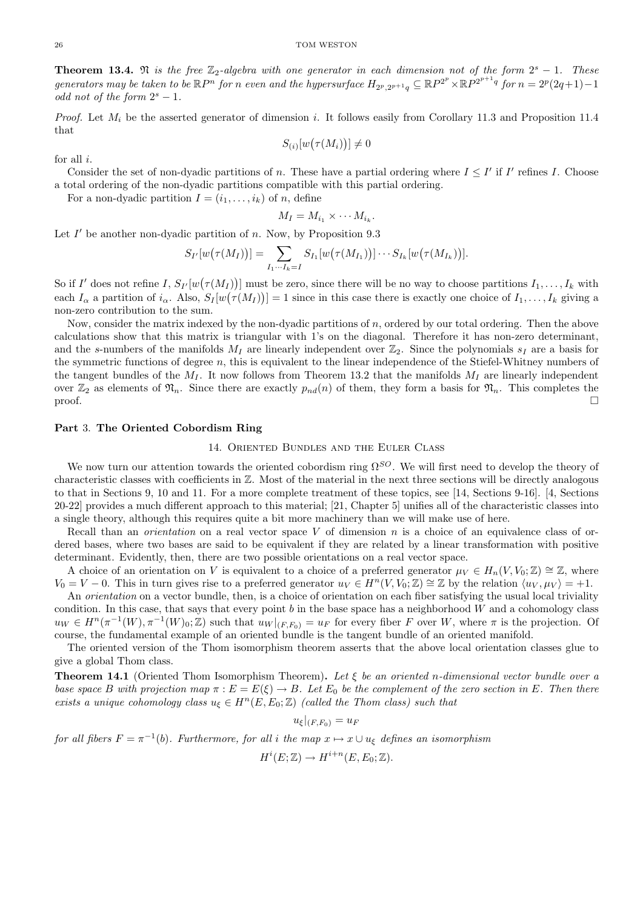**Theorem 13.4.** *$\mathfrak{N}$ is the free $\mathbb{Z}_2$-algebra with one generator in each dimension not of the form $2^s - 1$. These generators may be taken to be $\mathbb{R}P^n$ for $n$ even and the hypersurface $H_{2^p, 2^{p+1}q} \subseteq \mathbb{R}P^{2^p} \times \mathbb{R}P^{2^{p+1}q}$ for $n = 2^p(2q+1) - 1$ odd not of the form $2^s - 1$.*

*Proof.* Let $M_i$ be the asserted generator of dimension $i$. It follows easily from Corollary 11.3 and Proposition 11.4 that

$$S_{(i)}[w(\tau(M_i))] \neq 0$$

for all $i$.

Consider the set of non-dyadic partitions of $n$. These have a partial ordering where $I \leq I'$ if $I'$ refines $I$. Choose a total ordering of the non-dyadic partitions compatible with this partial ordering.

For a non-dyadic partition $I = (i_1, \ldots, i_k)$ of $n$, define

$$M_I = M_{i_1} \times \cdots M_{i_k}.$$

Let $I'$ be another non-dyadic partition of $n$. Now, by Proposition 9.3

$$S_{I'}[w(\tau(M_I))] = \sum_{I_1 \cdots I_k = I} S_{I_1}[w(\tau(M_{I_1}))] \cdots S_{I_k}[w(\tau(M_{I_k}))].$$

So if $I'$ does not refine $I$, $S_{I'}[w(\tau(M_I))]$ must be zero, since there will be no way to choose partitions $I_1, \ldots, I_k$ with each $I_\alpha$ a partition of $i_\alpha$. Also, $S_I[w(\tau(M_I))] = 1$ since in this case there is exactly one choice of $I_1, \ldots, I_k$ giving a non-zero contribution to the sum.

Now, consider the matrix indexed by the non-dyadic partitions of $n$, ordered by our total ordering. Then the above calculations show that this matrix is triangular with 1's on the diagonal. Therefore it has non-zero determinant, and the $s$-numbers of the manifolds $M_I$ are linearly independent over $\mathbb{Z}_2$. Since the polynomials $s_I$ are a basis for the symmetric functions of degree $n$, this is equivalent to the linear independence of the Stiefel-Whitney numbers of the tangent bundles of the $M_I$. It now follows from Theorem 13.2 that the manifolds $M_I$ are linearly independent over $\mathbb{Z}_2$ as elements of $\mathfrak{N}_n$. Since there are exactly $p_{nd}(n)$ of them, they form a basis for $\mathfrak{N}_n$. This completes the proof. $\square$

# Part 3. The Oriented Cobordism Ring

## 14. Oriented Bundles and the Euler Class

We now turn our attention towards the oriented cobordism ring $\Omega^{SO}$. We will first need to develop the theory of characteristic classes with coefficients in $\mathbb{Z}$. Most of the material in the next three sections will be directly analogous to that in Sections 9, 10 and 11. For a more complete treatment of these topics, see [14, Sections 9-16]. [4, Sections 20-22] provides a much different approach to this material; [21, Chapter 5] unifies all of the characteristic classes into a single theory, although this requires quite a bit more machinery than we will make use of here.

Recall than an *orientation* on a real vector space $V$ of dimension $n$ is a choice of an equivalence class of ordered bases, where two bases are said to be equivalent if they are related by a linear transformation with positive determinant. Evidently, then, there are two possible orientations on a real vector space.

A choice of an orientation on $V$ is equivalent to a choice of a preferred generator $\mu_V \in H_n(V, V_0; \mathbb{Z}) \cong \mathbb{Z}$, where $V_0 = V - 0$. This in turn gives rise to a preferred generator $u_V \in H^n(V, V_0; \mathbb{Z}) \cong \mathbb{Z}$ by the relation $\langle u_V, \mu_V \rangle = +1$.

An *orientation* on a vector bundle, then, is a choice of orientation on each fiber satisfying the usual local triviality condition. In this case, that says that every point $b$ in the base space has a neighborhood $W$ and a cohomology class $u_W \in H^n(\pi^{-1}(W), \pi^{-1}(W)_0; \mathbb{Z})$ such that $u_W|_{(F,F_0)} = u_F$ for every fiber $F$ over $W$, where $\pi$ is the projection. Of course, the fundamental example of an oriented bundle is the tangent bundle of an oriented manifold.

The oriented version of the Thom isomorphism theorem asserts that the above local orientation classes glue to give a global Thom class.

**Theorem 14.1** (Oriented Thom Isomorphism Theorem)**.** *Let $\xi$ be an oriented $n$-dimensional vector bundle over a base space $B$ with projection map $\pi : E = E(\xi) \to B$. Let $E_0$ be the complement of the zero section in $E$. Then there exists a unique cohomology class $u_\xi \in H^n(E, E_0; \mathbb{Z})$ (called the Thom class) such that*

$$u_\xi|_{(F,F_0)} = u_F$$

*for all fibers $F = \pi^{-1}(b)$. Furthermore, for all $i$ the map $x \mapsto x \cup u_\xi$ defines an isomorphism*

$$H^i(E; \mathbb{Z}) \to H^{i+n}(E, E_0; \mathbb{Z}).$$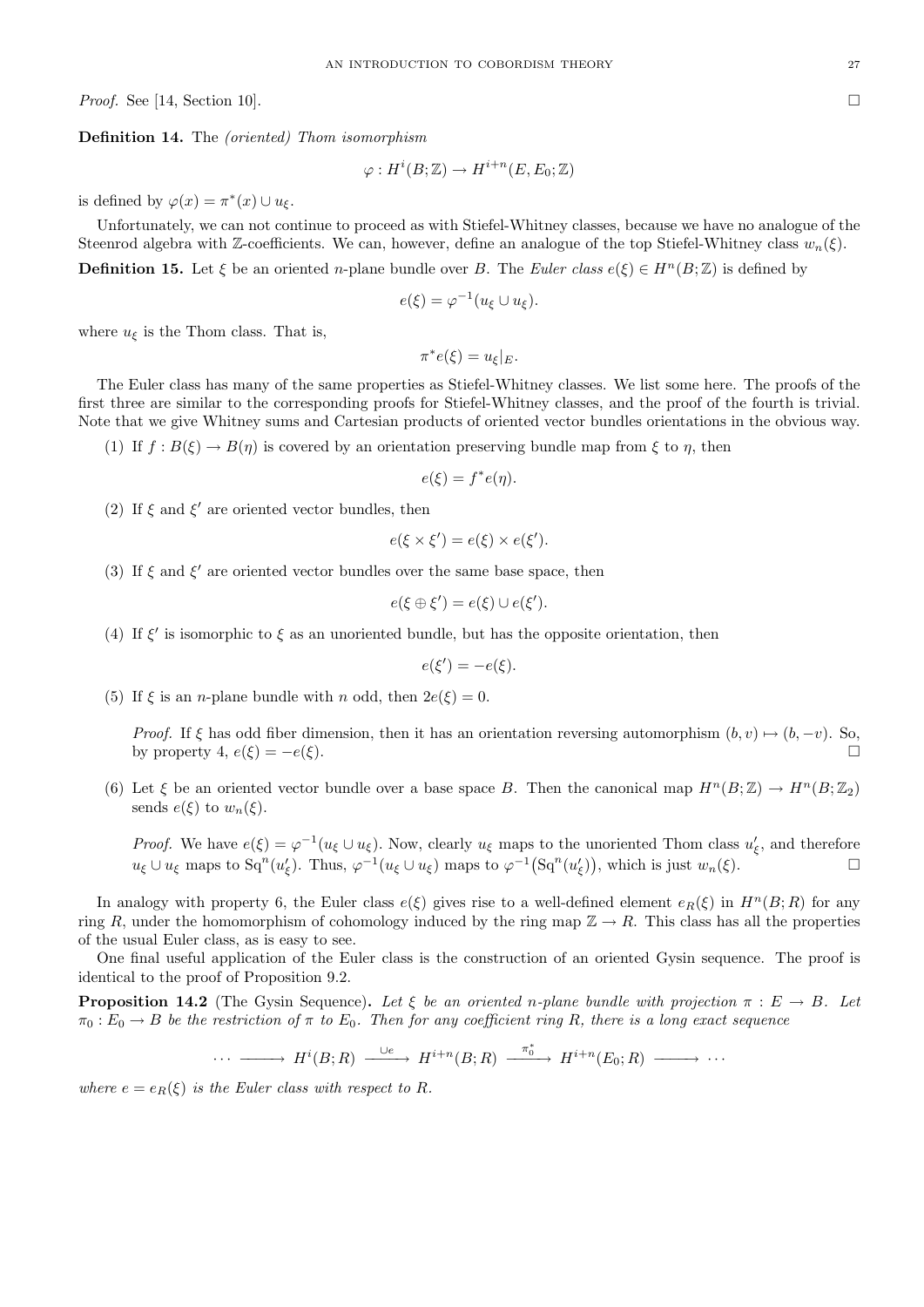*Proof.* See [14, Section 10]. □

**Definition 14.** The *(oriented) Thom isomorphism*

$$\varphi : H^i(B;\mathbb{Z}) \to H^{i+n}(E, E_0;\mathbb{Z})$$

is defined by $\varphi(x) = \pi^*(x) \cup u_\xi$.

Unfortunately, we can not continue to proceed as with Stiefel-Whitney classes, because we have no analogue of the Steenrod algebra with $\mathbb{Z}$-coefficients. We can, however, define an analogue of the top Stiefel-Whitney class $w_n(\xi)$.

**Definition 15.** Let $\xi$ be an oriented $n$-plane bundle over $B$. The *Euler class* $e(\xi) \in H^n(B;\mathbb{Z})$ is defined by

$$e(\xi) = \varphi^{-1}(u_\xi \cup u_\xi).$$

where $u_\xi$ is the Thom class. That is,

$$\pi^* e(\xi) = u_\xi|_E.$$

The Euler class has many of the same properties as Stiefel-Whitney classes. We list some here. The proofs of the first three are similar to the corresponding proofs for Stiefel-Whitney classes, and the proof of the fourth is trivial. Note that we give Whitney sums and Cartesian products of oriented vector bundles orientations in the obvious way.

(1) If $f : B(\xi) \to B(\eta)$ is covered by an orientation preserving bundle map from $\xi$ to $\eta$, then

$$e(\xi) = f^* e(\eta).$$

(2) If $\xi$ and $\xi'$ are oriented vector bundles, then

$$e(\xi \times \xi') = e(\xi) \times e(\xi').$$

(3) If $\xi$ and $\xi'$ are oriented vector bundles over the same base space, then

$$e(\xi \oplus \xi') = e(\xi) \cup e(\xi').$$

(4) If $\xi'$ is isomorphic to $\xi$ as an unoriented bundle, but has the opposite orientation, then

$$e(\xi') = -e(\xi).$$

(5) If $\xi$ is an $n$-plane bundle with $n$ odd, then $2e(\xi) = 0$.

*Proof.* If $\xi$ has odd fiber dimension, then it has an orientation reversing automorphism $(b, v) \mapsto (b, -v)$. So, by property 4, $e(\xi) = -e(\xi)$. □

(6) Let $\xi$ be an oriented vector bundle over a base space $B$. Then the canonical map $H^n(B;\mathbb{Z}) \to H^n(B;\mathbb{Z}_2)$ sends $e(\xi)$ to $w_n(\xi)$.

*Proof.* We have $e(\xi) = \varphi^{-1}(u_\xi \cup u_\xi)$. Now, clearly $u_\xi$ maps to the unoriented Thom class $u'_\xi$, and therefore $u_\xi \cup u_\xi$ maps to $\mathrm{Sq}^n(u'_\xi)$. Thus, $\varphi^{-1}(u_\xi \cup u_\xi)$ maps to $\varphi^{-1}\big(\mathrm{Sq}^n(u'_\xi)\big)$, which is just $w_n(\xi)$. □

In analogy with property 6, the Euler class $e(\xi)$ gives rise to a well-defined element $e_R(\xi)$ in $H^n(B;R)$ for any ring $R$, under the homomorphism of cohomology induced by the ring map $\mathbb{Z} \to R$. This class has all the properties of the usual Euler class, as is easy to see.

One final useful application of the Euler class is the construction of an oriented Gysin sequence. The proof is identical to the proof of Proposition 9.2.

**Proposition 14.2** (The Gysin Sequence)**.** *Let $\xi$ be an oriented $n$-plane bundle with projection $\pi : E \to B$. Let $\pi_0 : E_0 \to B$ be the restriction of $\pi$ to $E_0$. Then for any coefficient ring $R$, there is a long exact sequence*

$$\cdots \longrightarrow H^i(B;R) \xrightarrow{\cup e} H^{i+n}(B;R) \xrightarrow{\pi_0^*} H^{i+n}(E_0;R) \longrightarrow \cdots$$

*where $e = e_R(\xi)$ is the Euler class with respect to $R$.*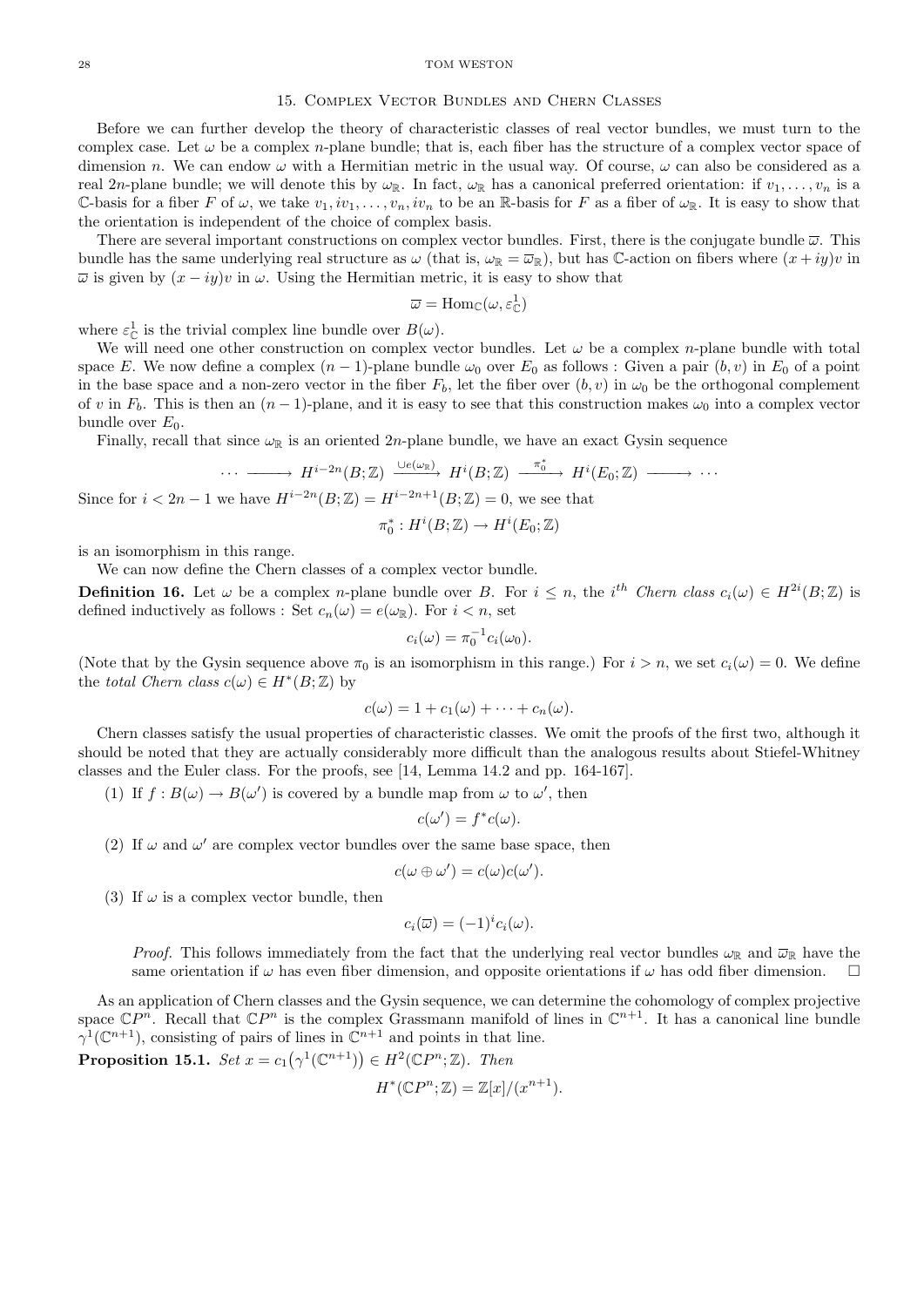## 15. Complex Vector Bundles and Chern Classes

Before we can further develop the theory of characteristic classes of real vector bundles, we must turn to the complex case. Let $\omega$ be a complex $n$-plane bundle; that is, each fiber has the structure of a complex vector space of dimension $n$. We can endow $\omega$ with a Hermitian metric in the usual way. Of course, $\omega$ can also be considered as a real $2n$-plane bundle; we will denote this by $\omega_{\mathbb{R}}$. In fact, $\omega_{\mathbb{R}}$ has a canonical preferred orientation: if $v_1, \ldots, v_n$ is a $\mathbb{C}$-basis for a fiber $F$ of $\omega$, we take $v_1, iv_1, \ldots, v_n, iv_n$ to be an $\mathbb{R}$-basis for $F$ as a fiber of $\omega_{\mathbb{R}}$. It is easy to show that the orientation is independent of the choice of complex basis.

There are several important constructions on complex vector bundles. First, there is the conjugate bundle $\overline{\omega}$. This bundle has the same underlying real structure as $\omega$ (that is, $\omega_{\mathbb{R}} = \overline{\omega}_{\mathbb{R}}$), but has $\mathbb{C}$-action on fibers where $(x+iy)v$ in $\overline{\omega}$ is given by $(x-iy)v$ in $\omega$. Using the Hermitian metric, it is easy to show that

$$\overline{\omega} = \operatorname{Hom}_{\mathbb{C}}(\omega, \varepsilon^1_{\mathbb{C}})$$

where $\varepsilon^1_{\mathbb{C}}$ is the trivial complex line bundle over $B(\omega)$.

We will need one other construction on complex vector bundles. Let $\omega$ be a complex $n$-plane bundle with total space $E$. We now define a complex $(n-1)$-plane bundle $\omega_0$ over $E_0$ as follows : Given a pair $(b, v)$ in $E_0$ of a point in the base space and a non-zero vector in the fiber $F_b$, let the fiber over $(b, v)$ in $\omega_0$ be the orthogonal complement of $v$ in $F_b$. This is then an $(n-1)$-plane, and it is easy to see that this construction makes $\omega_0$ into a complex vector bundle over $E_0$.

Finally, recall that since $\omega_{\mathbb{R}}$ is an oriented $2n$-plane bundle, we have an exact Gysin sequence

$$\cdots \longrightarrow H^{i-2n}(B;\mathbb{Z}) \xrightarrow{\cup e(\omega_{\mathbb{R}})} H^i(B;\mathbb{Z}) \xrightarrow{\pi_0^*} H^i(E_0;\mathbb{Z}) \longrightarrow \cdots$$

Since for $i < 2n-1$ we have $H^{i-2n}(B;\mathbb{Z}) = H^{i-2n+1}(B;\mathbb{Z}) = 0$, we see that

$$\pi_0^* : H^i(B;\mathbb{Z}) \to H^i(E_0;\mathbb{Z})$$

is an isomorphism in this range.

We can now define the Chern classes of a complex vector bundle.

**Definition 16.** Let $\omega$ be a complex $n$-plane bundle over $B$. For $i \leq n$, the $i^{th}$ *Chern class* $c_i(\omega) \in H^{2i}(B;\mathbb{Z})$ is defined inductively as follows : Set $c_n(\omega) = e(\omega_{\mathbb{R}})$. For $i < n$, set

$$c_i(\omega) = \pi_0^{-1} c_i(\omega_0).$$

(Note that by the Gysin sequence above $\pi_0$ is an isomorphism in this range.) For $i > n$, we set $c_i(\omega) = 0$. We define the *total Chern class* $c(\omega) \in H^*(B;\mathbb{Z})$ by

$$c(\omega) = 1 + c_1(\omega) + \cdots + c_n(\omega).$$

Chern classes satisfy the usual properties of characteristic classes. We omit the proofs of the first two, although it should be noted that they are actually considerably more difficult than the analogous results about Stiefel-Whitney classes and the Euler class. For the proofs, see [14, Lemma 14.2 and pp. 164-167].

(1) If $f : B(\omega) \to B(\omega')$ is covered by a bundle map from $\omega$ to $\omega'$, then

$$c(\omega') = f^* c(\omega).$$

(2) If $\omega$ and $\omega'$ are complex vector bundles over the same base space, then

$$c(\omega \oplus \omega') = c(\omega) c(\omega').$$

(3) If $\omega$ is a complex vector bundle, then

$$c_i(\overline{\omega}) = (-1)^i c_i(\omega).$$

*Proof.* This follows immediately from the fact that the underlying real vector bundles $\omega_{\mathbb{R}}$ and $\overline{\omega}_{\mathbb{R}}$ have the same orientation if $\omega$ has even fiber dimension, and opposite orientations if $\omega$ has odd fiber dimension. □

As an application of Chern classes and the Gysin sequence, we can determine the cohomology of complex projective space $\mathbb{C}P^n$. Recall that $\mathbb{C}P^n$ is the complex Grassmann manifold of lines in $\mathbb{C}^{n+1}$. It has a canonical line bundle $\gamma^1(\mathbb{C}^{n+1})$, consisting of pairs of lines in $\mathbb{C}^{n+1}$ and points in that line.

**Proposition 15.1.** *Set* $x = c_1\big(\gamma^1(\mathbb{C}^{n+1})\big) \in H^2(\mathbb{C}P^n;\mathbb{Z})$. *Then*

$$H^*(\mathbb{C}P^n;\mathbb{Z}) = \mathbb{Z}[x]/(x^{n+1}).$$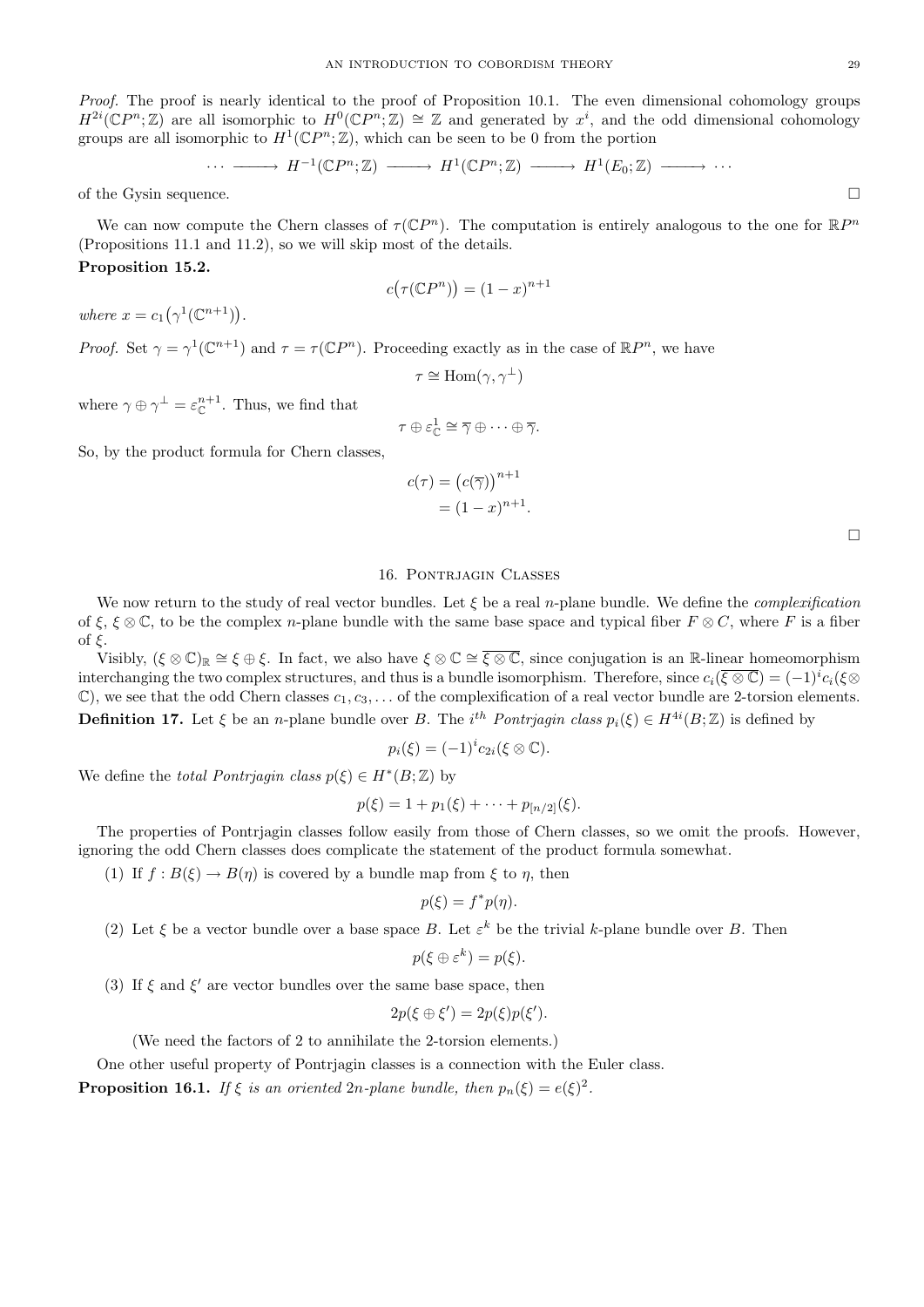*Proof.* The proof is nearly identical to the proof of Proposition 10.1. The even dimensional cohomology groups $H^{2i}(\mathbb{C}P^n;\mathbb{Z})$ are all isomorphic to $H^0(\mathbb{C}P^n;\mathbb{Z}) \cong \mathbb{Z}$ and generated by $x^i$, and the odd dimensional cohomology groups are all isomorphic to $H^1(\mathbb{C}P^n;\mathbb{Z})$, which can be seen to be 0 from the portion

$$\cdots \longrightarrow H^{-1}(\mathbb{C}P^n;\mathbb{Z}) \longrightarrow H^1(\mathbb{C}P^n;\mathbb{Z}) \longrightarrow H^1(E_0;\mathbb{Z}) \longrightarrow \cdots$$

of the Gysin sequence. □

We can now compute the Chern classes of $\tau(\mathbb{C}P^n)$. The computation is entirely analogous to the one for $\mathbb{R}P^n$ (Propositions 11.1 and 11.2), so we will skip most of the details.

**Proposition 15.2.**

$$c\big(\tau(\mathbb{C}P^n)\big) = (1-x)^{n+1}$$

*where* $x = c_1\big(\gamma^1(\mathbb{C}^{n+1})\big)$.

*Proof.* Set $\gamma = \gamma^1(\mathbb{C}^{n+1})$ and $\tau = \tau(\mathbb{C}P^n)$. Proceeding exactly as in the case of $\mathbb{R}P^n$, we have

$$\tau \cong \mathrm{Hom}(\gamma, \gamma^{\perp})$$

where $\gamma \oplus \gamma^{\perp} = \varepsilon_{\mathbb{C}}^{n+1}$. Thus, we find that

$$\tau \oplus \varepsilon_{\mathbb{C}}^1 \cong \overline{\gamma} \oplus \cdots \oplus \overline{\gamma}.$$

So, by the product formula for Chern classes,

$$\begin{aligned} c(\tau) &= \big(c(\overline{\gamma})\big)^{n+1} \\ &= (1-x)^{n+1}. \end{aligned}$$

□

## 16. Pontrjagin Classes

We now return to the study of real vector bundles. Let $\xi$ be a real $n$-plane bundle. We define the *complexification* of $\xi$, $\xi \otimes \mathbb{C}$, to be the complex $n$-plane bundle with the same base space and typical fiber $F \otimes C$, where $F$ is a fiber of $\xi$.

Visibly, $(\xi \otimes \mathbb{C})_{\mathbb{R}} \cong \xi \oplus \xi$. In fact, we also have $\xi \otimes \mathbb{C} \cong \overline{\xi \otimes \mathbb{C}}$, since conjugation is an $\mathbb{R}$-linear homeomorphism interchanging the two complex structures, and thus is a bundle isomorphism. Therefore, since $c_i(\overline{\xi \otimes \mathbb{C}}) = (-1)^i c_i(\xi \otimes \mathbb{C})$, we see that the odd Chern classes $c_1, c_3, \ldots$ of the complexification of a real vector bundle are 2-torsion elements.

**Definition 17.** Let $\xi$ be an $n$-plane bundle over $B$. The $i^{th}$ *Pontrjagin class* $p_i(\xi) \in H^{4i}(B;\mathbb{Z})$ is defined by

$$p_i(\xi) = (-1)^i c_{2i}(\xi \otimes \mathbb{C}).$$

We define the *total Pontrjagin class* $p(\xi) \in H^*(B;\mathbb{Z})$ by

$$p(\xi) = 1 + p_1(\xi) + \cdots + p_{[n/2]}(\xi).$$

The properties of Pontrjagin classes follow easily from those of Chern classes, so we omit the proofs. However, ignoring the odd Chern classes does complicate the statement of the product formula somewhat.

1. If $f : B(\xi) \to B(\eta)$ is covered by a bundle map from $\xi$ to $\eta$, then
$$p(\xi) = f^* p(\eta).$$
2. Let $\xi$ be a vector bundle over a base space $B$. Let $\varepsilon^k$ be the trivial $k$-plane bundle over $B$. Then
$$p(\xi \oplus \varepsilon^k) = p(\xi).$$
3. If $\xi$ and $\xi'$ are vector bundles over the same base space, then
$$2p(\xi \oplus \xi') = 2p(\xi)p(\xi').$$
(We need the factors of 2 to annihilate the 2-torsion elements.)

One other useful property of Pontrjagin classes is a connection with the Euler class.

**Proposition 16.1.** *If* $\xi$ *is an oriented* $2n$*-plane bundle, then* $p_n(\xi) = e(\xi)^2$.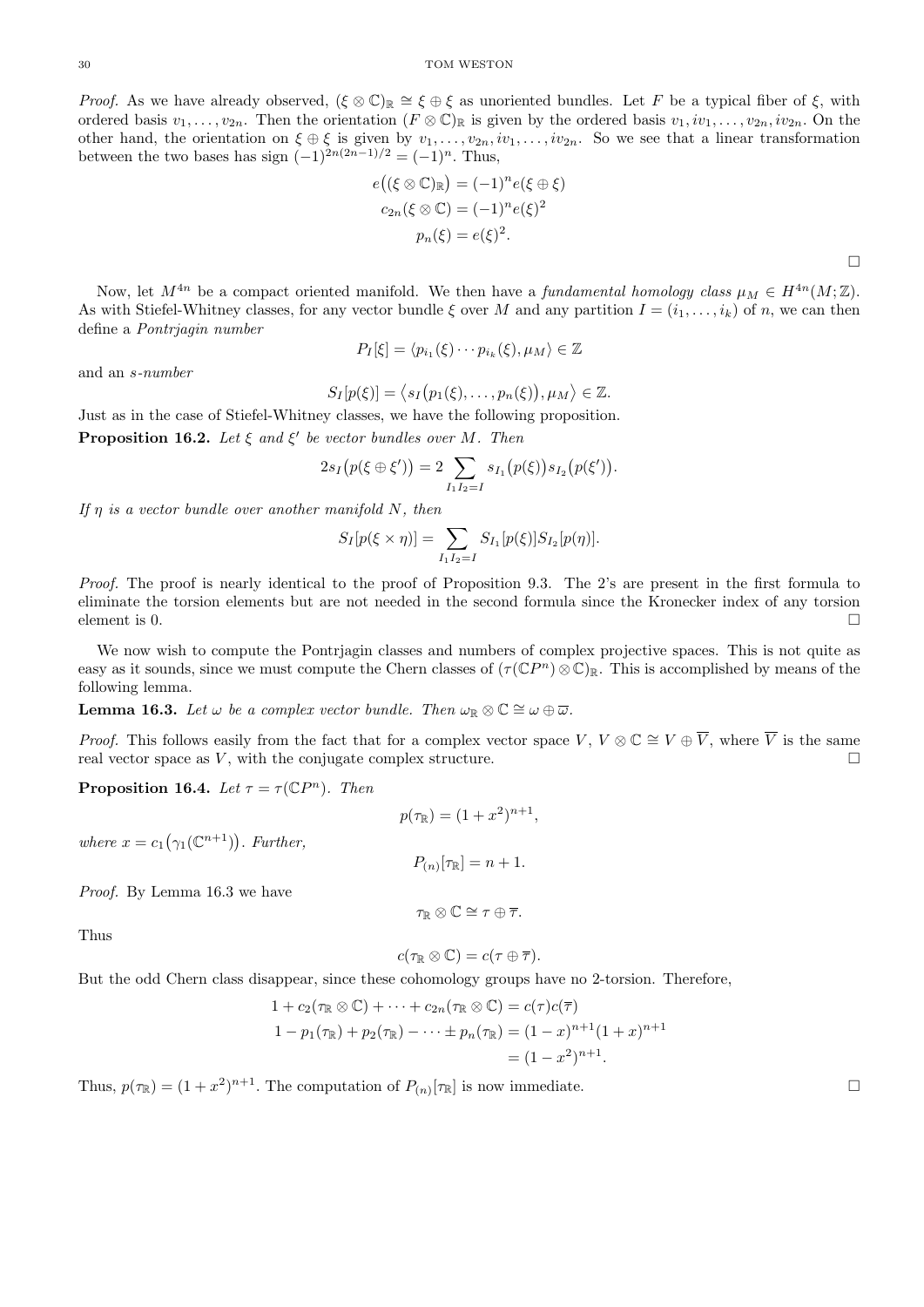*Proof.* As we have already observed, $(\xi \otimes \mathbb{C})_{\mathbb{R}} \cong \xi \oplus \xi$ as unoriented bundles. Let $F$ be a typical fiber of $\xi$, with ordered basis $v_1, \ldots, v_{2n}$. Then the orientation $(F \otimes \mathbb{C})_{\mathbb{R}}$ is given by the ordered basis $v_1, iv_1, \ldots, v_{2n}, iv_{2n}$. On the other hand, the orientation on $\xi \oplus \xi$ is given by $v_1, \ldots, v_{2n}, iv_1, \ldots, iv_{2n}$. So we see that a linear transformation between the two bases has sign $(-1)^{2n(2n-1)/2} = (-1)^n$. Thus,

$$e\big((\xi \otimes \mathbb{C})_{\mathbb{R}}\big) = (-1)^n e(\xi \oplus \xi)$$
$$c_{2n}(\xi \otimes \mathbb{C}) = (-1)^n e(\xi)^2$$
$$p_n(\xi) = e(\xi)^2.$$

□

Now, let $M^{4n}$ be a compact oriented manifold. We then have a *fundamental homology class* $\mu_M \in H^{4n}(M; \mathbb{Z})$. As with Stiefel-Whitney classes, for any vector bundle $\xi$ over $M$ and any partition $I = (i_1, \ldots, i_k)$ of $n$, we can then define a *Pontrjagin number*

$$P_I[\xi] = \langle p_{i_1}(\xi) \cdots p_{i_k}(\xi), \mu_M \rangle \in \mathbb{Z}$$

and an *s-number*

$$S_I[p(\xi)] = \big\langle s_I\big(p_1(\xi), \ldots, p_n(\xi)\big), \mu_M \big\rangle \in \mathbb{Z}.$$

Just as in the case of Stiefel-Whitney classes, we have the following proposition.

**Proposition 16.2.** *Let $\xi$ and $\xi'$ be vector bundles over $M$. Then*

$$2s_I\big(p(\xi \oplus \xi')\big) = 2 \sum_{I_1 I_2 = I} s_{I_1}\big(p(\xi)\big) s_{I_2}\big(p(\xi')\big).$$

*If $\eta$ is a vector bundle over another manifold $N$, then*

$$S_I[p(\xi \times \eta)] = \sum_{I_1 I_2 = I} S_{I_1}[p(\xi)] S_{I_2}[p(\eta)].$$

*Proof.* The proof is nearly identical to the proof of Proposition 9.3. The 2's are present in the first formula to eliminate the torsion elements but are not needed in the second formula since the Kronecker index of any torsion element is 0. □

We now wish to compute the Pontrjagin classes and numbers of complex projective spaces. This is not quite as easy as it sounds, since we must compute the Chern classes of $(\tau(\mathbb{C}P^n) \otimes \mathbb{C})_{\mathbb{R}}$. This is accomplished by means of the following lemma.

**Lemma 16.3.** *Let $\omega$ be a complex vector bundle. Then $\omega_{\mathbb{R}} \otimes \mathbb{C} \cong \omega \oplus \overline{\omega}$.*

*Proof.* This follows easily from the fact that for a complex vector space $V$, $V \otimes \mathbb{C} \cong V \oplus \overline{V}$, where $\overline{V}$ is the same real vector space as $V$, with the conjugate complex structure. □

**Proposition 16.4.** *Let $\tau = \tau(\mathbb{C}P^n)$. Then*

$$p(\tau_{\mathbb{R}}) = (1 + x^2)^{n+1},$$

*where $x = c_1\big(\gamma_1(\mathbb{C}^{n+1})\big)$. Further,*

$$P_{(n)}[\tau_{\mathbb{R}}] = n + 1.$$

*Proof.* By Lemma 16.3 we have

$$\tau_{\mathbb{R}} \otimes \mathbb{C} \cong \tau \oplus \overline{\tau}.$$

Thus

$$c(\tau_{\mathbb{R}} \otimes \mathbb{C}) = c(\tau \oplus \overline{\tau}).$$

But the odd Chern class disappear, since these cohomology groups have no 2-torsion. Therefore,

$$1 + c_2(\tau_{\mathbb{R}} \otimes \mathbb{C}) + \cdots + c_{2n}(\tau_{\mathbb{R}} \otimes \mathbb{C}) = c(\tau)c(\overline{\tau})$$
$$1 - p_1(\tau_{\mathbb{R}}) + p_2(\tau_{\mathbb{R}}) - \cdots \pm p_n(\tau_{\mathbb{R}}) = (1 - x)^{n+1}(1 + x)^{n+1}$$
$$= (1 - x^2)^{n+1}.$$

Thus, $p(\tau_{\mathbb{R}}) = (1 + x^2)^{n+1}$. The computation of $P_{(n)}[\tau_{\mathbb{R}}]$ is now immediate. □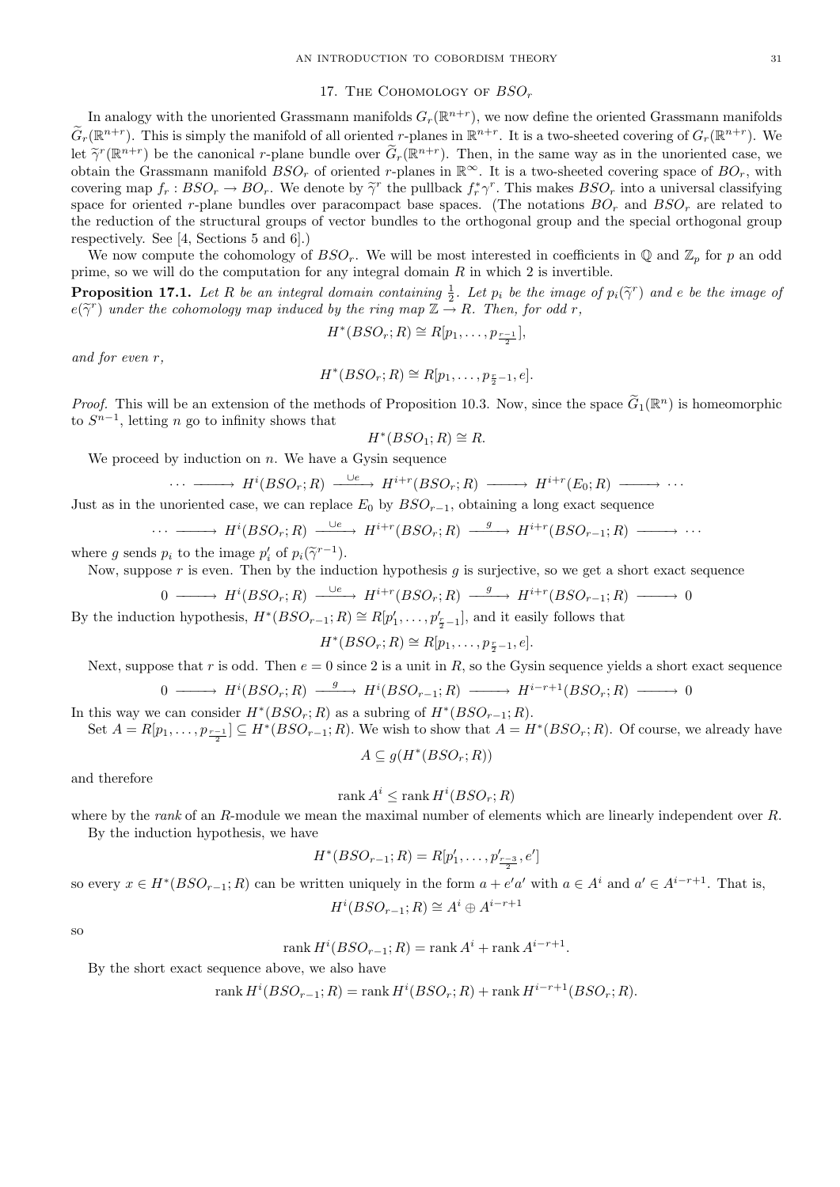## 17. The Cohomology of $BSO_r$

In analogy with the unoriented Grassmann manifolds $G_r(\mathbb{R}^{n+r})$, we now define the oriented Grassmann manifolds $\widetilde{G}_r(\mathbb{R}^{n+r})$. This is simply the manifold of all oriented $r$-planes in $\mathbb{R}^{n+r}$. It is a two-sheeted covering of $G_r(\mathbb{R}^{n+r})$. We let $\widetilde{\gamma}^r(\mathbb{R}^{n+r})$ be the canonical $r$-plane bundle over $\widetilde{G}_r(\mathbb{R}^{n+r})$. Then, in the same way as in the unoriented case, we obtain the Grassmann manifold $BSO_r$ of oriented $r$-planes in $\mathbb{R}^\infty$. It is a two-sheeted covering space of $BO_r$, with covering map $f_r : BSO_r \to BO_r$. We denote by $\widetilde{\gamma}^r$ the pullback $f_r^*\gamma^r$. This makes $BSO_r$ into a universal classifying space for oriented $r$-plane bundles over paracompact base spaces. (The notations $BO_r$ and $BSO_r$ are related to the reduction of the structural groups of vector bundles to the orthogonal group and the special orthogonal group respectively. See [4, Sections 5 and 6].)

We now compute the cohomology of $BSO_r$. We will be most interested in coefficients in $\mathbb{Q}$ and $\mathbb{Z}_p$ for $p$ an odd prime, so we will do the computation for any integral domain $R$ in which 2 is invertible.

**Proposition 17.1.** *Let $R$ be an integral domain containing $\frac{1}{2}$. Let $p_i$ be the image of $p_i(\widetilde{\gamma}^r)$ and $e$ be the image of $e(\widetilde{\gamma}^r)$ under the cohomology map induced by the ring map $\mathbb{Z} \to R$. Then, for odd $r$,*

$$H^*(BSO_r; R) \cong R[p_1, \ldots, p_{\frac{r-1}{2}}],$$

*and for even $r$,*

$$H^*(BSO_r; R) \cong R[p_1, \ldots, p_{\frac{r}{2}-1}, e].$$

*Proof.* This will be an extension of the methods of Proposition 10.3. Now, since the space $\widetilde{G}_1(\mathbb{R}^n)$ is homeomorphic to $S^{n-1}$, letting $n$ go to infinity shows that

$$H^*(BSO_1; R) \cong R.$$

We proceed by induction on $n$. We have a Gysin sequence

$$\cdots \longrightarrow H^i(BSO_r; R) \xrightarrow{\cup e} H^{i+r}(BSO_r; R) \longrightarrow H^{i+r}(E_0; R) \longrightarrow \cdots$$

Just as in the unoriented case, we can replace $E_0$ by $BSO_{r-1}$, obtaining a long exact sequence

$$\cdots \longrightarrow H^i(BSO_r; R) \xrightarrow{\cup e} H^{i+r}(BSO_r; R) \xrightarrow{g} H^{i+r}(BSO_{r-1}; R) \longrightarrow \cdots$$

where $g$ sends $p_i$ to the image $p'_i$ of $p_i(\widetilde{\gamma}^{r-1})$.

Now, suppose $r$ is even. Then by the induction hypothesis $g$ is surjective, so we get a short exact sequence

$$0 \longrightarrow H^i(BSO_r; R) \xrightarrow{\cup e} H^{i+r}(BSO_r; R) \xrightarrow{g} H^{i+r}(BSO_{r-1}; R) \longrightarrow 0$$

By the induction hypothesis, $H^*(BSO_{r-1}; R) \cong R[p'_1, \ldots, p'_{\frac{r}{2}-1}]$, and it easily follows that

$$H^*(BSO_r; R) \cong R[p_1, \ldots, p_{\frac{r}{2}-1}, e].$$

Next, suppose that $r$ is odd. Then $e = 0$ since 2 is a unit in $R$, so the Gysin sequence yields a short exact sequence

$$0 \longrightarrow H^i(BSO_r; R) \xrightarrow{g} H^i(BSO_{r-1}; R) \longrightarrow H^{i-r+1}(BSO_r; R) \longrightarrow 0$$

In this way we can consider $H^*(BSO_r; R)$ as a subring of $H^*(BSO_{r-1}; R)$.

Set $A = R[p_1, \ldots, p_{\frac{r-1}{2}}] \subseteq H^*(BSO_{r-1}; R)$. We wish to show that $A = H^*(BSO_r; R)$. Of course, we already have

$$A \subseteq g(H^*(BSO_r; R))$$

and therefore

$$\operatorname{rank} A^i \leq \operatorname{rank} H^i(BSO_r; R)$$

where by the *rank* of an $R$-module we mean the maximal number of elements which are linearly independent over $R$.

By the induction hypothesis, we have

$$H^*(BSO_{r-1}; R) = R[p'_1, \ldots, p'_{\frac{r-3}{2}}, e']$$

so every $x \in H^*(BSO_{r-1}; R)$ can be written uniquely in the form $a + e'a'$ with $a \in A^i$ and $a' \in A^{i-r+1}$. That is,

$$H^i(BSO_{r-1}; R) \cong A^i \oplus A^{i-r+1}$$

so

$$\operatorname{rank} H^i(BSO_{r-1}; R) = \operatorname{rank} A^i + \operatorname{rank} A^{i-r+1}.$$

By the short exact sequence above, we also have

$$\operatorname{rank} H^i(BSO_{r-1}; R) = \operatorname{rank} H^i(BSO_r; R) + \operatorname{rank} H^{i-r+1}(BSO_r; R).$$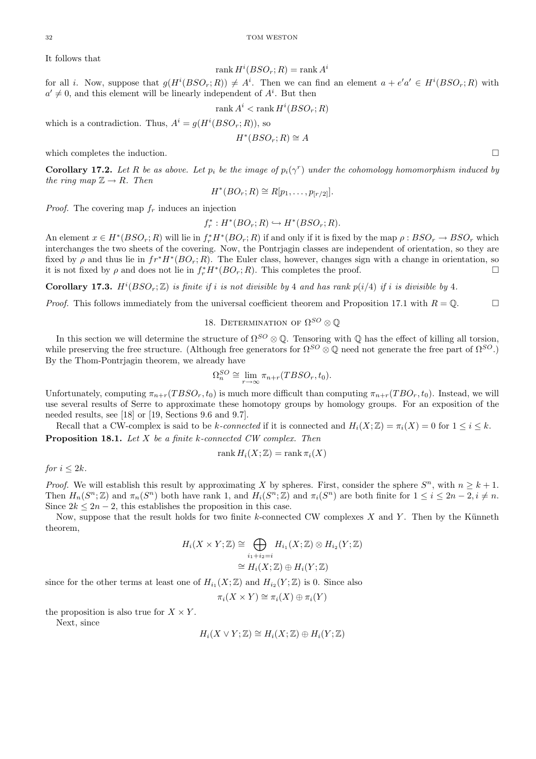It follows that

$$\operatorname{rank} H^i(BSO_r; R) = \operatorname{rank} A^i$$

for all $i$. Now, suppose that $g(H^i(BSO_r; R)) \neq A^i$. Then we can find an element $a + e'a' \in H^i(BSO_r; R)$ with $a' \neq 0$, and this element will be linearly independent of $A^i$. But then

$$\operatorname{rank} A^i < \operatorname{rank} H^i(BSO_r; R)$$

which is a contradiction. Thus, $A^i = g(H^i(BSO_r; R))$, so

$$H^*(BSO_r; R) \cong A$$

which completes the induction. □

**Corollary 17.2.** *Let $R$ be as above. Let $p_i$ be the image of $p_i(\gamma^r)$ under the cohomology homomorphism induced by the ring map $\mathbb{Z} \to R$. Then*

$$H^*(BO_r; R) \cong R[p_1, \ldots, p_{[r/2]}].$$

*Proof.* The covering map $f_r$ induces an injection

$$f_r^* : H^*(BO_r; R) \hookrightarrow H^*(BSO_r; R).$$

An element $x \in H^*(BSO_r; R)$ will lie in $f_r^* H^*(BO_r; R)$ if and only if it is fixed by the map $\rho : BSO_r \to BSO_r$ which interchanges the two sheets of the covering. Now, the Pontrjagin classes are independent of orientation, so they are fixed by $\rho$ and thus lie in $fr^* H^*(BO_r; R)$. The Euler class, however, changes sign with a change in orientation, so it is not fixed by $\rho$ and does not lie in $f_r^* H^*(BO_r; R)$. This completes the proof. □

**Corollary 17.3.** *$H^i(BSO_r; \mathbb{Z})$ is finite if $i$ is not divisible by 4 and has rank $p(i/4)$ if $i$ is divisible by 4.*

*Proof.* This follows immediately from the universal coefficient theorem and Proposition 17.1 with $R = \mathbb{Q}$. □

## 18. Determination of $\Omega^{SO} \otimes \mathbb{Q}$

In this section we will determine the structure of $\Omega^{SO} \otimes \mathbb{Q}$. Tensoring with $\mathbb{Q}$ has the effect of killing all torsion, while preserving the free structure. (Although free generators for $\Omega^{SO} \otimes \mathbb{Q}$ need not generate the free part of $\Omega^{SO}$.) By the Thom-Pontrjagin theorem, we already have

$$\Omega_n^{SO} \cong \lim_{r \to \infty} \pi_{n+r}(TBSO_r, t_0).$$

Unfortunately, computing $\pi_{n+r}(TBSO_r, t_0)$ is much more difficult than computing $\pi_{n+r}(TBO_r, t_0)$. Instead, we will use several results of Serre to approximate these homotopy groups by homology groups. For an exposition of the needed results, see [18] or [19, Sections 9.6 and 9.7].

Recall that a CW-complex is said to be *$k$-connected* if it is connected and $H_i(X; \mathbb{Z}) = \pi_i(X) = 0$ for $1 \leq i \leq k$.

**Proposition 18.1.** *Let $X$ be a finite $k$-connected CW complex. Then*

$$\operatorname{rank} H_i(X; \mathbb{Z}) = \operatorname{rank} \pi_i(X)$$

*for $i \leq 2k$.*

*Proof.* We will establish this result by approximating $X$ by spheres. First, consider the sphere $S^n$, with $n \geq k+1$. Then $H_n(S^n; \mathbb{Z})$ and $\pi_n(S^n)$ both have rank 1, and $H_i(S^n; \mathbb{Z})$ and $\pi_i(S^n)$ are both finite for $1 \leq i \leq 2n-2, i \neq n$. Since $2k \leq 2n-2$, this establishes the proposition in this case.

Now, suppose that the result holds for two finite $k$-connected CW complexes $X$ and $Y$. Then by the Künneth theorem,

$$\begin{aligned} H_i(X \times Y; \mathbb{Z}) &\cong \bigoplus_{i_1 + i_2 = i} H_{i_1}(X; \mathbb{Z}) \otimes H_{i_2}(Y; \mathbb{Z}) \\ &\cong H_i(X; \mathbb{Z}) \oplus H_i(Y; \mathbb{Z}) \end{aligned}$$

since for the other terms at least one of $H_{i_1}(X; \mathbb{Z})$ and $H_{i_2}(Y; \mathbb{Z})$ is 0. Since also

$$\pi_i(X \times Y) \cong \pi_i(X) \oplus \pi_i(Y)$$

the proposition is also true for $X \times Y$.

Next, since

$$H_i(X \vee Y; \mathbb{Z}) \cong H_i(X; \mathbb{Z}) \oplus H_i(Y; \mathbb{Z})$$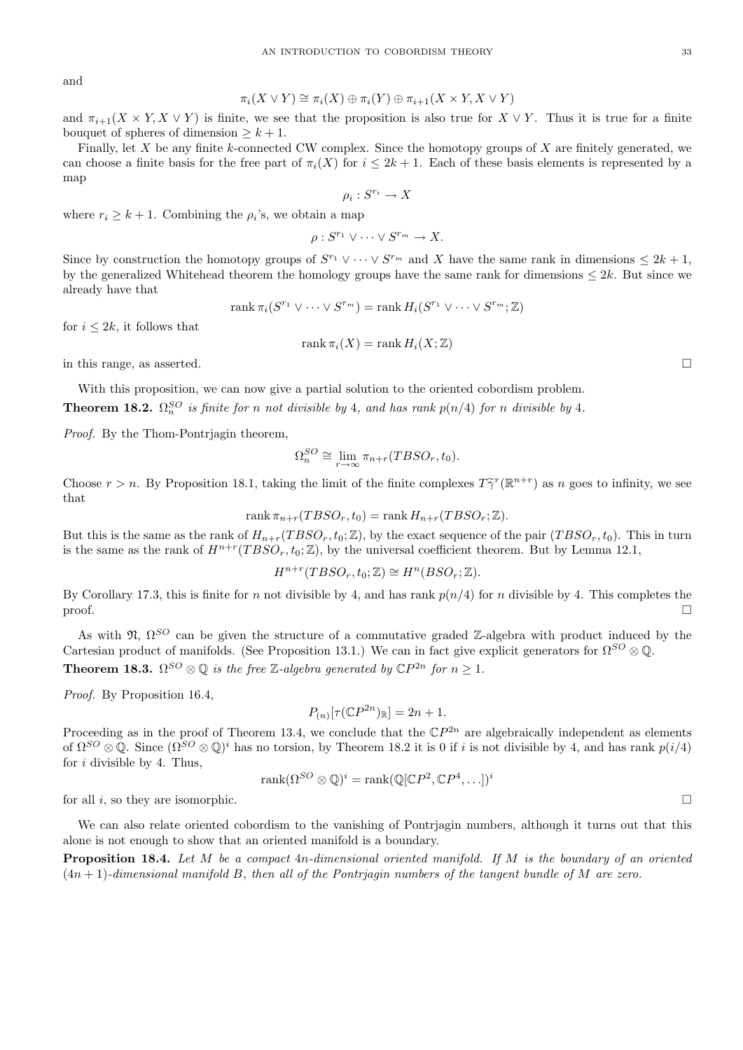and

$$\pi_i(X \vee Y) \cong \pi_i(X) \oplus \pi_i(Y) \oplus \pi_{i+1}(X \times Y, X \vee Y)$$

and $\pi_{i+1}(X \times Y, X \vee Y)$ is finite, we see that the proposition is also true for $X \vee Y$. Thus it is true for a finite bouquet of spheres of dimension $\geq k+1$.

Finally, let $X$ be any finite $k$-connected CW complex. Since the homotopy groups of $X$ are finitely generated, we can choose a finite basis for the free part of $\pi_i(X)$ for $i \leq 2k+1$. Each of these basis elements is represented by a map

$$\rho_i : S^{r_i} \to X$$

where $r_i \geq k+1$. Combining the $\rho_i$'s, we obtain a map

$$\rho : S^{r_1} \vee \cdots \vee S^{r_m} \to X.$$

Since by construction the homotopy groups of $S^{r_1} \vee \cdots \vee S^{r_m}$ and $X$ have the same rank in dimensions $\leq 2k+1$, by the generalized Whitehead theorem the homology groups have the same rank for dimensions $\leq 2k$. But since we already have that

$$\operatorname{rank} \pi_i(S^{r_1} \vee \cdots \vee S^{r_m}) = \operatorname{rank} H_i(S^{r_1} \vee \cdots \vee S^{r_m}; \mathbb{Z})$$

for $i \leq 2k$, it follows that

$$\operatorname{rank} \pi_i(X) = \operatorname{rank} H_i(X; \mathbb{Z})$$

in this range, as asserted. □

With this proposition, we can now give a partial solution to the oriented cobordism problem.

**Theorem 18.2.** *$\Omega_n^{SO}$ is finite for $n$ not divisible by 4, and has rank $p(n/4)$ for $n$ divisible by 4.*

*Proof.* By the Thom-Pontrjagin theorem,

$$\Omega_n^{SO} \cong \lim_{r \to \infty} \pi_{n+r}(TBSO_r, t_0).$$

Choose $r > n$. By Proposition 18.1, taking the limit of the finite complexes $T\widetilde{\gamma}^r(\mathbb{R}^{n+r})$ as $n$ goes to infinity, we see that

$$\operatorname{rank} \pi_{n+r}(TBSO_r, t_0) = \operatorname{rank} H_{n+r}(TBSO_r; \mathbb{Z}).$$

But this is the same as the rank of $H_{n+r}(TBSO_r, t_0; \mathbb{Z})$, by the exact sequence of the pair $(TBSO_r, t_0)$. This in turn is the same as the rank of $H^{n+r}(TBSO_r, t_0; \mathbb{Z})$, by the universal coefficient theorem. But by Lemma 12.1,

$$H^{n+r}(TBSO_r, t_0; \mathbb{Z}) \cong H^n(BSO_r; \mathbb{Z}).$$

By Corollary 17.3, this is finite for $n$ not divisible by 4, and has rank $p(n/4)$ for $n$ divisible by 4. This completes the proof. □

As with $\mathfrak{N}$, $\Omega^{SO}$ can be given the structure of a commutative graded $\mathbb{Z}$-algebra with product induced by the Cartesian product of manifolds. (See Proposition 13.1.) We can in fact give explicit generators for $\Omega^{SO} \otimes \mathbb{Q}$.

**Theorem 18.3.** *$\Omega^{SO} \otimes \mathbb{Q}$ is the free $\mathbb{Z}$-algebra generated by $\mathbb{C}P^{2n}$ for $n \geq 1$.*

*Proof.* By Proposition 16.4,

$$P_{(n)}[\tau(\mathbb{C}P^{2n})_{\mathbb{R}}] = 2n+1.$$

Proceeding as in the proof of Theorem 13.4, we conclude that the $\mathbb{C}P^{2n}$ are algebraically independent as elements of $\Omega^{SO} \otimes \mathbb{Q}$. Since $(\Omega^{SO} \otimes \mathbb{Q})^i$ has no torsion, by Theorem 18.2 it is 0 if $i$ is not divisible by 4, and has rank $p(i/4)$ for $i$ divisible by 4. Thus,

$$\operatorname{rank}(\Omega^{SO} \otimes \mathbb{Q})^i = \operatorname{rank}(\mathbb{Q}[\mathbb{C}P^2, \mathbb{C}P^4, \ldots])^i$$

for all $i$, so they are isomorphic. □

We can also relate oriented cobordism to the vanishing of Pontrjagin numbers, although it turns out that this alone is not enough to show that an oriented manifold is a boundary.

**Proposition 18.4.** *Let $M$ be a compact $4n$-dimensional oriented manifold. If $M$ is the boundary of an oriented $(4n+1)$-dimensional manifold $B$, then all of the Pontrjagin numbers of the tangent bundle of $M$ are zero.*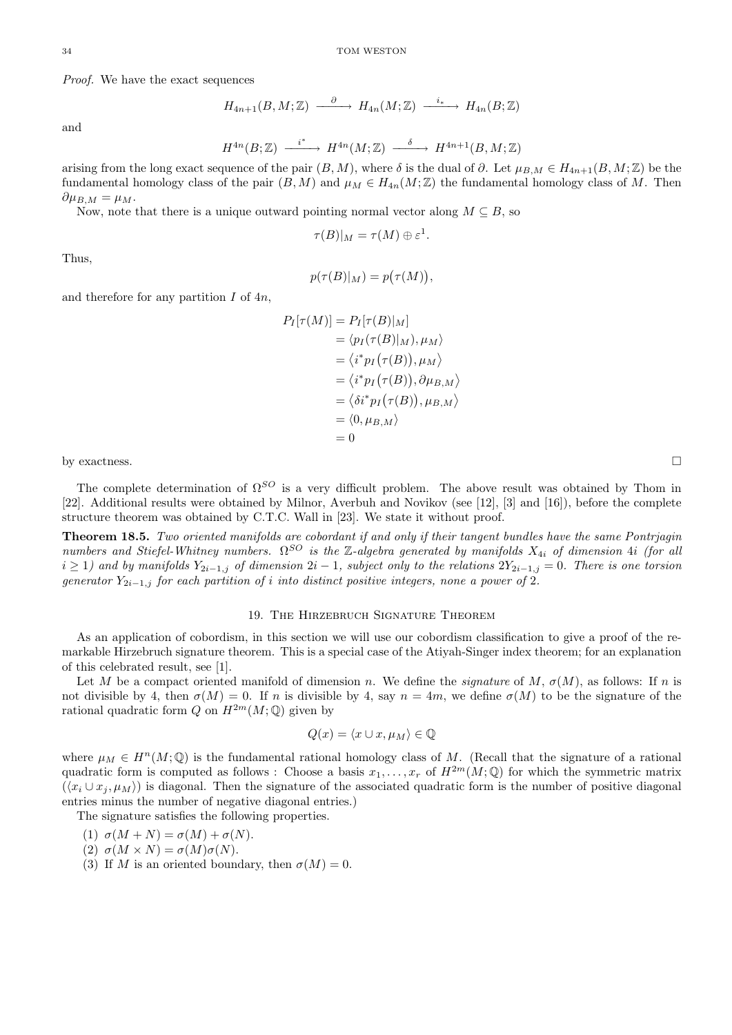*Proof.* We have the exact sequences

$$H_{4n+1}(B, M; \mathbb{Z}) \xrightarrow{\partial} H_{4n}(M; \mathbb{Z}) \xrightarrow{i_*} H_{4n}(B; \mathbb{Z})$$

and

$$H^{4n}(B; \mathbb{Z}) \xrightarrow{i^*} H^{4n}(M; \mathbb{Z}) \xrightarrow{\delta} H^{4n+1}(B, M; \mathbb{Z})$$

arising from the long exact sequence of the pair $(B, M)$, where $\delta$ is the dual of $\partial$. Let $\mu_{B,M} \in H_{4n+1}(B, M; \mathbb{Z})$ be the fundamental homology class of the pair $(B, M)$ and $\mu_M \in H_{4n}(M; \mathbb{Z})$ the fundamental homology class of $M$. Then $\partial \mu_{B,M} = \mu_M$.

Now, note that there is a unique outward pointing normal vector along $M \subseteq B$, so

$$\tau(B)|_M = \tau(M) \oplus \varepsilon^1.$$

Thus,

$$p(\tau(B)|_M) = p\big(\tau(M)\big),$$

and therefore for any partition $I$ of $4n$,

$$\begin{aligned}
P_I[\tau(M)] &= P_I[\tau(B)|_M] \\
&= \langle p_I(\tau(B)|_M), \mu_M \rangle \\
&= \big\langle i^* p_I\big(\tau(B)\big), \mu_M \big\rangle \\
&= \big\langle i^* p_I\big(\tau(B)\big), \partial \mu_{B,M} \big\rangle \\
&= \big\langle \delta i^* p_I\big(\tau(B)\big), \mu_{B,M} \big\rangle \\
&= \langle 0, \mu_{B,M} \rangle \\
&= 0
\end{aligned}$$

by exactness. □

The complete determination of $\Omega^{SO}$ is a very difficult problem. The above result was obtained by Thom in [22]. Additional results were obtained by Milnor, Averbuh and Novikov (see [12], [3] and [16]), before the complete structure theorem was obtained by C.T.C. Wall in [23]. We state it without proof.

**Theorem 18.5.** *Two oriented manifolds are cobordant if and only if their tangent bundles have the same Pontrjagin numbers and Stiefel-Whitney numbers. $\Omega^{SO}$ is the $\mathbb{Z}$-algebra generated by manifolds $X_{4i}$ of dimension $4i$ (for all $i \geq 1$) and by manifolds $Y_{2i-1,j}$ of dimension $2i-1$, subject only to the relations $2Y_{2i-1,j} = 0$. There is one torsion generator $Y_{2i-1,j}$ for each partition of $i$ into distinct positive integers, none a power of 2.*

## 19. The Hirzebruch Signature Theorem

As an application of cobordism, in this section we will use our cobordism classification to give a proof of the remarkable Hirzebruch signature theorem. This is a special case of the Atiyah-Singer index theorem; for an explanation of this celebrated result, see [1].

Let $M$ be a compact oriented manifold of dimension $n$. We define the *signature* of $M$, $\sigma(M)$, as follows: If $n$ is not divisible by 4, then $\sigma(M) = 0$. If $n$ is divisible by 4, say $n = 4m$, we define $\sigma(M)$ to be the signature of the rational quadratic form $Q$ on $H^{2m}(M; \mathbb{Q})$ given by

$$Q(x) = \langle x \cup x, \mu_M \rangle \in \mathbb{Q}$$

where $\mu_M \in H^n(M; \mathbb{Q})$ is the fundamental rational homology class of $M$. (Recall that the signature of a rational quadratic form is computed as follows : Choose a basis $x_1, \ldots, x_r$ of $H^{2m}(M; \mathbb{Q})$ for which the symmetric matrix $(\langle x_i \cup x_j, \mu_M \rangle)$ is diagonal. Then the signature of the associated quadratic form is the number of positive diagonal entries minus the number of negative diagonal entries.)

The signature satisfies the following properties.

1. $\sigma(M + N) = \sigma(M) + \sigma(N)$.
2. $\sigma(M \times N) = \sigma(M)\sigma(N)$.
3. If $M$ is an oriented boundary, then $\sigma(M) = 0$.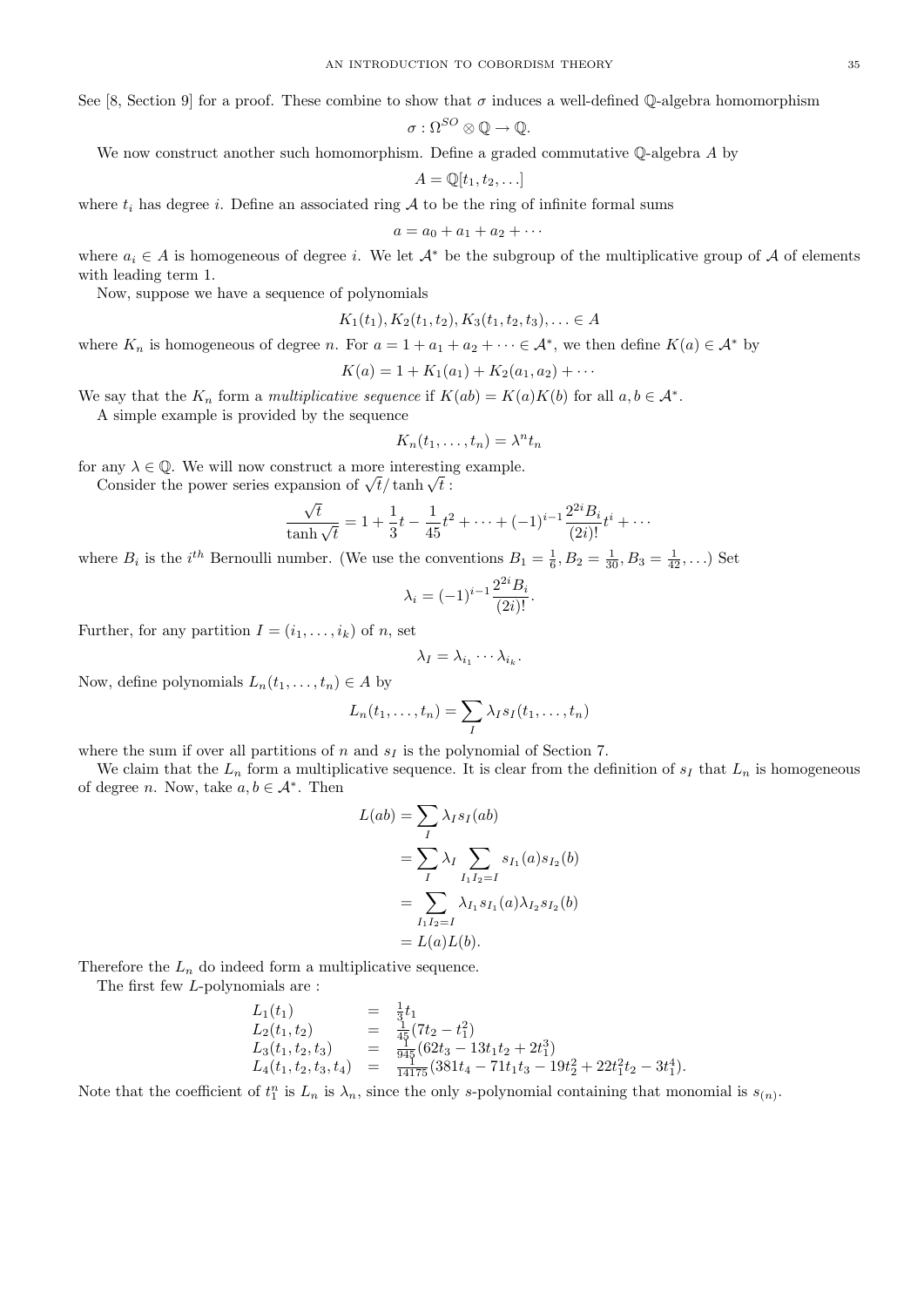See [8, Section 9] for a proof. These combine to show that $\sigma$ induces a well-defined $\mathbb{Q}$-algebra homomorphism

$$\sigma : \Omega^{SO} \otimes \mathbb{Q} \to \mathbb{Q}.$$

We now construct another such homomorphism. Define a graded commutative $\mathbb{Q}$-algebra $A$ by

$$A = \mathbb{Q}[t_1, t_2, \ldots]$$

where $t_i$ has degree $i$. Define an associated ring $\mathcal{A}$ to be the ring of infinite formal sums

$$a = a_0 + a_1 + a_2 + \cdots$$

where $a_i \in A$ is homogeneous of degree $i$. We let $\mathcal{A}^*$ be the subgroup of the multiplicative group of $\mathcal{A}$ of elements with leading term 1.

Now, suppose we have a sequence of polynomials

$$K_1(t_1), K_2(t_1, t_2), K_3(t_1, t_2, t_3), \ldots \in A$$

where $K_n$ is homogeneous of degree $n$. For $a = 1 + a_1 + a_2 + \cdots \in \mathcal{A}^*$, we then define $K(a) \in \mathcal{A}^*$ by

$$K(a) = 1 + K_1(a_1) + K_2(a_1, a_2) + \cdots$$

We say that the $K_n$ form a *multiplicative sequence* if $K(ab) = K(a)K(b)$ for all $a, b \in \mathcal{A}^*$.

A simple example is provided by the sequence

$$K_n(t_1, \ldots, t_n) = \lambda^n t_n$$

for any $\lambda \in \mathbb{Q}$. We will now construct a more interesting example.

Consider the power series expansion of $\sqrt{t}/\tanh\sqrt{t}$ :

$$\frac{\sqrt{t}}{\tanh\sqrt{t}} = 1 + \frac{1}{3}t - \frac{1}{45}t^2 + \cdots + (-1)^{i-1}\frac{2^{2i}B_i}{(2i)!}t^i + \cdots$$

where $B_i$ is the $i^{th}$ Bernoulli number. (We use the conventions $B_1 = \frac{1}{6}, B_2 = \frac{1}{30}, B_3 = \frac{1}{42}, \ldots$) Set

$$\lambda_i = (-1)^{i-1}\frac{2^{2i}B_i}{(2i)!}.$$

Further, for any partition $I = (i_1, \ldots, i_k)$ of $n$, set

$$\lambda_I = \lambda_{i_1} \cdots \lambda_{i_k}.$$

Now, define polynomials $L_n(t_1, \ldots, t_n) \in A$ by

$$L_n(t_1, \ldots, t_n) = \sum_I \lambda_I s_I(t_1, \ldots, t_n)$$

where the sum if over all partitions of $n$ and $s_I$ is the polynomial of Section 7.

We claim that the $L_n$ form a multiplicative sequence. It is clear from the definition of $s_I$ that $L_n$ is homogeneous of degree $n$. Now, take $a, b \in \mathcal{A}^*$. Then

$$\begin{aligned}
L(ab) &= \sum_I \lambda_I s_I(ab) \\
&= \sum_I \lambda_I \sum_{I_1 I_2 = I} s_{I_1}(a) s_{I_2}(b) \\
&= \sum_{I_1 I_2 = I} \lambda_{I_1} s_{I_1}(a) \lambda_{I_2} s_{I_2}(b) \\
&= L(a)L(b).
\end{aligned}$$

Therefore the $L_n$ do indeed form a multiplicative sequence.

The first few $L$-polynomials are :

$$\begin{aligned}
L_1(t_1) &= \tfrac{1}{3}t_1 \\
L_2(t_1, t_2) &= \tfrac{1}{45}(7t_2 - t_1^2) \\
L_3(t_1, t_2, t_3) &= \tfrac{1}{945}(62t_3 - 13t_1t_2 + 2t_1^3) \\
L_4(t_1, t_2, t_3, t_4) &= \tfrac{1}{14175}(381t_4 - 71t_1t_3 - 19t_2^2 + 22t_1^2t_2 - 3t_1^4).
\end{aligned}$$

Note that the coefficient of $t_1^n$ is $L_n$ is $\lambda_n$, since the only $s$-polynomial containing that monomial is $s_{(n)}$.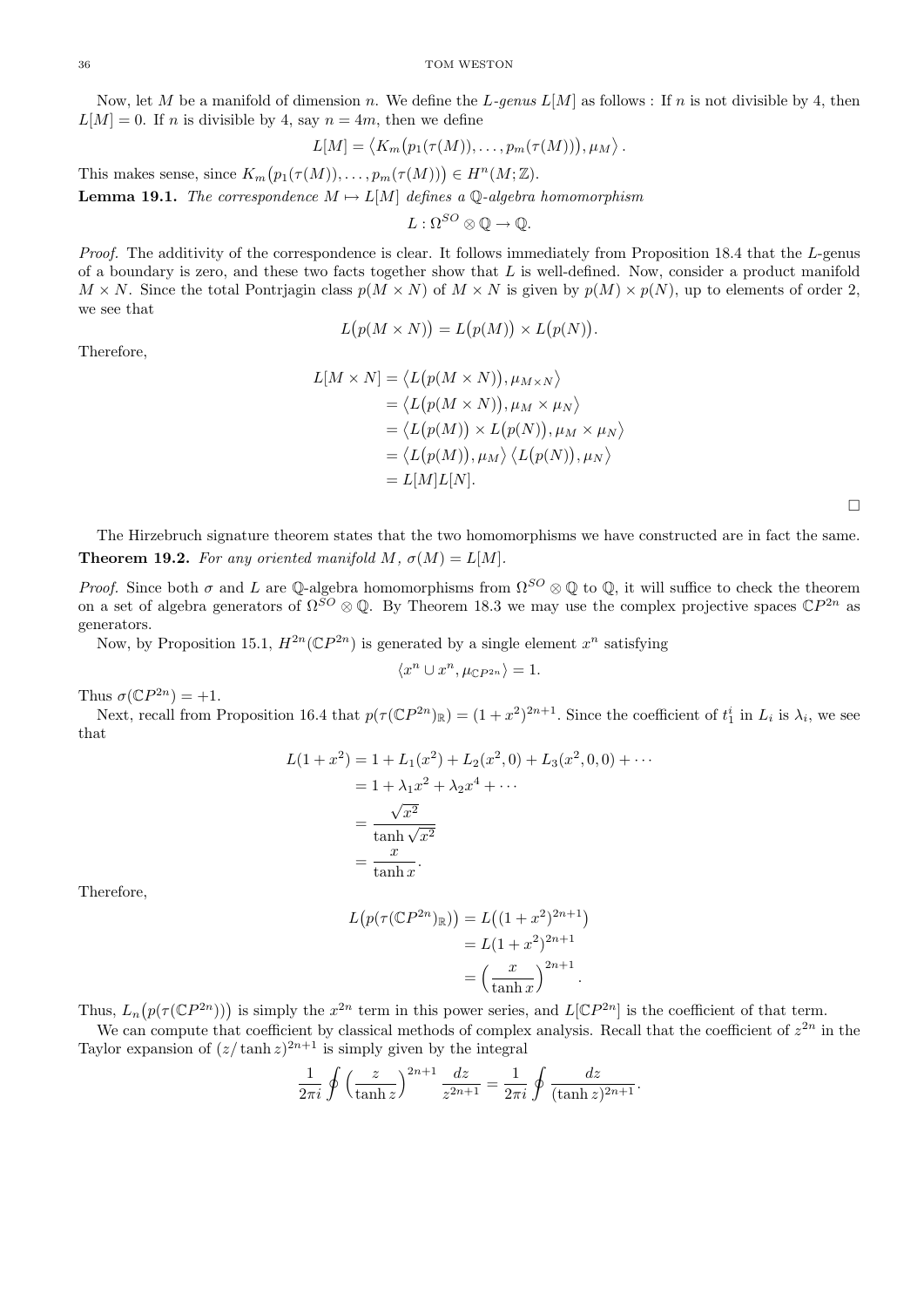Now, let $M$ be a manifold of dimension $n$. We define the *L-genus* $L[M]$ as follows : If $n$ is not divisible by 4, then $L[M] = 0$. If $n$ is divisible by 4, say $n = 4m$, then we define

$$L[M] = \left\langle K_m\big(p_1(\tau(M)), \ldots, p_m(\tau(M))\big), \mu_M \right\rangle.$$

This makes sense, since $K_m\big(p_1(\tau(M)), \ldots, p_m(\tau(M))\big) \in H^n(M; \mathbb{Z})$.

**Lemma 19.1.** *The correspondence $M \mapsto L[M]$ defines a $\mathbb{Q}$-algebra homomorphism*

$$L : \Omega^{SO} \otimes \mathbb{Q} \to \mathbb{Q}.$$

*Proof.* The additivity of the correspondence is clear. It follows immediately from Proposition 18.4 that the $L$-genus of a boundary is zero, and these two facts together show that $L$ is well-defined. Now, consider a product manifold $M \times N$. Since the total Pontrjagin class $p(M \times N)$ of $M \times N$ is given by $p(M) \times p(N)$, up to elements of order 2, we see that

$$L\big(p(M \times N)\big) = L\big(p(M)\big) \times L\big(p(N)\big).$$

Therefore,

$$\begin{aligned}
L[M \times N] &= \left\langle L\big(p(M \times N)\big), \mu_{M \times N} \right\rangle \\
&= \left\langle L\big(p(M \times N)\big), \mu_M \times \mu_N \right\rangle \\
&= \left\langle L\big(p(M)\big) \times L\big(p(N)\big), \mu_M \times \mu_N \right\rangle \\
&= \left\langle L\big(p(M)\big), \mu_M \right\rangle \left\langle L\big(p(N)\big), \mu_N \right\rangle \\
&= L[M]L[N].
\end{aligned}$$

□

The Hirzebruch signature theorem states that the two homomorphisms we have constructed are in fact the same.

**Theorem 19.2.** *For any oriented manifold $M$, $\sigma(M) = L[M]$.*

*Proof.* Since both $\sigma$ and $L$ are $\mathbb{Q}$-algebra homomorphisms from $\Omega^{SO} \otimes \mathbb{Q}$ to $\mathbb{Q}$, it will suffice to check the theorem on a set of algebra generators of $\Omega^{SO} \otimes \mathbb{Q}$. By Theorem 18.3 we may use the complex projective spaces $\mathbb{C}P^{2n}$ as generators.

Now, by Proposition 15.1, $H^{2n}(\mathbb{C}P^{2n})$ is generated by a single element $x^n$ satisfying

$$\langle x^n \cup x^n, \mu_{\mathbb{C}P^{2n}} \rangle = 1.$$

Thus $\sigma(\mathbb{C}P^{2n}) = +1$.

Next, recall from Proposition 16.4 that $p(\tau(\mathbb{C}P^{2n})_{\mathbb{R}}) = (1 + x^2)^{2n+1}$. Since the coefficient of $t_1^i$ in $L_i$ is $\lambda_i$, we see that

$$\begin{aligned}
L(1 + x^2) &= 1 + L_1(x^2) + L_2(x^2, 0) + L_3(x^2, 0, 0) + \cdots \\
&= 1 + \lambda_1 x^2 + \lambda_2 x^4 + \cdots \\
&= \frac{\sqrt{x^2}}{\tanh \sqrt{x^2}} \\
&= \frac{x}{\tanh x}.
\end{aligned}$$

Therefore,

$$\begin{aligned}
L\big(p(\tau(\mathbb{C}P^{2n})_{\mathbb{R}})\big) &= L\big((1 + x^2)^{2n+1}\big) \\
&= L(1 + x^2)^{2n+1} \\
&= \Big(\frac{x}{\tanh x}\Big)^{2n+1}.
\end{aligned}$$

Thus, $L_n\big(p(\tau(\mathbb{C}P^{2n}))\big)$ is simply the $x^{2n}$ term in this power series, and $L[\mathbb{C}P^{2n}]$ is the coefficient of that term.

We can compute that coefficient by classical methods of complex analysis. Recall that the coefficient of $z^{2n}$ in the Taylor expansion of $(z/\tanh z)^{2n+1}$ is simply given by the integral

$$\frac{1}{2\pi i} \oint \Big(\frac{z}{\tanh z}\Big)^{2n+1} \frac{dz}{z^{2n+1}} = \frac{1}{2\pi i} \oint \frac{dz}{(\tanh z)^{2n+1}}.$$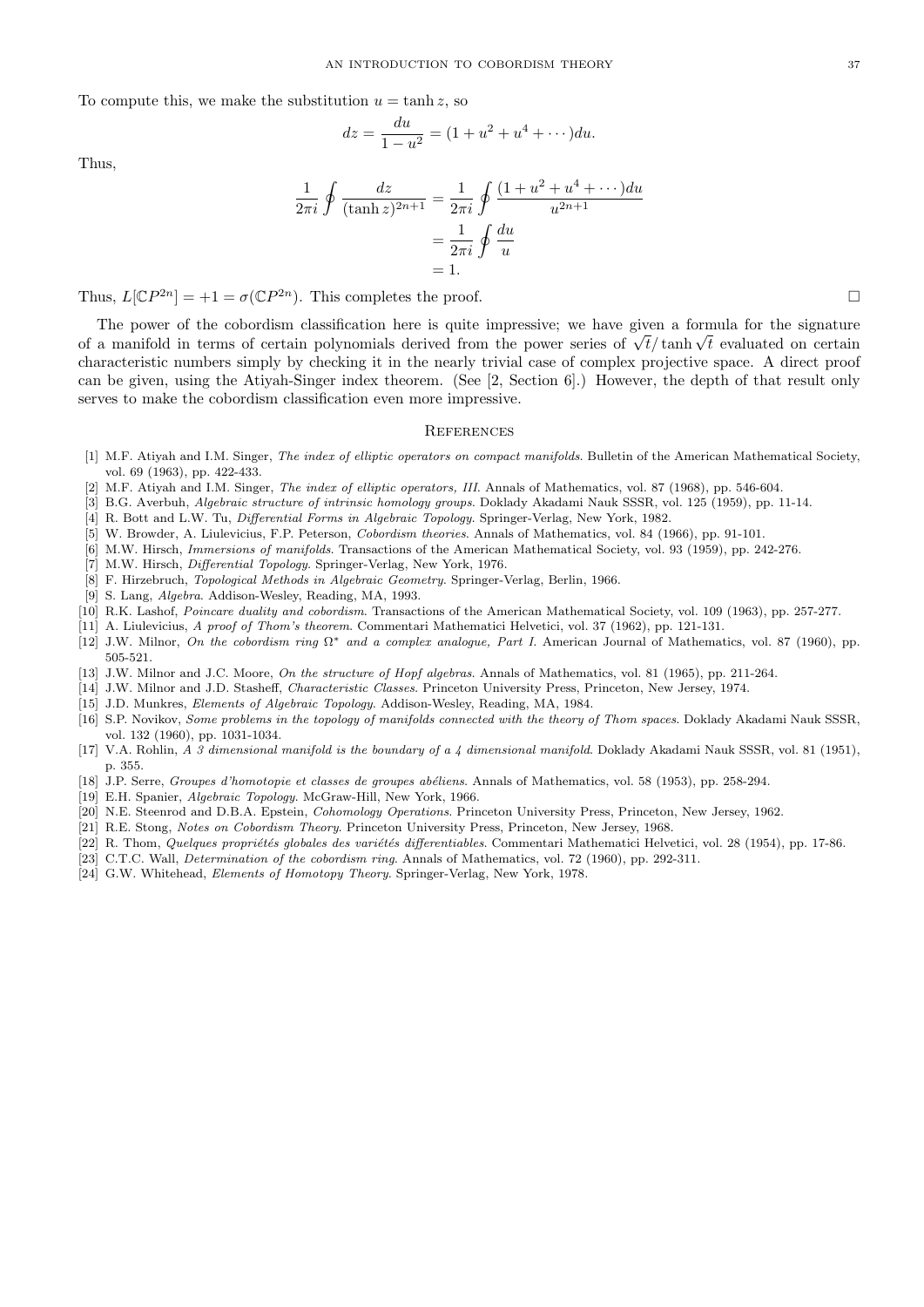To compute this, we make the substitution $u = \tanh z$, so

$$dz = \frac{du}{1-u^2} = (1 + u^2 + u^4 + \cdots)du.$$

Thus,

$$\begin{aligned}
\frac{1}{2\pi i}\oint \frac{dz}{(\tanh z)^{2n+1}} &= \frac{1}{2\pi i}\oint \frac{(1+u^2+u^4+\cdots)du}{u^{2n+1}} \\
&= \frac{1}{2\pi i}\oint \frac{du}{u} \\
&= 1.
\end{aligned}$$

Thus, $L[\mathbb{C}P^{2n}] = +1 = \sigma(\mathbb{C}P^{2n})$. This completes the proof. $\square$

The power of the cobordism classification here is quite impressive; we have given a formula for the signature of a manifold in terms of certain polynomials derived from the power series of $\sqrt{t}/\tanh\sqrt{t}$ evaluated on certain characteristic numbers simply by checking it in the nearly trivial case of complex projective space. A direct proof can be given, using the Atiyah-Singer index theorem. (See [2, Section 6].) However, the depth of that result only serves to make the cobordism classification even more impressive.

## References

[1] M.F. Atiyah and I.M. Singer, *The index of elliptic operators on compact manifolds*. Bulletin of the American Mathematical Society, vol. 69 (1963), pp. 422-433.

[2] M.F. Atiyah and I.M. Singer, *The index of elliptic operators, III*. Annals of Mathematics, vol. 87 (1968), pp. 546-604.

[3] B.G. Averbuh, *Algebraic structure of intrinsic homology groups*. Doklady Akadami Nauk SSSR, vol. 125 (1959), pp. 11-14.

[4] R. Bott and L.W. Tu, *Differential Forms in Algebraic Topology*. Springer-Verlag, New York, 1982.

[5] W. Browder, A. Liulevicius, F.P. Peterson, *Cobordism theories*. Annals of Mathematics, vol. 84 (1966), pp. 91-101.

[6] M.W. Hirsch, *Immersions of manifolds*. Transactions of the American Mathematical Society, vol. 93 (1959), pp. 242-276.

[7] M.W. Hirsch, *Differential Topology*. Springer-Verlag, New York, 1976.

[8] F. Hirzebruch, *Topological Methods in Algebraic Geometry*. Springer-Verlag, Berlin, 1966.

[9] S. Lang, *Algebra*. Addison-Wesley, Reading, MA, 1993.

[10] R.K. Lashof, *Poincare duality and cobordism*. Transactions of the American Mathematical Society, vol. 109 (1963), pp. 257-277.

[11] A. Liulevicius, *A proof of Thom's theorem*. Commentari Mathematici Helvetici, vol. 37 (1962), pp. 121-131.

[12] J.W. Milnor, *On the cobordism ring $\Omega^*$ and a complex analogue, Part I*. American Journal of Mathematics, vol. 87 (1960), pp. 505-521.

[13] J.W. Milnor and J.C. Moore, *On the structure of Hopf algebras*. Annals of Mathematics, vol. 81 (1965), pp. 211-264.

[14] J.W. Milnor and J.D. Stasheff, *Characteristic Classes*. Princeton University Press, Princeton, New Jersey, 1974.

[15] J.D. Munkres, *Elements of Algebraic Topology*. Addison-Wesley, Reading, MA, 1984.

[16] S.P. Novikov, *Some problems in the topology of manifolds connected with the theory of Thom spaces*. Doklady Akadami Nauk SSSR, vol. 132 (1960), pp. 1031-1034.

[17] V.A. Rohlin, *A 3 dimensional manifold is the boundary of a 4 dimensional manifold*. Doklady Akadami Nauk SSSR, vol. 81 (1951), p. 355.

[18] J.P. Serre, *Groupes d'homotopie et classes de groupes abéliens*. Annals of Mathematics, vol. 58 (1953), pp. 258-294.

[19] E.H. Spanier, *Algebraic Topology*. McGraw-Hill, New York, 1966.

[20] N.E. Steenrod and D.B.A. Epstein, *Cohomology Operations*. Princeton University Press, Princeton, New Jersey, 1962.

[21] R.E. Stong, *Notes on Cobordism Theory*. Princeton University Press, Princeton, New Jersey, 1968.

[22] R. Thom, *Quelques propriétés globales des variétés differentiables*. Commentari Mathematici Helvetici, vol. 28 (1954), pp. 17-86.

[23] C.T.C. Wall, *Determination of the cobordism ring*. Annals of Mathematics, vol. 72 (1960), pp. 292-311.

[24] G.W. Whitehead, *Elements of Homotopy Theory*. Springer-Verlag, New York, 1978.